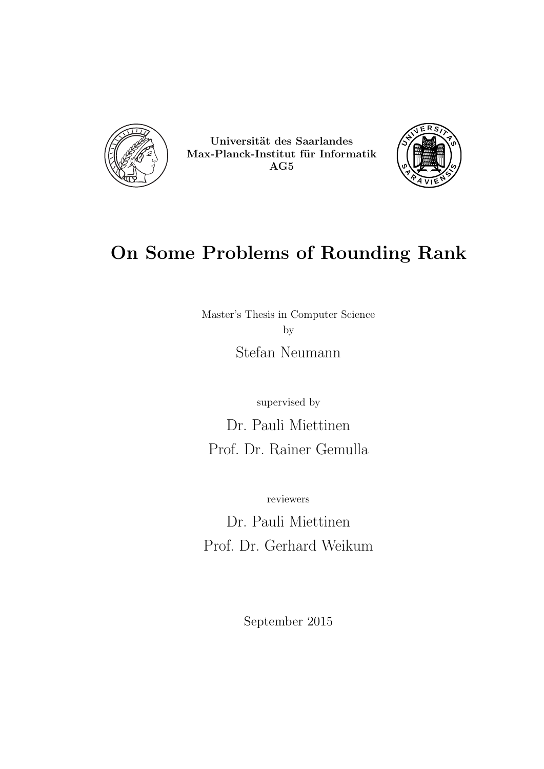**Universität des Saarlandes**
**Max-Planck-Institut für Informatik**
**AG5**

# On Some Problems of Rounding Rank

Master's Thesis in Computer Science
by

Stefan Neumann

supervised by

Dr. Pauli Miettinen
Prof. Dr. Rainer Gemulla

reviewers

Dr. Pauli Miettinen
Prof. Dr. Gerhard Weikum

September 2015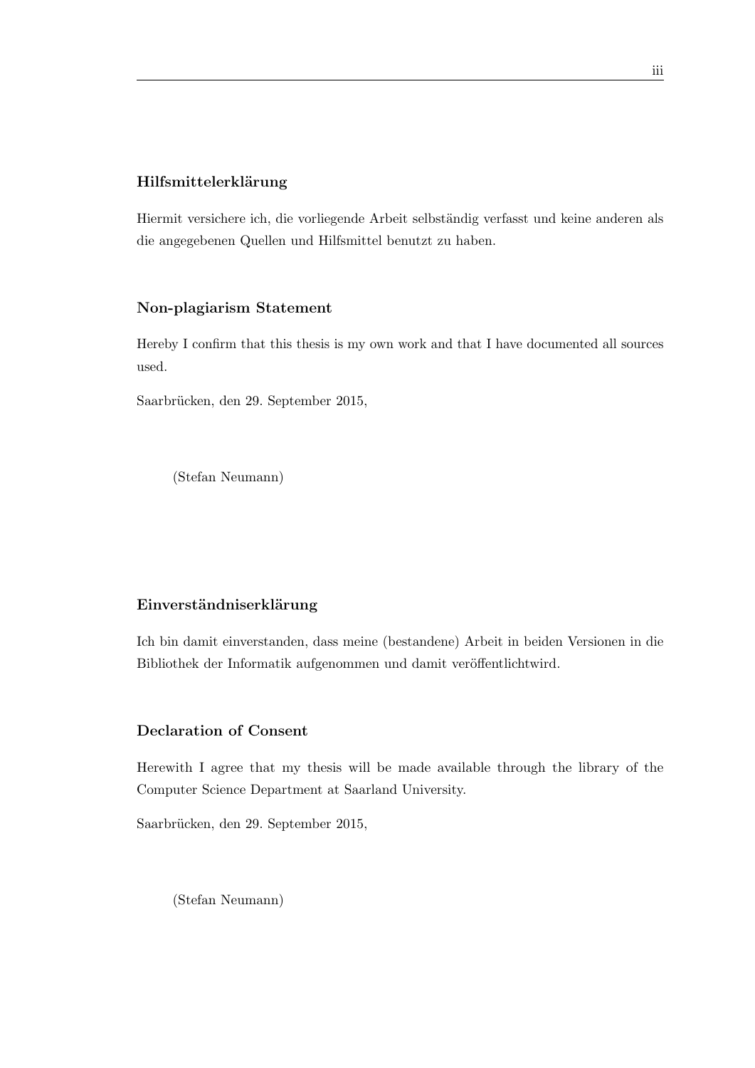### Hilfsmittelerklärung

Hiermit versichere ich, die vorliegende Arbeit selbständig verfasst und keine anderen als die angegebenen Quellen und Hilfsmittel benutzt zu haben.

### Non-plagiarism Statement

Hereby I confirm that this thesis is my own work and that I have documented all sources used.

Saarbrücken, den 29. September 2015,

(Stefan Neumann)

### Einverständniserklärung

Ich bin damit einverstanden, dass meine (bestandene) Arbeit in beiden Versionen in die Bibliothek der Informatik aufgenommen und damit veröffentlichtwird.

### Declaration of Consent

Herewith I agree that my thesis will be made available through the library of the Computer Science Department at Saarland University.

Saarbrücken, den 29. September 2015,

(Stefan Neumann)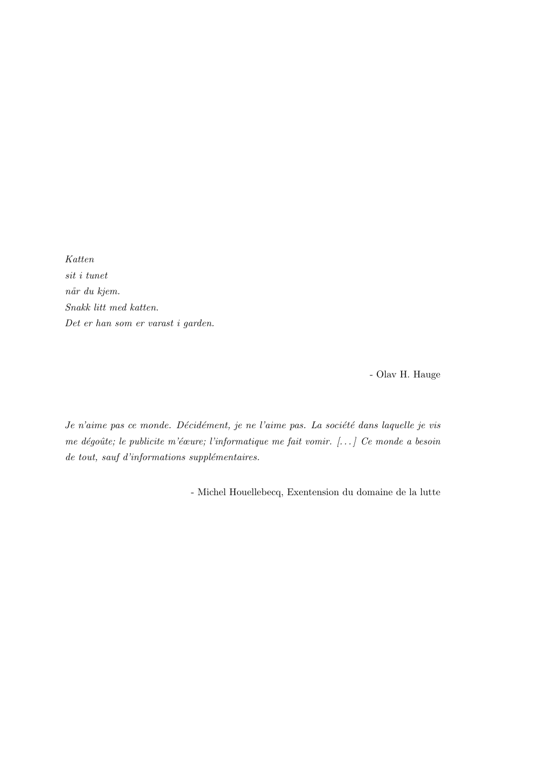*Katten*
*sit i tunet*
*når du kjem.*
*Snakk litt med katten.*
*Det er han som er varast i garden.*

- Olav H. Hauge

*Je n'aime pas ce monde. Décidément, je ne l'aime pas. La société dans laquelle je vis me dégoûte; le publicite m'éœure; l'informatique me fait vomir. [. . . ] Ce monde a besoin de tout, sauf d'informations supplémentaires.*

- Michel Houellebecq, Exentension du domaine de la lutte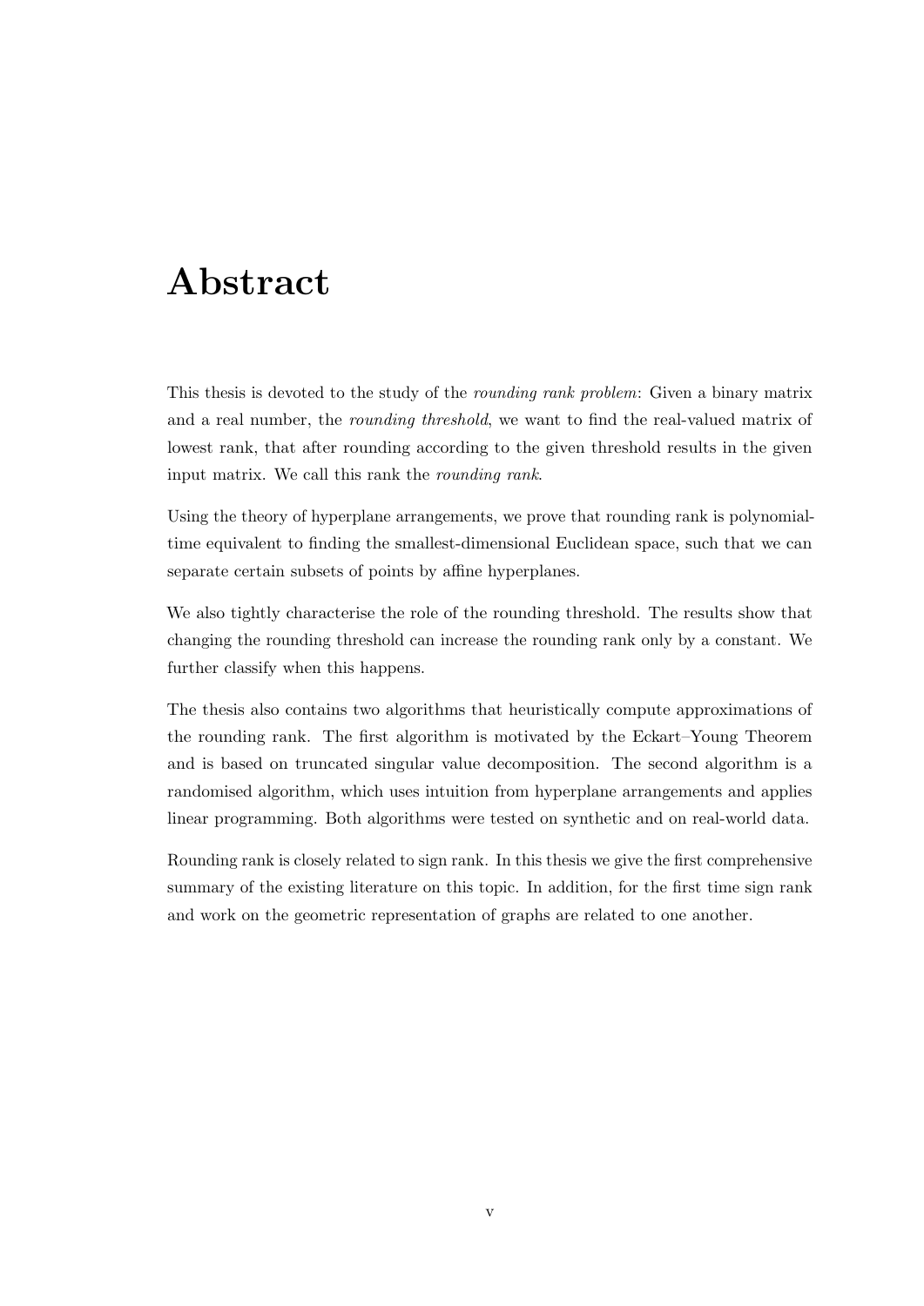# Abstract

This thesis is devoted to the study of the *rounding rank problem*: Given a binary matrix and a real number, the *rounding threshold*, we want to find the real-valued matrix of lowest rank, that after rounding according to the given threshold results in the given input matrix. We call this rank the *rounding rank*.

Using the theory of hyperplane arrangements, we prove that rounding rank is polynomial-time equivalent to finding the smallest-dimensional Euclidean space, such that we can separate certain subsets of points by affine hyperplanes.

We also tightly characterise the role of the rounding threshold. The results show that changing the rounding threshold can increase the rounding rank only by a constant. We further classify when this happens.

The thesis also contains two algorithms that heuristically compute approximations of the rounding rank. The first algorithm is motivated by the Eckart–Young Theorem and is based on truncated singular value decomposition. The second algorithm is a randomised algorithm, which uses intuition from hyperplane arrangements and applies linear programming. Both algorithms were tested on synthetic and on real-world data.

Rounding rank is closely related to sign rank. In this thesis we give the first comprehensive summary of the existing literature on this topic. In addition, for the first time sign rank and work on the geometric representation of graphs are related to one another.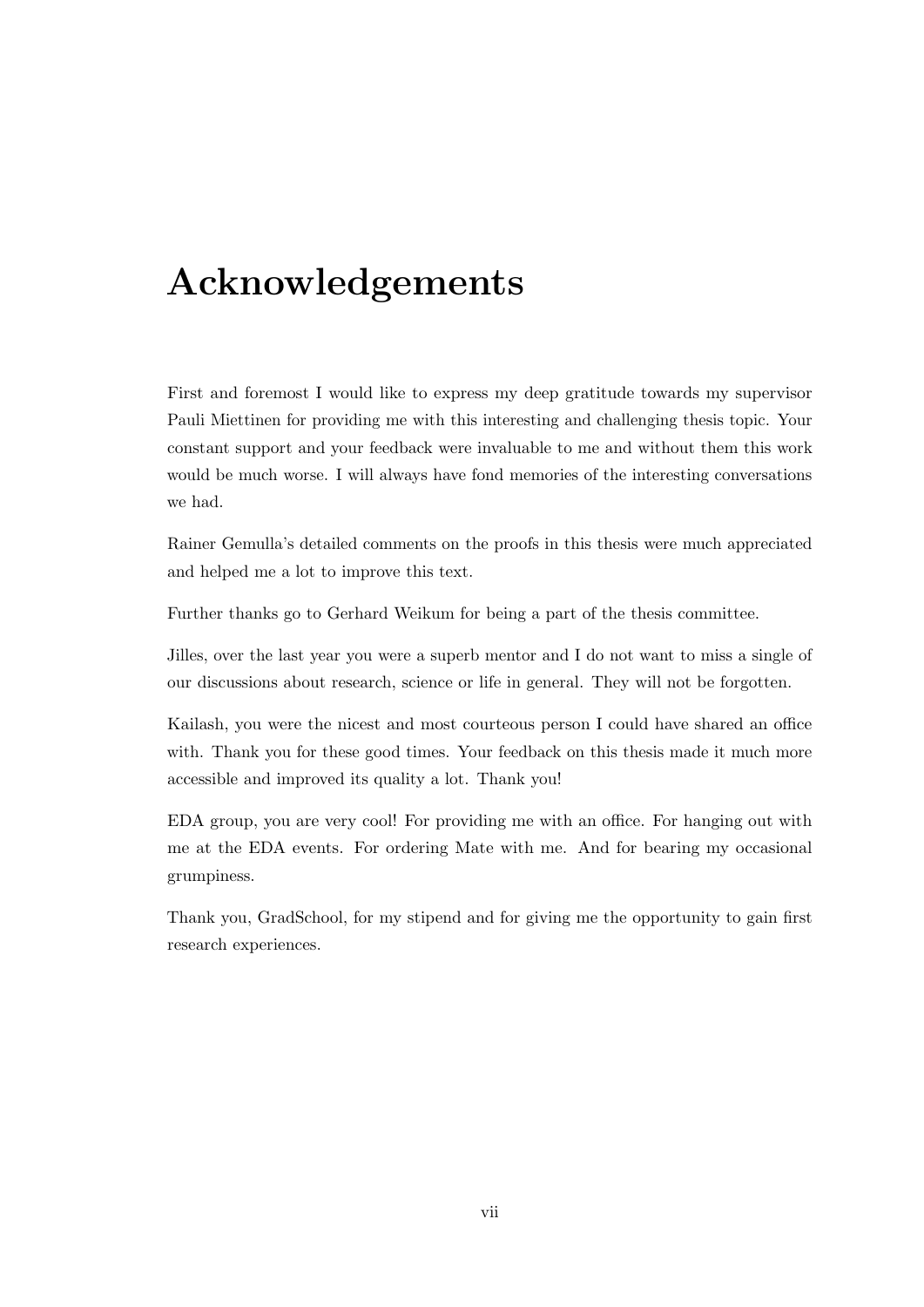# Acknowledgements

First and foremost I would like to express my deep gratitude towards my supervisor Pauli Miettinen for providing me with this interesting and challenging thesis topic. Your constant support and your feedback were invaluable to me and without them this work would be much worse. I will always have fond memories of the interesting conversations we had.

Rainer Gemulla's detailed comments on the proofs in this thesis were much appreciated and helped me a lot to improve this text.

Further thanks go to Gerhard Weikum for being a part of the thesis committee.

Jilles, over the last year you were a superb mentor and I do not want to miss a single of our discussions about research, science or life in general. They will not be forgotten.

Kailash, you were the nicest and most courteous person I could have shared an office with. Thank you for these good times. Your feedback on this thesis made it much more accessible and improved its quality a lot. Thank you!

EDA group, you are very cool! For providing me with an office. For hanging out with me at the EDA events. For ordering Mate with me. And for bearing my occasional grumpiness.

Thank you, GradSchool, for my stipend and for giving me the opportunity to gain first research experiences.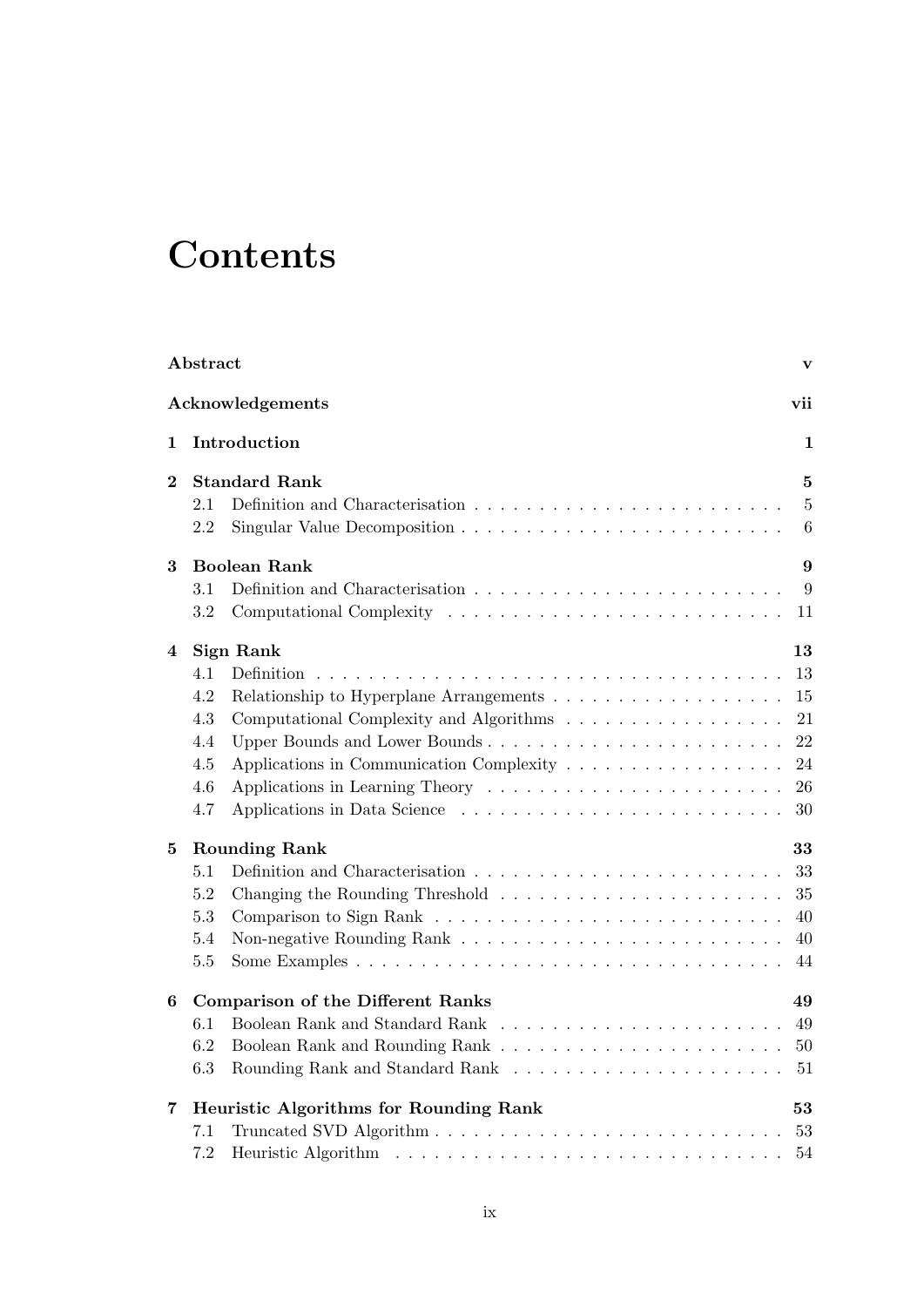# Contents

**Abstract** **v**

**Acknowledgements** **vii**

**1 Introduction** **1**

**2 Standard Rank** **5**

- 2.1 Definition and Characterisation . . . . . 5
- 2.2 Singular Value Decomposition . . . . . 6

**3 Boolean Rank** **9**

- 3.1 Definition and Characterisation . . . . . 9
- 3.2 Computational Complexity . . . . . 11

**4 Sign Rank** **13**

- 4.1 Definition . . . . . 13
- 4.2 Relationship to Hyperplane Arrangements . . . . . 15
- 4.3 Computational Complexity and Algorithms . . . . . 21
- 4.4 Upper Bounds and Lower Bounds . . . . . 22
- 4.5 Applications in Communication Complexity . . . . . 24
- 4.6 Applications in Learning Theory . . . . . 26
- 4.7 Applications in Data Science . . . . . 30

**5 Rounding Rank** **33**

- 5.1 Definition and Characterisation . . . . . 33
- 5.2 Changing the Rounding Threshold . . . . . 35
- 5.3 Comparison to Sign Rank . . . . . 40
- 5.4 Non-negative Rounding Rank . . . . . 40
- 5.5 Some Examples . . . . . 44

**6 Comparison of the Different Ranks** **49**

- 6.1 Boolean Rank and Standard Rank . . . . . 49
- 6.2 Boolean Rank and Rounding Rank . . . . . 50
- 6.3 Rounding Rank and Standard Rank . . . . . 51

**7 Heuristic Algorithms for Rounding Rank** **53**

- 7.1 Truncated SVD Algorithm . . . . . 53
- 7.2 Heuristic Algorithm . . . . . 54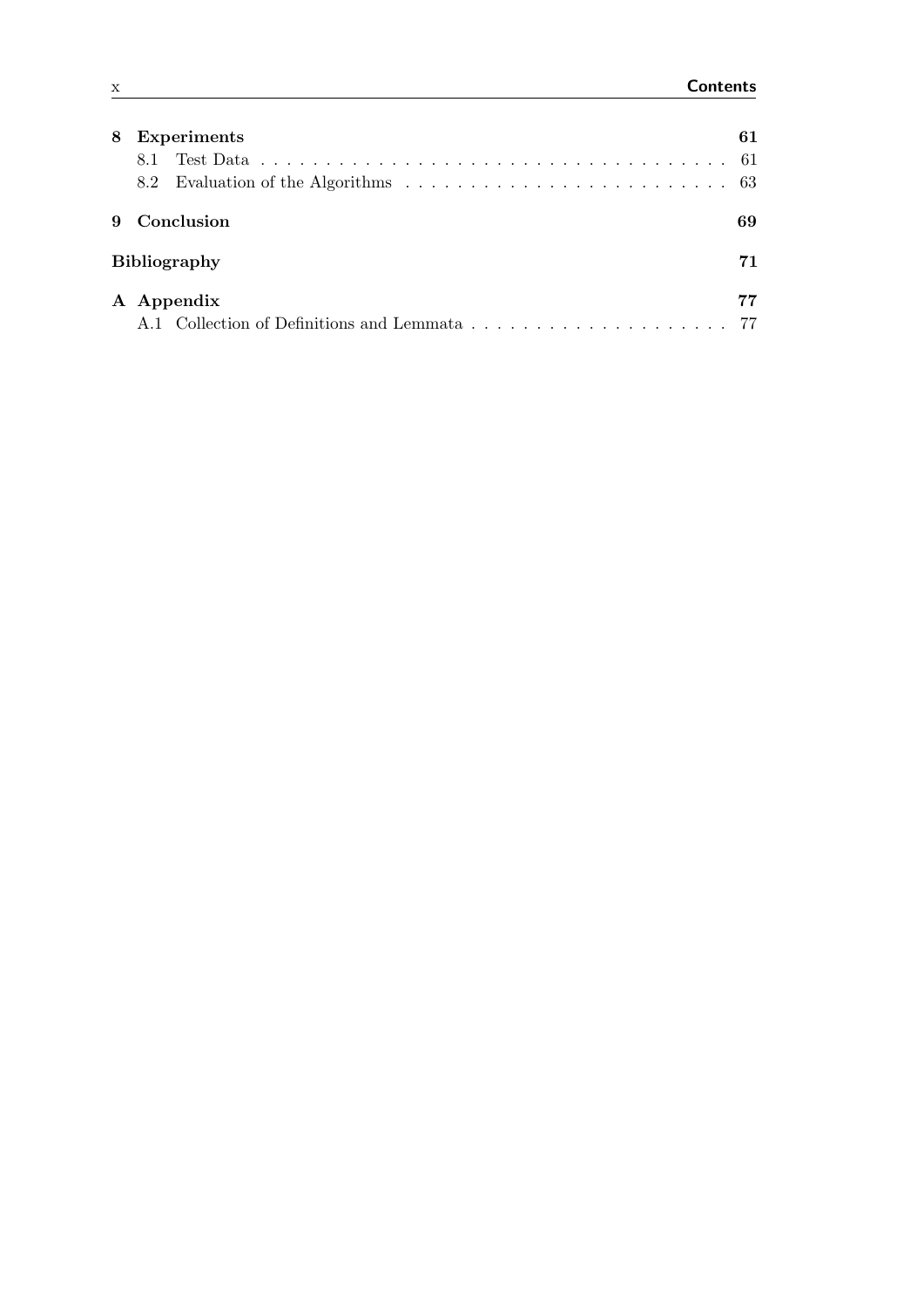**8 Experiments** 61

- 8.1 Test Data 61
- 8.2 Evaluation of the Algorithms 63

**9 Conclusion** 69

**Bibliography** 71

**A Appendix** 77

- A.1 Collection of Definitions and Lemmata 77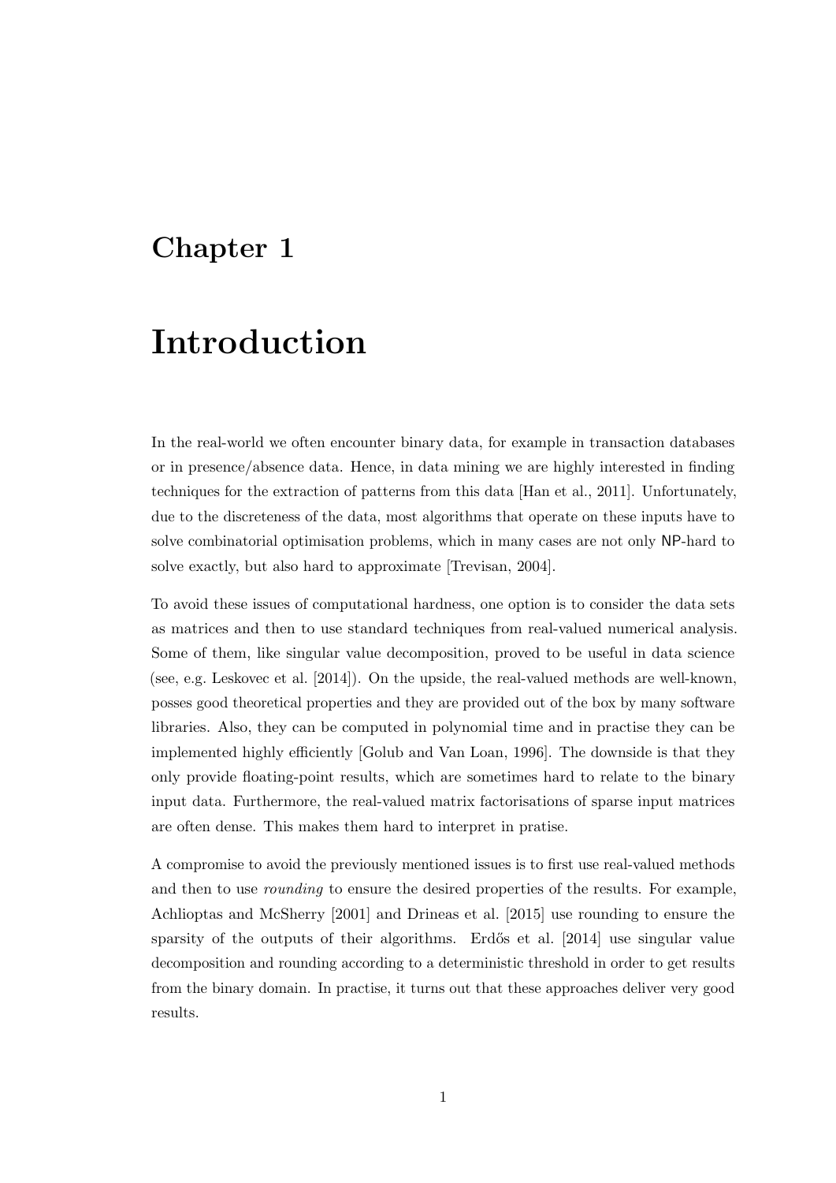# Chapter 1

# Introduction

In the real-world we often encounter binary data, for example in transaction databases or in presence/absence data. Hence, in data mining we are highly interested in finding techniques for the extraction of patterns from this data [Han et al., 2011]. Unfortunately, due to the discreteness of the data, most algorithms that operate on these inputs have to solve combinatorial optimisation problems, which in many cases are not only NP-hard to solve exactly, but also hard to approximate [Trevisan, 2004].

To avoid these issues of computational hardness, one option is to consider the data sets as matrices and then to use standard techniques from real-valued numerical analysis. Some of them, like singular value decomposition, proved to be useful in data science (see, e.g. Leskovec et al. [2014]). On the upside, the real-valued methods are well-known, posses good theoretical properties and they are provided out of the box by many software libraries. Also, they can be computed in polynomial time and in practise they can be implemented highly efficiently [Golub and Van Loan, 1996]. The downside is that they only provide floating-point results, which are sometimes hard to relate to the binary input data. Furthermore, the real-valued matrix factorisations of sparse input matrices are often dense. This makes them hard to interpret in pratise.

A compromise to avoid the previously mentioned issues is to first use real-valued methods and then to use *rounding* to ensure the desired properties of the results. For example, Achlioptas and McSherry [2001] and Drineas et al. [2015] use rounding to ensure the sparsity of the outputs of their algorithms. Erdős et al. [2014] use singular value decomposition and rounding according to a deterministic threshold in order to get results from the binary domain. In practise, it turns out that these approaches deliver very good results.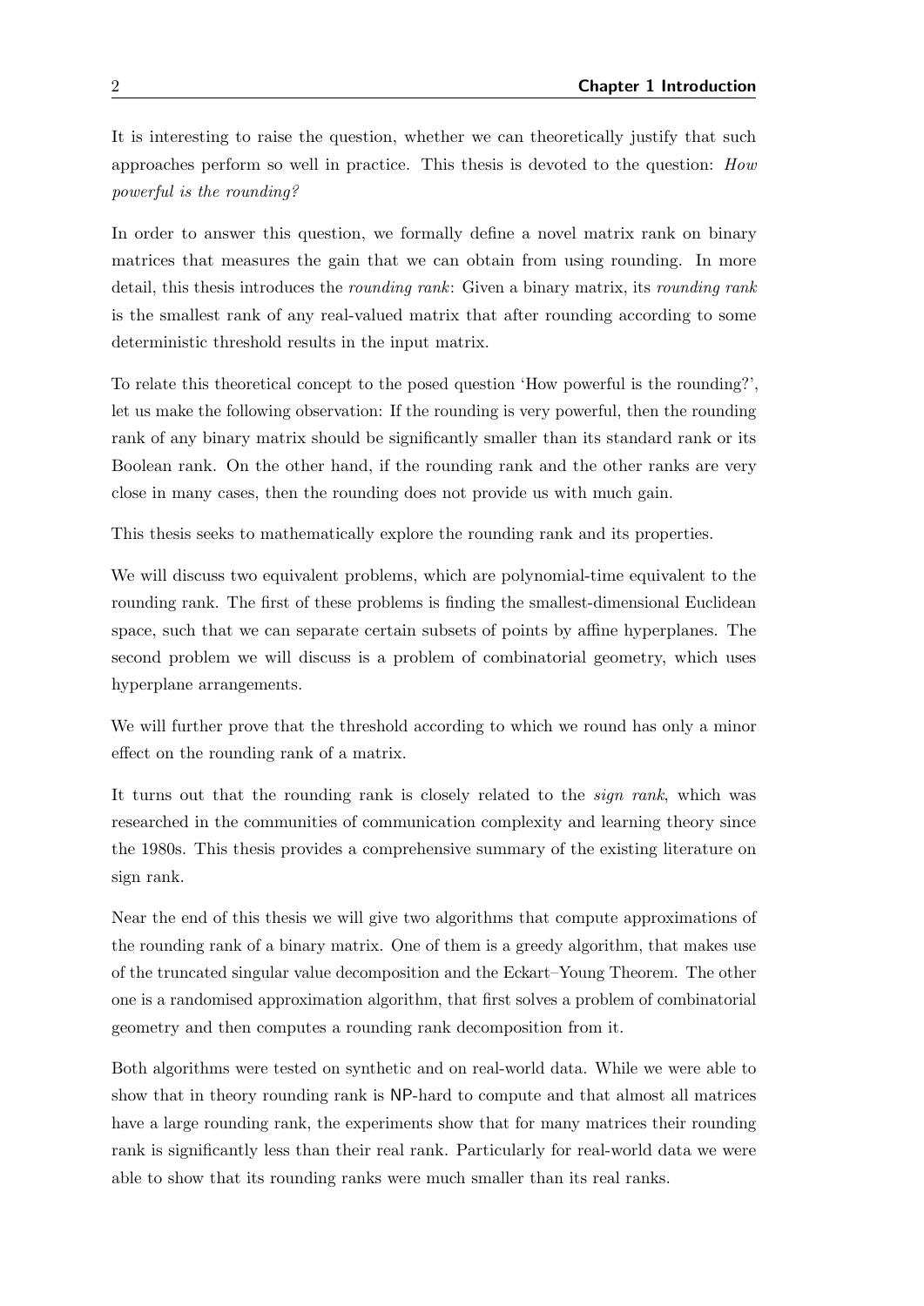It is interesting to raise the question, whether we can theoretically justify that such approaches perform so well in practice. This thesis is devoted to the question: *How powerful is the rounding?*

In order to answer this question, we formally define a novel matrix rank on binary matrices that measures the gain that we can obtain from using rounding. In more detail, this thesis introduces the *rounding rank*: Given a binary matrix, its *rounding rank* is the smallest rank of any real-valued matrix that after rounding according to some deterministic threshold results in the input matrix.

To relate this theoretical concept to the posed question 'How powerful is the rounding?', let us make the following observation: If the rounding is very powerful, then the rounding rank of any binary matrix should be significantly smaller than its standard rank or its Boolean rank. On the other hand, if the rounding rank and the other ranks are very close in many cases, then the rounding does not provide us with much gain.

This thesis seeks to mathematically explore the rounding rank and its properties.

We will discuss two equivalent problems, which are polynomial-time equivalent to the rounding rank. The first of these problems is finding the smallest-dimensional Euclidean space, such that we can separate certain subsets of points by affine hyperplanes. The second problem we will discuss is a problem of combinatorial geometry, which uses hyperplane arrangements.

We will further prove that the threshold according to which we round has only a minor effect on the rounding rank of a matrix.

It turns out that the rounding rank is closely related to the *sign rank*, which was researched in the communities of communication complexity and learning theory since the 1980s. This thesis provides a comprehensive summary of the existing literature on sign rank.

Near the end of this thesis we will give two algorithms that compute approximations of the rounding rank of a binary matrix. One of them is a greedy algorithm, that makes use of the truncated singular value decomposition and the Eckart–Young Theorem. The other one is a randomised approximation algorithm, that first solves a problem of combinatorial geometry and then computes a rounding rank decomposition from it.

Both algorithms were tested on synthetic and on real-world data. While we were able to show that in theory rounding rank is NP-hard to compute and that almost all matrices have a large rounding rank, the experiments show that for many matrices their rounding rank is significantly less than their real rank. Particularly for real-world data we were able to show that its rounding ranks were much smaller than its real ranks.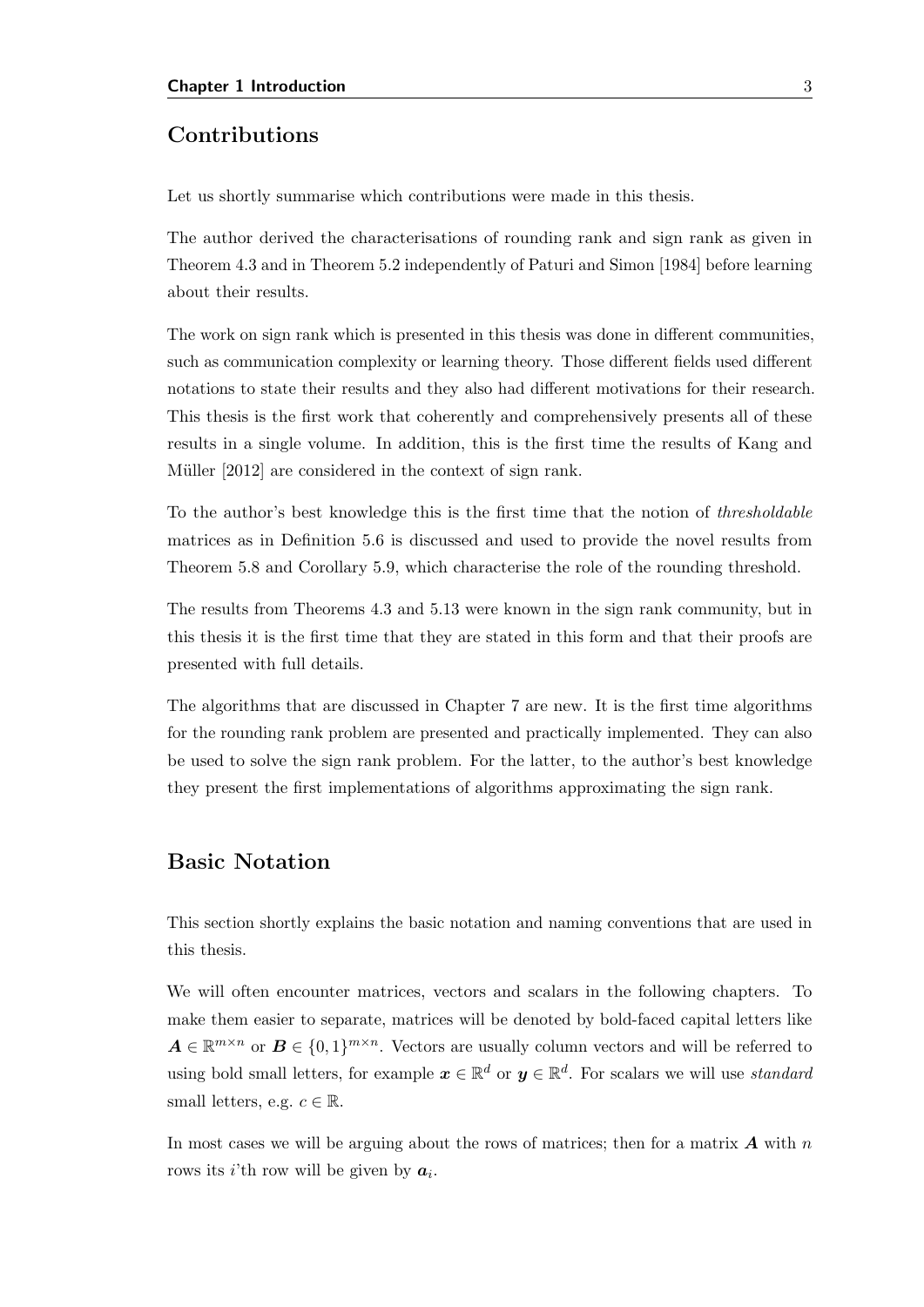## Contributions

Let us shortly summarise which contributions were made in this thesis.

The author derived the characterisations of rounding rank and sign rank as given in Theorem 4.3 and in Theorem 5.2 independently of Paturi and Simon [1984] before learning about their results.

The work on sign rank which is presented in this thesis was done in different communities, such as communication complexity or learning theory. Those different fields used different notations to state their results and they also had different motivations for their research. This thesis is the first work that coherently and comprehensively presents all of these results in a single volume. In addition, this is the first time the results of Kang and Müller [2012] are considered in the context of sign rank.

To the author's best knowledge this is the first time that the notion of *thresholdable* matrices as in Definition 5.6 is discussed and used to provide the novel results from Theorem 5.8 and Corollary 5.9, which characterise the role of the rounding threshold.

The results from Theorems 4.3 and 5.13 were known in the sign rank community, but in this thesis it is the first time that they are stated in this form and that their proofs are presented with full details.

The algorithms that are discussed in Chapter 7 are new. It is the first time algorithms for the rounding rank problem are presented and practically implemented. They can also be used to solve the sign rank problem. For the latter, to the author's best knowledge they present the first implementations of algorithms approximating the sign rank.

## Basic Notation

This section shortly explains the basic notation and naming conventions that are used in this thesis.

We will often encounter matrices, vectors and scalars in the following chapters. To make them easier to separate, matrices will be denoted by bold-faced capital letters like $\boldsymbol{A} \in \mathbb{R}^{m \times n}$ or $\boldsymbol{B} \in \{0,1\}^{m \times n}$. Vectors are usually column vectors and will be referred to using bold small letters, for example $\boldsymbol{x} \in \mathbb{R}^d$ or $\boldsymbol{y} \in \mathbb{R}^d$. For scalars we will use *standard* small letters, e.g. $c \in \mathbb{R}$.

In most cases we will be arguing about the rows of matrices; then for a matrix $\boldsymbol{A}$ with $n$ rows its $i$'th row will be given by $\boldsymbol{a}_i$.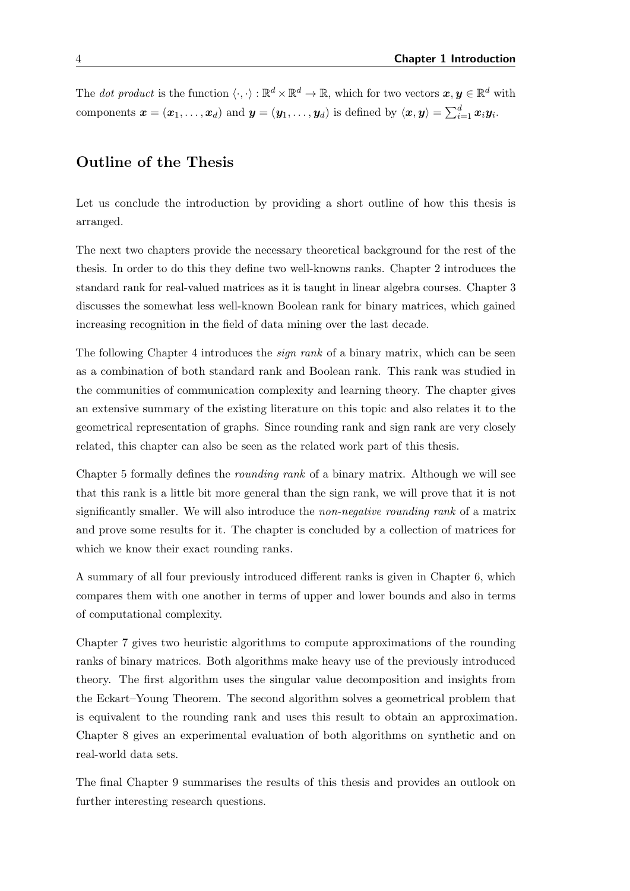The *dot product* is the function $\langle \cdot, \cdot \rangle : \mathbb{R}^d \times \mathbb{R}^d \to \mathbb{R}$, which for two vectors $\boldsymbol{x}, \boldsymbol{y} \in \mathbb{R}^d$ with components $\boldsymbol{x} = (\boldsymbol{x}_1, \dots, \boldsymbol{x}_d)$ and $\boldsymbol{y} = (\boldsymbol{y}_1, \dots, \boldsymbol{y}_d)$ is defined by $\langle \boldsymbol{x}, \boldsymbol{y} \rangle = \sum_{i=1}^{d} \boldsymbol{x}_i \boldsymbol{y}_i$.

## Outline of the Thesis

Let us conclude the introduction by providing a short outline of how this thesis is arranged.

The next two chapters provide the necessary theoretical background for the rest of the thesis. In order to do this they define two well-knowns ranks. Chapter 2 introduces the standard rank for real-valued matrices as it is taught in linear algebra courses. Chapter 3 discusses the somewhat less well-known Boolean rank for binary matrices, which gained increasing recognition in the field of data mining over the last decade.

The following Chapter 4 introduces the *sign rank* of a binary matrix, which can be seen as a combination of both standard rank and Boolean rank. This rank was studied in the communities of communication complexity and learning theory. The chapter gives an extensive summary of the existing literature on this topic and also relates it to the geometrical representation of graphs. Since rounding rank and sign rank are very closely related, this chapter can also be seen as the related work part of this thesis.

Chapter 5 formally defines the *rounding rank* of a binary matrix. Although we will see that this rank is a little bit more general than the sign rank, we will prove that it is not significantly smaller. We will also introduce the *non-negative rounding rank* of a matrix and prove some results for it. The chapter is concluded by a collection of matrices for which we know their exact rounding ranks.

A summary of all four previously introduced different ranks is given in Chapter 6, which compares them with one another in terms of upper and lower bounds and also in terms of computational complexity.

Chapter 7 gives two heuristic algorithms to compute approximations of the rounding ranks of binary matrices. Both algorithms make heavy use of the previously introduced theory. The first algorithm uses the singular value decomposition and insights from the Eckart–Young Theorem. The second algorithm solves a geometrical problem that is equivalent to the rounding rank and uses this result to obtain an approximation. Chapter 8 gives an experimental evaluation of both algorithms on synthetic and on real-world data sets.

The final Chapter 9 summarises the results of this thesis and provides an outlook on further interesting research questions.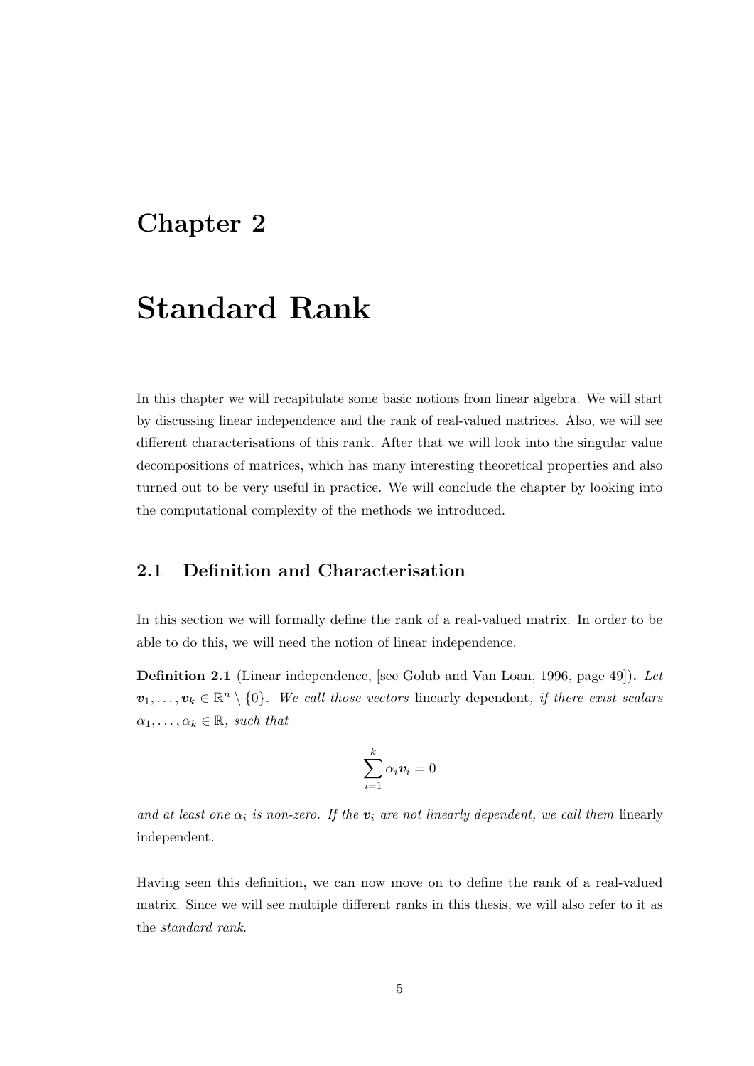# Chapter 2

# Standard Rank

In this chapter we will recapitulate some basic notions from linear algebra. We will start by discussing linear independence and the rank of real-valued matrices. Also, we will see different characterisations of this rank. After that we will look into the singular value decompositions of matrices, which has many interesting theoretical properties and also turned out to be very useful in practice. We will conclude the chapter by looking into the computational complexity of the methods we introduced.

## 2.1 Definition and Characterisation

In this section we will formally define the rank of a real-valued matrix. In order to be able to do this, we will need the notion of linear independence.

**Definition 2.1** (Linear independence, [see Golub and Van Loan, 1996, page 49])**.** *Let $\boldsymbol{v}_1, \ldots, \boldsymbol{v}_k \in \mathbb{R}^n \setminus \{0\}$. We call those vectors* linearly dependent*, if there exist scalars $\alpha_1, \ldots, \alpha_k \in \mathbb{R}$, such that*

$$\sum_{i=1}^{k} \alpha_i \boldsymbol{v}_i = 0$$

*and at least one $\alpha_i$ is non-zero. If the $\boldsymbol{v}_i$ are not linearly dependent, we call them* linearly independent*.*

Having seen this definition, we can now move on to define the rank of a real-valued matrix. Since we will see multiple different ranks in this thesis, we will also refer to it as the *standard rank*.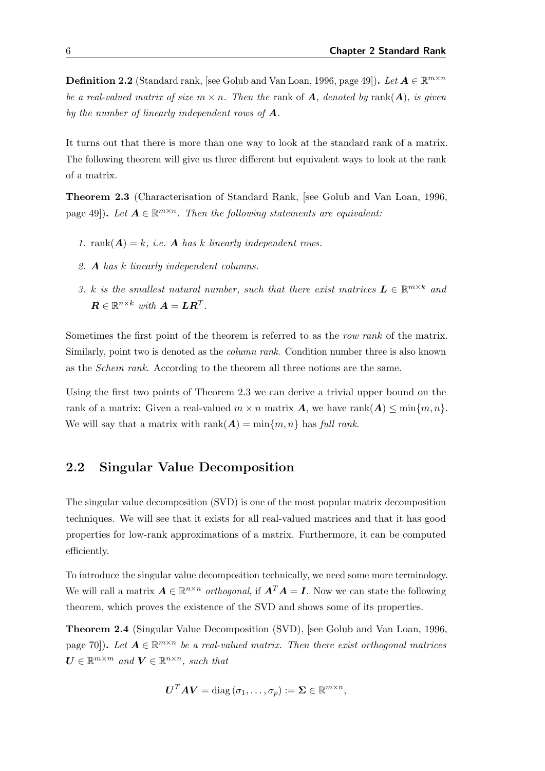**Definition 2.2** (Standard rank, [see Golub and Van Loan, 1996, page 49])**.** *Let $\boldsymbol{A} \in \mathbb{R}^{m \times n}$ be a real-valued matrix of size $m \times n$. Then the* rank *of $\boldsymbol{A}$, denoted by* $\operatorname{rank}(\boldsymbol{A})$*, is given by the number of linearly independent rows of $\boldsymbol{A}$.*

It turns out that there is more than one way to look at the standard rank of a matrix. The following theorem will give us three different but equivalent ways to look at the rank of a matrix.

**Theorem 2.3** (Characterisation of Standard Rank, [see Golub and Van Loan, 1996, page 49])**.** *Let $\boldsymbol{A} \in \mathbb{R}^{m \times n}$. Then the following statements are equivalent:*

1. $\operatorname{rank}(\boldsymbol{A}) = k$*, i.e. $\boldsymbol{A}$ has $k$ linearly independent rows.*
2. *$\boldsymbol{A}$ has $k$ linearly independent columns.*
3. *$k$ is the smallest natural number, such that there exist matrices $\boldsymbol{L} \in \mathbb{R}^{m \times k}$ and $\boldsymbol{R} \in \mathbb{R}^{n \times k}$ with $\boldsymbol{A} = \boldsymbol{L}\boldsymbol{R}^T$.*

Sometimes the first point of the theorem is referred to as the *row rank* of the matrix. Similarly, point two is denoted as the *column rank*. Condition number three is also known as the *Schein rank*. According to the theorem all three notions are the same.

Using the first two points of Theorem 2.3 we can derive a trivial upper bound on the rank of a matrix: Given a real-valued $m \times n$ matrix $\boldsymbol{A}$, we have $\operatorname{rank}(\boldsymbol{A}) \leq \min\{m, n\}$. We will say that a matrix with $\operatorname{rank}(\boldsymbol{A}) = \min\{m, n\}$ has *full rank*.

## 2.2 Singular Value Decomposition

The singular value decomposition (SVD) is one of the most popular matrix decomposition techniques. We will see that it exists for all real-valued matrices and that it has good properties for low-rank approximations of a matrix. Furthermore, it can be computed efficiently.

To introduce the singular value decomposition technically, we need some more terminology. We will call a matrix $\boldsymbol{A} \in \mathbb{R}^{n \times n}$ *orthogonal*, if $\boldsymbol{A}^T\boldsymbol{A} = \boldsymbol{I}$. Now we can state the following theorem, which proves the existence of the SVD and shows some of its properties.

**Theorem 2.4** (Singular Value Decomposition (SVD), [see Golub and Van Loan, 1996, page 70])**.** *Let $\boldsymbol{A} \in \mathbb{R}^{m \times n}$ be a real-valued matrix. Then there exist orthogonal matrices $\boldsymbol{U} \in \mathbb{R}^{m \times m}$ and $\boldsymbol{V} \in \mathbb{R}^{n \times n}$, such that*

$$\boldsymbol{U}^T\boldsymbol{A}\boldsymbol{V} = \operatorname{diag}(\sigma_1, \ldots, \sigma_p) := \boldsymbol{\Sigma} \in \mathbb{R}^{m \times n},$$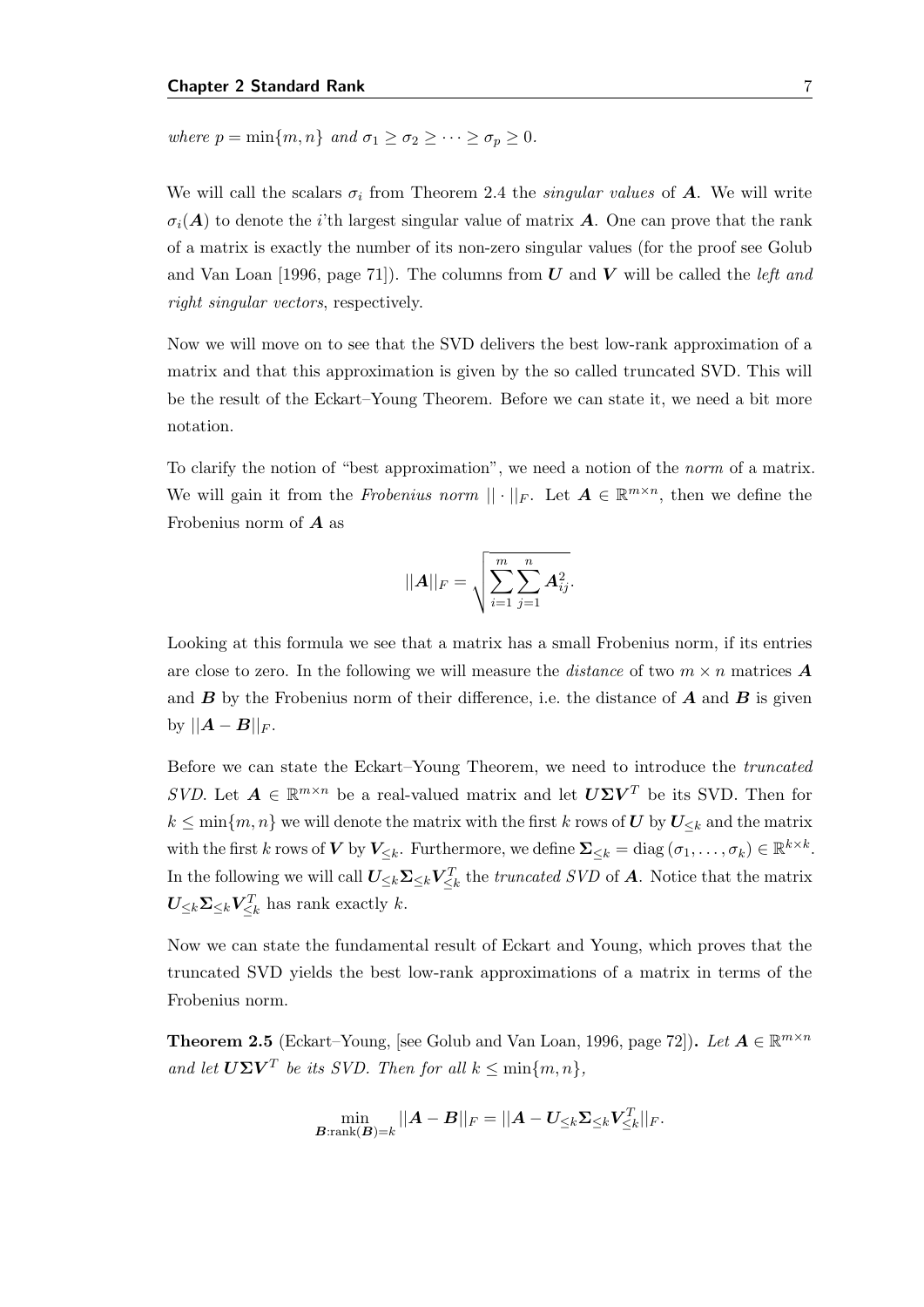*where* $p = \min\{m, n\}$ *and* $\sigma_1 \geq \sigma_2 \geq \cdots \geq \sigma_p \geq 0$.

We will call the scalars $\sigma_i$ from Theorem 2.4 the *singular values* of $\boldsymbol{A}$. We will write $\sigma_i(\boldsymbol{A})$ to denote the $i$'th largest singular value of matrix $\boldsymbol{A}$. One can prove that the rank of a matrix is exactly the number of its non-zero singular values (for the proof see Golub and Van Loan [1996, page 71]). The columns from $\boldsymbol{U}$ and $\boldsymbol{V}$ will be called the *left and right singular vectors*, respectively.

Now we will move on to see that the SVD delivers the best low-rank approximation of a matrix and that this approximation is given by the so called truncated SVD. This will be the result of the Eckart–Young Theorem. Before we can state it, we need a bit more notation.

To clarify the notion of "best approximation", we need a notion of the *norm* of a matrix. We will gain it from the *Frobenius norm* $||\cdot||_F$. Let $\boldsymbol{A} \in \mathbb{R}^{m \times n}$, then we define the Frobenius norm of $\boldsymbol{A}$ as

$$||\boldsymbol{A}||_F = \sqrt{\sum_{i=1}^{m} \sum_{j=1}^{n} \boldsymbol{A}_{ij}^2}.$$

Looking at this formula we see that a matrix has a small Frobenius norm, if its entries are close to zero. In the following we will measure the *distance* of two $m \times n$ matrices $\boldsymbol{A}$ and $\boldsymbol{B}$ by the Frobenius norm of their difference, i.e. the distance of $\boldsymbol{A}$ and $\boldsymbol{B}$ is given by $||\boldsymbol{A} - \boldsymbol{B}||_F$.

Before we can state the Eckart–Young Theorem, we need to introduce the *truncated SVD*. Let $\boldsymbol{A} \in \mathbb{R}^{m \times n}$ be a real-valued matrix and let $\boldsymbol{U}\boldsymbol{\Sigma}\boldsymbol{V}^T$ be its SVD. Then for $k \leq \min\{m, n\}$ we will denote the matrix with the first $k$ rows of $\boldsymbol{U}$ by $\boldsymbol{U}_{\leq k}$ and the matrix with the first $k$ rows of $\boldsymbol{V}$ by $\boldsymbol{V}_{\leq k}$. Furthermore, we define $\boldsymbol{\Sigma}_{\leq k} = \operatorname{diag}(\sigma_1, \ldots, \sigma_k) \in \mathbb{R}^{k \times k}$. In the following we will call $\boldsymbol{U}_{\leq k}\boldsymbol{\Sigma}_{\leq k}\boldsymbol{V}_{\leq k}^T$ the *truncated SVD* of $\boldsymbol{A}$. Notice that the matrix $\boldsymbol{U}_{\leq k}\boldsymbol{\Sigma}_{\leq k}\boldsymbol{V}_{\leq k}^T$ has rank exactly $k$.

Now we can state the fundamental result of Eckart and Young, which proves that the truncated SVD yields the best low-rank approximations of a matrix in terms of the Frobenius norm.

**Theorem 2.5** (Eckart–Young, [see Golub and Van Loan, 1996, page 72])**.** *Let* $\boldsymbol{A} \in \mathbb{R}^{m \times n}$ *and let* $\boldsymbol{U}\boldsymbol{\Sigma}\boldsymbol{V}^T$ *be its SVD. Then for all* $k \leq \min\{m, n\}$,

$$\min_{\boldsymbol{B}:\operatorname{rank}(\boldsymbol{B})=k} ||\boldsymbol{A} - \boldsymbol{B}||_F = ||\boldsymbol{A} - \boldsymbol{U}_{\leq k}\boldsymbol{\Sigma}_{\leq k}\boldsymbol{V}_{\leq k}^T||_F.$$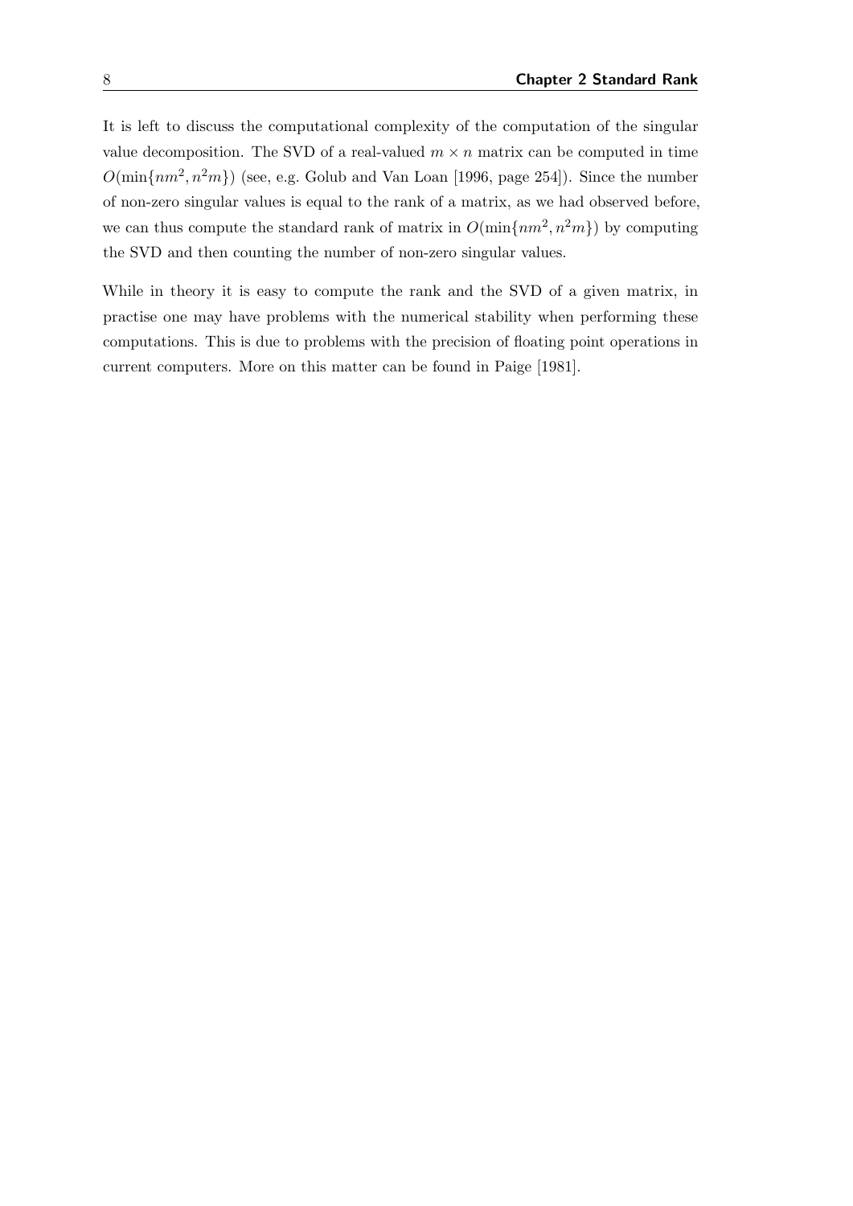It is left to discuss the computational complexity of the computation of the singular value decomposition. The SVD of a real-valued $m \times n$ matrix can be computed in time $O(\min\{nm^2, n^2m\})$ (see, e.g. Golub and Van Loan [1996, page 254]). Since the number of non-zero singular values is equal to the rank of a matrix, as we had observed before, we can thus compute the standard rank of matrix in $O(\min\{nm^2, n^2m\})$ by computing the SVD and then counting the number of non-zero singular values.

While in theory it is easy to compute the rank and the SVD of a given matrix, in practise one may have problems with the numerical stability when performing these computations. This is due to problems with the precision of floating point operations in current computers. More on this matter can be found in Paige [1981].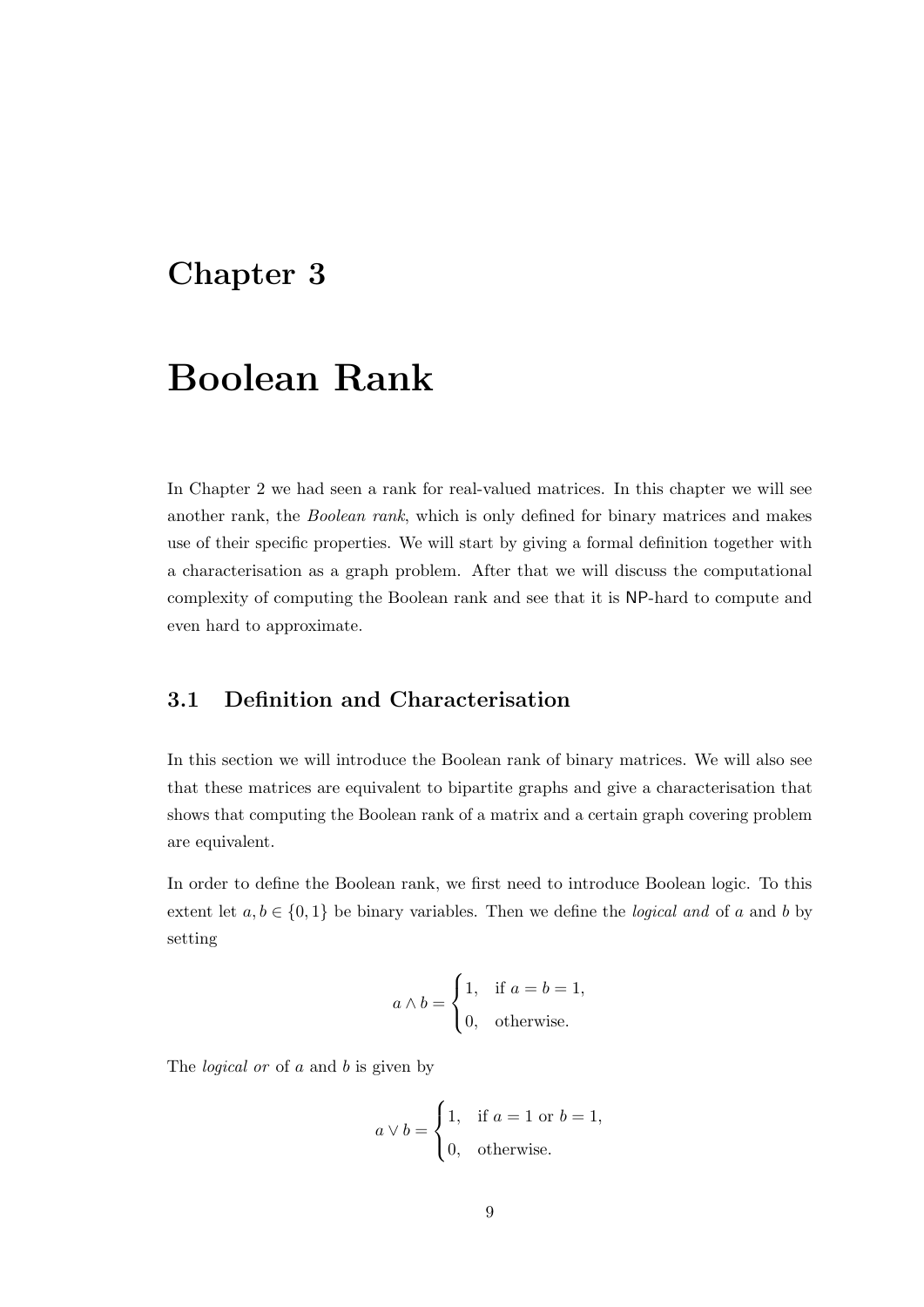# Chapter 3

# Boolean Rank

In Chapter 2 we had seen a rank for real-valued matrices. In this chapter we will see another rank, the *Boolean rank*, which is only defined for binary matrices and makes use of their specific properties. We will start by giving a formal definition together with a characterisation as a graph problem. After that we will discuss the computational complexity of computing the Boolean rank and see that it is NP-hard to compute and even hard to approximate.

## 3.1 Definition and Characterisation

In this section we will introduce the Boolean rank of binary matrices. We will also see that these matrices are equivalent to bipartite graphs and give a characterisation that shows that computing the Boolean rank of a matrix and a certain graph covering problem are equivalent.

In order to define the Boolean rank, we first need to introduce Boolean logic. To this extent let $a, b \in \{0, 1\}$ be binary variables. Then we define the *logical and* of $a$ and $b$ by setting

$$a \wedge b = \begin{cases} 1, & \text{if } a = b = 1, \\ 0, & \text{otherwise.} \end{cases}$$

The *logical or* of $a$ and $b$ is given by

$$a \vee b = \begin{cases} 1, & \text{if } a = 1 \text{ or } b = 1, \\ 0, & \text{otherwise.} \end{cases}$$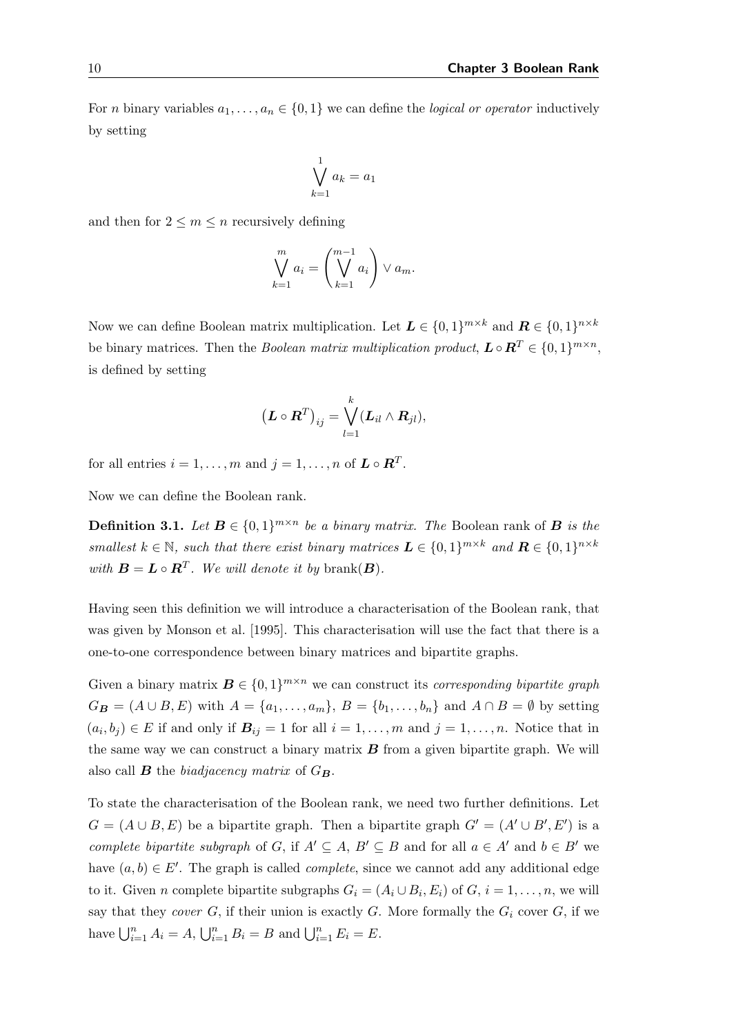For $n$ binary variables $a_1, \ldots, a_n \in \{0, 1\}$ we can define the *logical or operator* inductively by setting

$$\bigvee_{k=1}^{1} a_k = a_1$$

and then for $2 \leq m \leq n$ recursively defining

$$\bigvee_{k=1}^{m} a_i = \left( \bigvee_{k=1}^{m-1} a_i \right) \vee a_m.$$

Now we can define Boolean matrix multiplication. Let $\boldsymbol{L} \in \{0,1\}^{m \times k}$ and $\boldsymbol{R} \in \{0,1\}^{n \times k}$ be binary matrices. Then the *Boolean matrix multiplication product*, $\boldsymbol{L} \circ \boldsymbol{R}^T \in \{0,1\}^{m \times n}$, is defined by setting

$$\left(\boldsymbol{L} \circ \boldsymbol{R}^T\right)_{ij} = \bigvee_{l=1}^{k} (\boldsymbol{L}_{il} \wedge \boldsymbol{R}_{jl}),$$

for all entries $i = 1, \ldots, m$ and $j = 1, \ldots, n$ of $\boldsymbol{L} \circ \boldsymbol{R}^T$.

Now we can define the Boolean rank.

**Definition 3.1.** *Let $\boldsymbol{B} \in \{0,1\}^{m \times n}$ be a binary matrix. The* Boolean rank *of $\boldsymbol{B}$ is the smallest $k \in \mathbb{N}$, such that there exist binary matrices $\boldsymbol{L} \in \{0,1\}^{m \times k}$ and $\boldsymbol{R} \in \{0,1\}^{n \times k}$ with $\boldsymbol{B} = \boldsymbol{L} \circ \boldsymbol{R}^T$. We will denote it by $\text{brank}(\boldsymbol{B})$.*

Having seen this definition we will introduce a characterisation of the Boolean rank, that was given by Monson et al. [1995]. This characterisation will use the fact that there is a one-to-one correspondence between binary matrices and bipartite graphs.

Given a binary matrix $\boldsymbol{B} \in \{0,1\}^{m \times n}$ we can construct its *corresponding bipartite graph* $G_{\boldsymbol{B}} = (A \cup B, E)$ with $A = \{a_1, \ldots, a_m\}$, $B = \{b_1, \ldots, b_n\}$ and $A \cap B = \emptyset$ by setting $(a_i, b_j) \in E$ if and only if $\boldsymbol{B}_{ij} = 1$ for all $i = 1, \ldots, m$ and $j = 1, \ldots, n$. Notice that in the same way we can construct a binary matrix $\boldsymbol{B}$ from a given bipartite graph. We will also call $\boldsymbol{B}$ the *biadjacency matrix* of $G_{\boldsymbol{B}}$.

To state the characterisation of the Boolean rank, we need two further definitions. Let $G = (A \cup B, E)$ be a bipartite graph. Then a bipartite graph $G' = (A' \cup B', E')$ is a *complete bipartite subgraph* of $G$, if $A' \subseteq A$, $B' \subseteq B$ and for all $a \in A'$ and $b \in B'$ we have $(a, b) \in E'$. The graph is called *complete*, since we cannot add any additional edge to it. Given $n$ complete bipartite subgraphs $G_i = (A_i \cup B_i, E_i)$ of $G$, $i = 1, \ldots, n$, we will say that they *cover* $G$, if their union is exactly $G$. More formally the $G_i$ cover $G$, if we have $\bigcup_{i=1}^{n} A_i = A$, $\bigcup_{i=1}^{n} B_i = B$ and $\bigcup_{i=1}^{n} E_i = E$.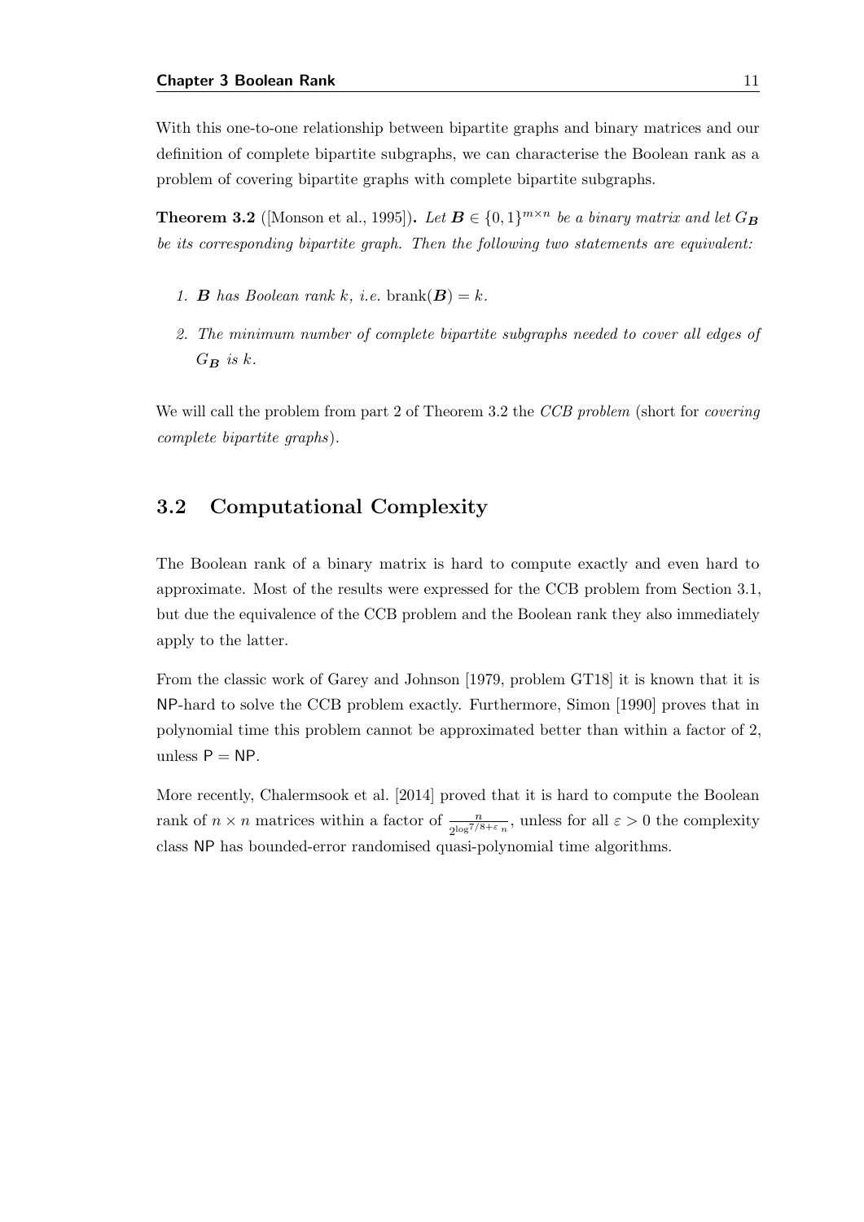With this one-to-one relationship between bipartite graphs and binary matrices and our definition of complete bipartite subgraphs, we can characterise the Boolean rank as a problem of covering bipartite graphs with complete bipartite subgraphs.

**Theorem 3.2** ([Monson et al., 1995])**.** *Let $\boldsymbol{B} \in \{0,1\}^{m \times n}$ be a binary matrix and let $G_{\boldsymbol{B}}$ be its corresponding bipartite graph. Then the following two statements are equivalent:*

1. *$\boldsymbol{B}$ has Boolean rank $k$, i.e.* $\text{brank}(\boldsymbol{B}) = k$.
2. *The minimum number of complete bipartite subgraphs needed to cover all edges of $G_{\boldsymbol{B}}$ is $k$.*

We will call the problem from part 2 of Theorem 3.2 the *CCB problem* (short for *covering complete bipartite graphs*).

## 3.2 Computational Complexity

The Boolean rank of a binary matrix is hard to compute exactly and even hard to approximate. Most of the results were expressed for the CCB problem from Section 3.1, but due the equivalence of the CCB problem and the Boolean rank they also immediately apply to the latter.

From the classic work of Garey and Johnson [1979, problem GT18] it is known that it is NP-hard to solve the CCB problem exactly. Furthermore, Simon [1990] proves that in polynomial time this problem cannot be approximated better than within a factor of 2, unless $\mathsf{P} = \mathsf{NP}$.

More recently, Chalermsook et al. [2014] proved that it is hard to compute the Boolean rank of $n \times n$ matrices within a factor of $\frac{n}{2^{\log^{7/8+\varepsilon} n}}$, unless for all $\varepsilon > 0$ the complexity class NP has bounded-error randomised quasi-polynomial time algorithms.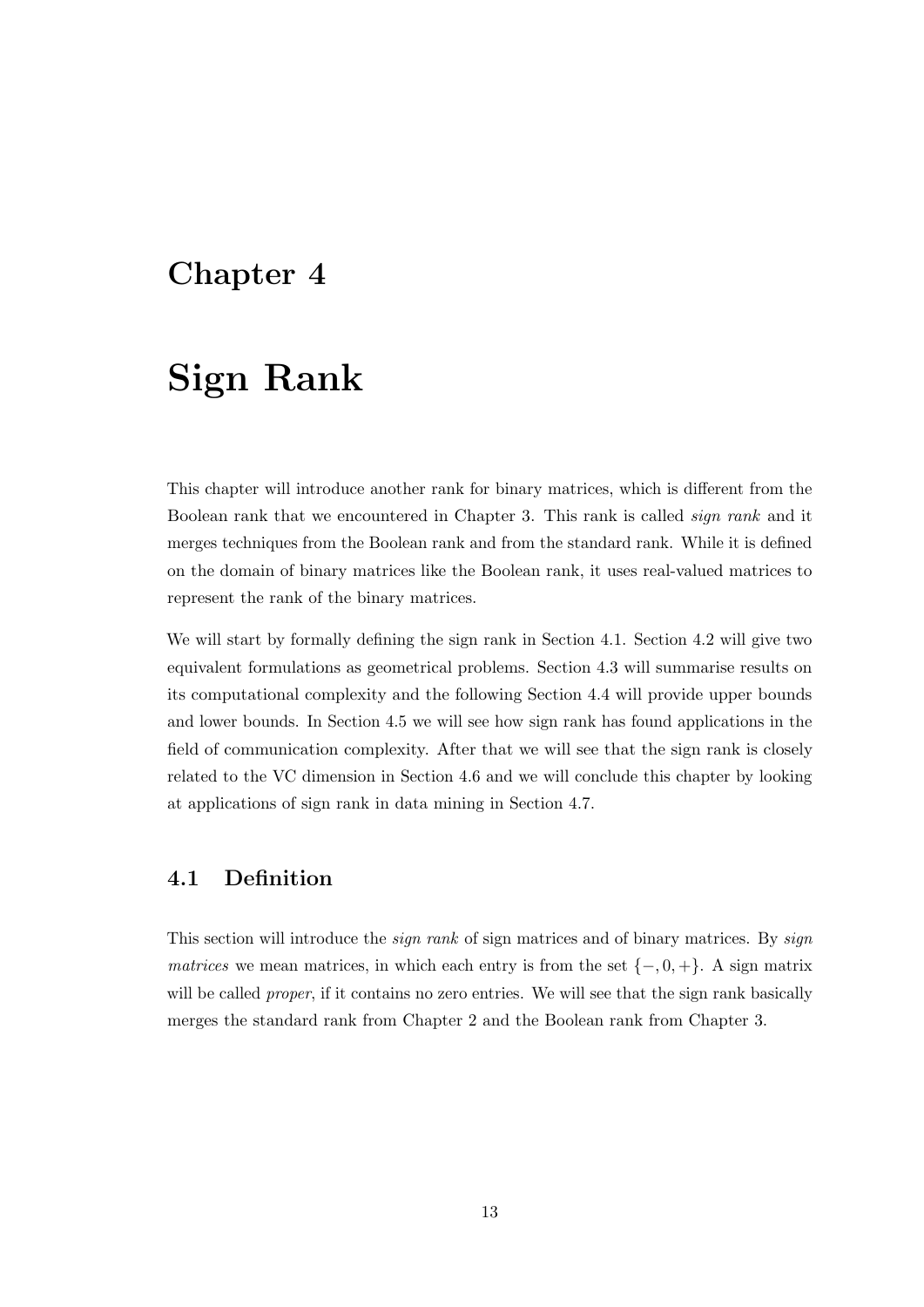# Chapter 4

# Sign Rank

This chapter will introduce another rank for binary matrices, which is different from the Boolean rank that we encountered in Chapter 3. This rank is called *sign rank* and it merges techniques from the Boolean rank and from the standard rank. While it is defined on the domain of binary matrices like the Boolean rank, it uses real-valued matrices to represent the rank of the binary matrices.

We will start by formally defining the sign rank in Section 4.1. Section 4.2 will give two equivalent formulations as geometrical problems. Section 4.3 will summarise results on its computational complexity and the following Section 4.4 will provide upper bounds and lower bounds. In Section 4.5 we will see how sign rank has found applications in the field of communication complexity. After that we will see that the sign rank is closely related to the VC dimension in Section 4.6 and we will conclude this chapter by looking at applications of sign rank in data mining in Section 4.7.

## 4.1 Definition

This section will introduce the *sign rank* of sign matrices and of binary matrices. By *sign matrices* we mean matrices, in which each entry is from the set $\{-, 0, +\}$. A sign matrix will be called *proper*, if it contains no zero entries. We will see that the sign rank basically merges the standard rank from Chapter 2 and the Boolean rank from Chapter 3.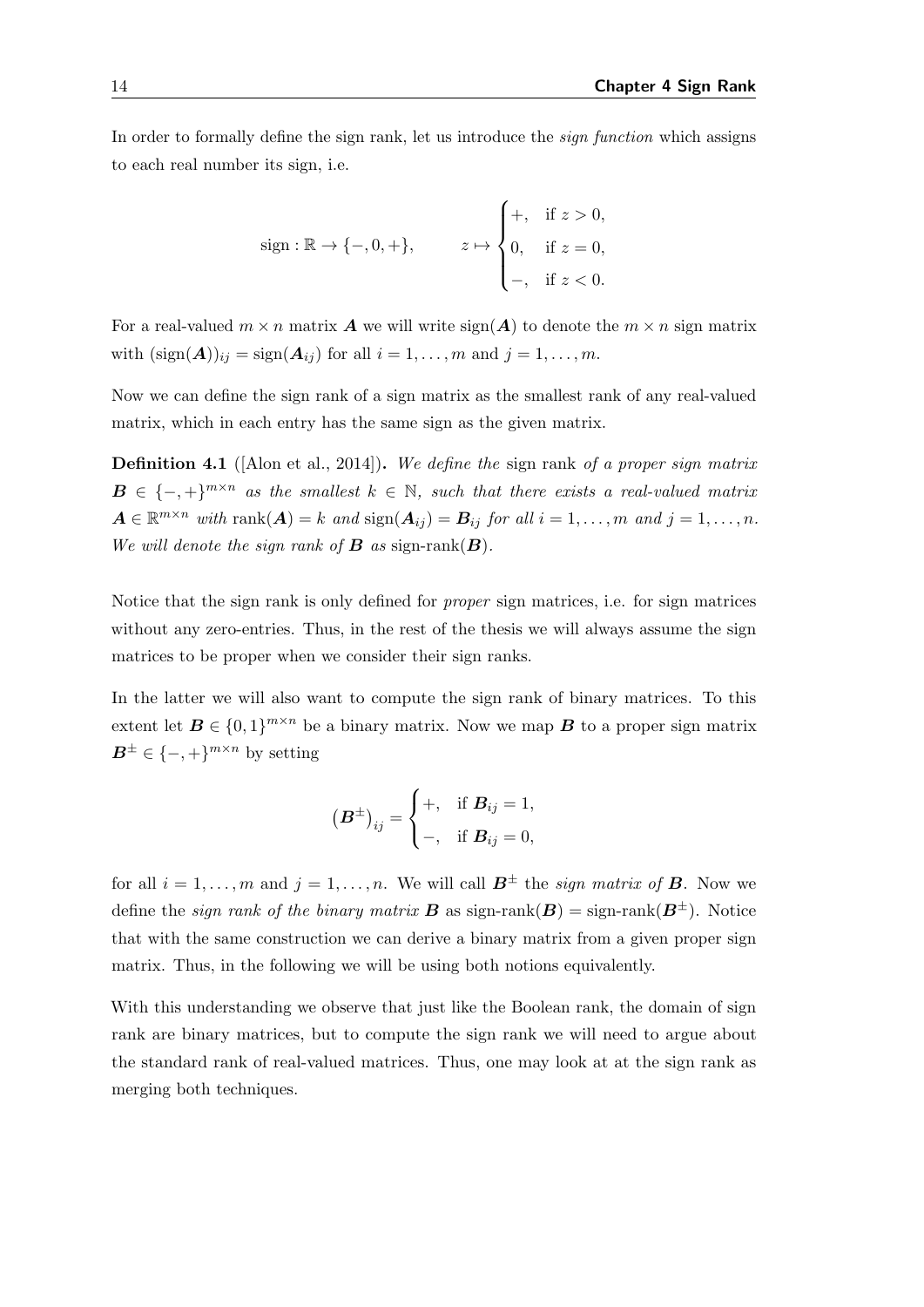In order to formally define the sign rank, let us introduce the *sign function* which assigns to each real number its sign, i.e.

$$\operatorname{sign} : \mathbb{R} \to \{-, 0, +\}, \qquad z \mapsto \begin{cases} +, & \text{if } z > 0, \\ 0, & \text{if } z = 0, \\ -, & \text{if } z < 0. \end{cases}$$

For a real-valued $m \times n$ matrix $\boldsymbol{A}$ we will write $\operatorname{sign}(\boldsymbol{A})$ to denote the $m \times n$ sign matrix with $(\operatorname{sign}(\boldsymbol{A}))_{ij} = \operatorname{sign}(\boldsymbol{A}_{ij})$ for all $i = 1, \dots, m$ and $j = 1, \dots, m$.

Now we can define the sign rank of a sign matrix as the smallest rank of any real-valued matrix, which in each entry has the same sign as the given matrix.

**Definition 4.1** ([Alon et al., 2014])**.** *We define the* sign rank *of a proper sign matrix $\boldsymbol{B} \in \{-,+\}^{m \times n}$ as the smallest $k \in \mathbb{N}$, such that there exists a real-valued matrix $\boldsymbol{A} \in \mathbb{R}^{m \times n}$ with $\operatorname{rank}(\boldsymbol{A}) = k$ and $\operatorname{sign}(\boldsymbol{A}_{ij}) = \boldsymbol{B}_{ij}$ for all $i = 1, \dots, m$ and $j = 1, \dots, n$. We will denote the sign rank of $\boldsymbol{B}$ as $\text{sign-rank}(\boldsymbol{B})$.*

Notice that the sign rank is only defined for *proper* sign matrices, i.e. for sign matrices without any zero-entries. Thus, in the rest of the thesis we will always assume the sign matrices to be proper when we consider their sign ranks.

In the latter we will also want to compute the sign rank of binary matrices. To this extent let $\boldsymbol{B} \in \{0,1\}^{m \times n}$ be a binary matrix. Now we map $\boldsymbol{B}$ to a proper sign matrix $\boldsymbol{B}^{\pm} \in \{-,+\}^{m \times n}$ by setting

$$\left(\boldsymbol{B}^{\pm}\right)_{ij} = \begin{cases} +, & \text{if } \boldsymbol{B}_{ij} = 1, \\ -, & \text{if } \boldsymbol{B}_{ij} = 0, \end{cases}$$

for all $i = 1, \dots, m$ and $j = 1, \dots, n$. We will call $\boldsymbol{B}^{\pm}$ the *sign matrix of $\boldsymbol{B}$*. Now we define the *sign rank of the binary matrix $\boldsymbol{B}$* as $\text{sign-rank}(\boldsymbol{B}) = \text{sign-rank}(\boldsymbol{B}^{\pm})$. Notice that with the same construction we can derive a binary matrix from a given proper sign matrix. Thus, in the following we will be using both notions equivalently.

With this understanding we observe that just like the Boolean rank, the domain of sign rank are binary matrices, but to compute the sign rank we will need to argue about the standard rank of real-valued matrices. Thus, one may look at at the sign rank as merging both techniques.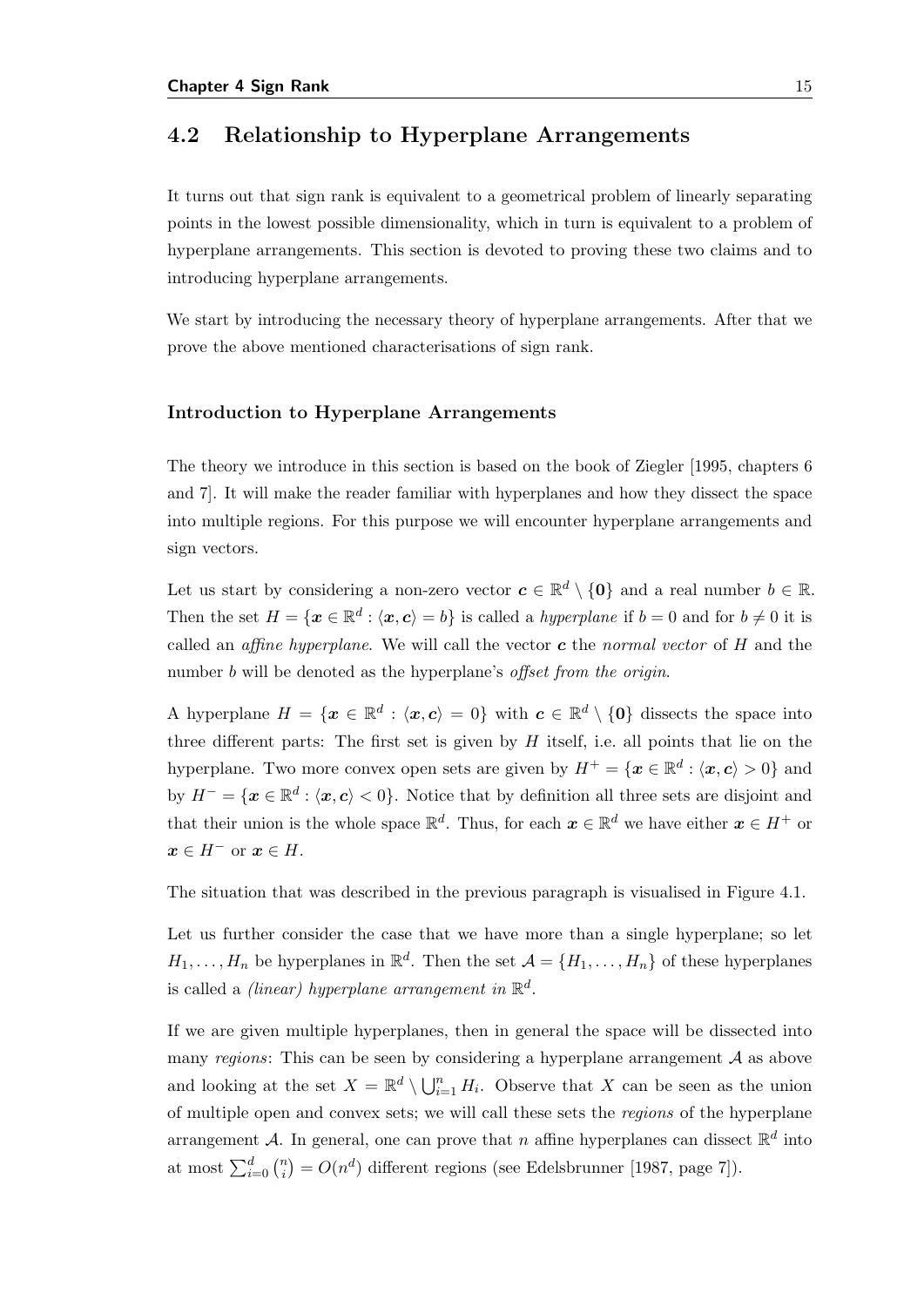## 4.2 Relationship to Hyperplane Arrangements

It turns out that sign rank is equivalent to a geometrical problem of linearly separating points in the lowest possible dimensionality, which in turn is equivalent to a problem of hyperplane arrangements. This section is devoted to proving these two claims and to introducing hyperplane arrangements.

We start by introducing the necessary theory of hyperplane arrangements. After that we prove the above mentioned characterisations of sign rank.

### Introduction to Hyperplane Arrangements

The theory we introduce in this section is based on the book of Ziegler [1995, chapters 6 and 7]. It will make the reader familiar with hyperplanes and how they dissect the space into multiple regions. For this purpose we will encounter hyperplane arrangements and sign vectors.

Let us start by considering a non-zero vector $\boldsymbol{c} \in \mathbb{R}^d \setminus \{\boldsymbol{0}\}$ and a real number $b \in \mathbb{R}$. Then the set $H = \{\boldsymbol{x} \in \mathbb{R}^d : \langle \boldsymbol{x}, \boldsymbol{c} \rangle = b\}$ is called a *hyperplane* if $b = 0$ and for $b \neq 0$ it is called an *affine hyperplane*. We will call the vector $\boldsymbol{c}$ the *normal vector* of $H$ and the number $b$ will be denoted as the hyperplane's *offset from the origin*.

A hyperplane $H = \{\boldsymbol{x} \in \mathbb{R}^d : \langle \boldsymbol{x}, \boldsymbol{c} \rangle = 0\}$ with $\boldsymbol{c} \in \mathbb{R}^d \setminus \{\boldsymbol{0}\}$ dissects the space into three different parts: The first set is given by $H$ itself, i.e. all points that lie on the hyperplane. Two more convex open sets are given by $H^+ = \{\boldsymbol{x} \in \mathbb{R}^d : \langle \boldsymbol{x}, \boldsymbol{c} \rangle > 0\}$ and by $H^- = \{\boldsymbol{x} \in \mathbb{R}^d : \langle \boldsymbol{x}, \boldsymbol{c} \rangle < 0\}$. Notice that by definition all three sets are disjoint and that their union is the whole space $\mathbb{R}^d$. Thus, for each $\boldsymbol{x} \in \mathbb{R}^d$ we have either $\boldsymbol{x} \in H^+$ or $\boldsymbol{x} \in H^-$ or $\boldsymbol{x} \in H$.

The situation that was described in the previous paragraph is visualised in Figure 4.1.

Let us further consider the case that we have more than a single hyperplane; so let $H_1, \ldots, H_n$ be hyperplanes in $\mathbb{R}^d$. Then the set $\mathcal{A} = \{H_1, \ldots, H_n\}$ of these hyperplanes is called a *(linear) hyperplane arrangement in* $\mathbb{R}^d$.

If we are given multiple hyperplanes, then in general the space will be dissected into many *regions*: This can be seen by considering a hyperplane arrangement $\mathcal{A}$ as above and looking at the set $X = \mathbb{R}^d \setminus \bigcup_{i=1}^n H_i$. Observe that $X$ can be seen as the union of multiple open and convex sets; we will call these sets the *regions* of the hyperplane arrangement $\mathcal{A}$. In general, one can prove that $n$ affine hyperplanes can dissect $\mathbb{R}^d$ into at most $\sum_{i=0}^{d} \binom{n}{i} = O(n^d)$ different regions (see Edelsbrunner [1987, page 7]).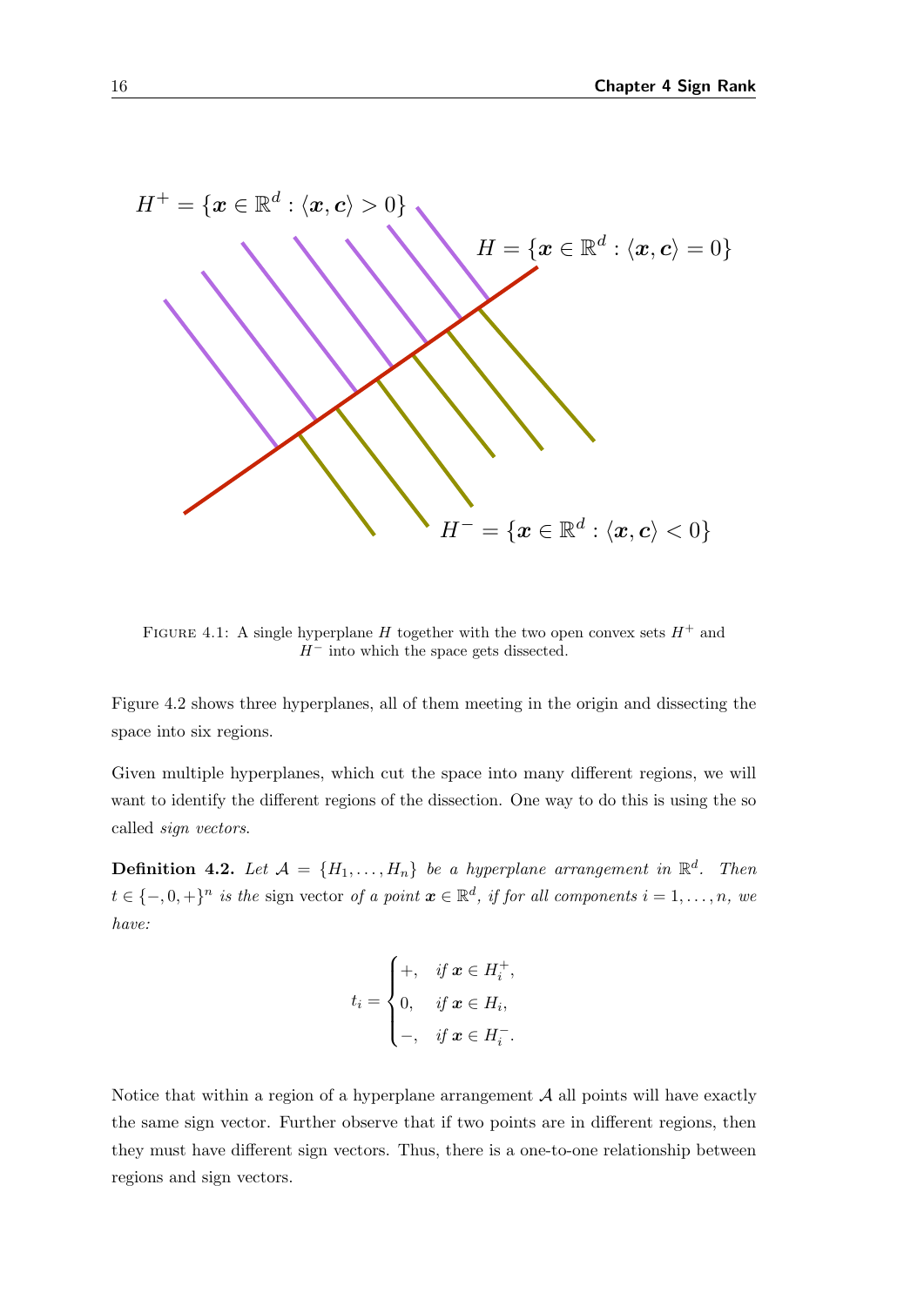$H^+ = \{\boldsymbol{x} \in \mathbb{R}^d : \langle \boldsymbol{x}, \boldsymbol{c} \rangle > 0\}$

$H = \{\boldsymbol{x} \in \mathbb{R}^d : \langle \boldsymbol{x}, \boldsymbol{c} \rangle = 0\}$

$H^- = \{\boldsymbol{x} \in \mathbb{R}^d : \langle \boldsymbol{x}, \boldsymbol{c} \rangle < 0\}$

FIGURE 4.1: A single hyperplane $H$ together with the two open convex sets $H^+$ and $H^-$ into which the space gets dissected.

Figure 4.2 shows three hyperplanes, all of them meeting in the origin and dissecting the space into six regions.

Given multiple hyperplanes, which cut the space into many different regions, we will want to identify the different regions of the dissection. One way to do this is using the so called *sign vectors*.

**Definition 4.2.** *Let $\mathcal{A} = \{H_1, \ldots, H_n\}$ be a hyperplane arrangement in $\mathbb{R}^d$. Then $t \in \{-, 0, +\}^n$ is the* sign vector *of a point $\boldsymbol{x} \in \mathbb{R}^d$, if for all components $i = 1, \ldots, n$, we have:*

$$t_i = \begin{cases} +, & \text{if } \boldsymbol{x} \in H_i^+, \\ 0, & \text{if } \boldsymbol{x} \in H_i, \\ -, & \text{if } \boldsymbol{x} \in H_i^-. \end{cases}$$

Notice that within a region of a hyperplane arrangement $\mathcal{A}$ all points will have exactly the same sign vector. Further observe that if two points are in different regions, then they must have different sign vectors. Thus, there is a one-to-one relationship between regions and sign vectors.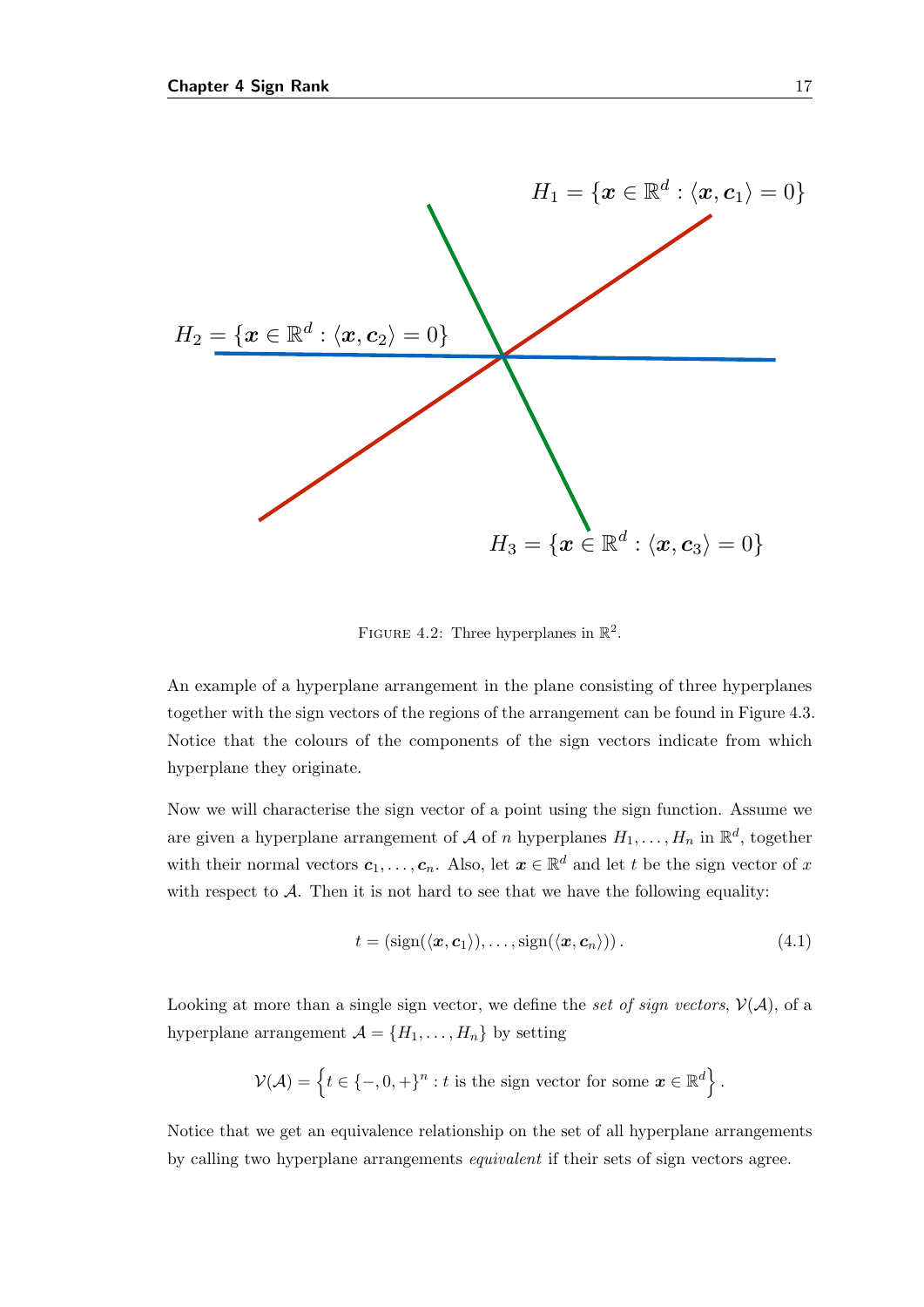$H_1 = \{\boldsymbol{x} \in \mathbb{R}^d : \langle \boldsymbol{x}, \boldsymbol{c}_1 \rangle = 0\}$

$H_2 = \{\boldsymbol{x} \in \mathbb{R}^d : \langle \boldsymbol{x}, \boldsymbol{c}_2 \rangle = 0\}$

$H_3 = \{\boldsymbol{x} \in \mathbb{R}^d : \langle \boldsymbol{x}, \boldsymbol{c}_3 \rangle = 0\}$

FIGURE 4.2: Three hyperplanes in $\mathbb{R}^2$.

An example of a hyperplane arrangement in the plane consisting of three hyperplanes together with the sign vectors of the regions of the arrangement can be found in Figure 4.3. Notice that the colours of the components of the sign vectors indicate from which hyperplane they originate.

Now we will characterise the sign vector of a point using the sign function. Assume we are given a hyperplane arrangement of $\mathcal{A}$ of $n$ hyperplanes $H_1, \ldots, H_n$ in $\mathbb{R}^d$, together with their normal vectors $\boldsymbol{c}_1, \ldots, \boldsymbol{c}_n$. Also, let $\boldsymbol{x} \in \mathbb{R}^d$ and let $t$ be the sign vector of $x$ with respect to $\mathcal{A}$. Then it is not hard to see that we have the following equality:

$$t = (\operatorname{sign}(\langle \boldsymbol{x}, \boldsymbol{c}_1 \rangle), \ldots, \operatorname{sign}(\langle \boldsymbol{x}, \boldsymbol{c}_n \rangle)). \tag{4.1}$$

Looking at more than a single sign vector, we define the *set of sign vectors*, $\mathcal{V}(\mathcal{A})$, of a hyperplane arrangement $\mathcal{A} = \{H_1, \ldots, H_n\}$ by setting

$$\mathcal{V}(\mathcal{A}) = \left\{ t \in \{-, 0, +\}^n : t \text{ is the sign vector for some } \boldsymbol{x} \in \mathbb{R}^d \right\}.$$

Notice that we get an equivalence relationship on the set of all hyperplane arrangements by calling two hyperplane arrangements *equivalent* if their sets of sign vectors agree.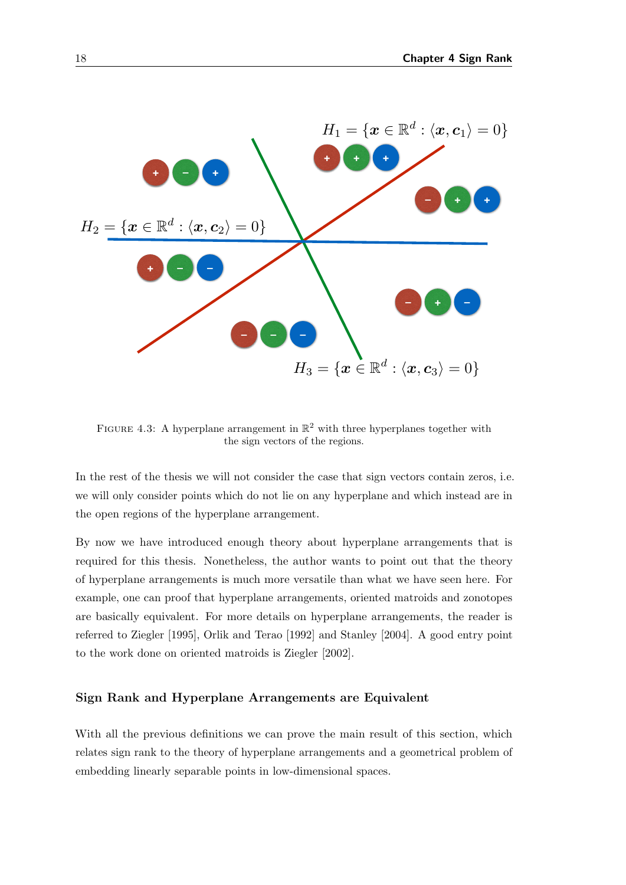$H_1 = \{\boldsymbol{x} \in \mathbb{R}^d : \langle \boldsymbol{x}, \boldsymbol{c}_1 \rangle = 0\}$

$H_2 = \{\boldsymbol{x} \in \mathbb{R}^d : \langle \boldsymbol{x}, \boldsymbol{c}_2 \rangle = 0\}$

$H_3 = \{\boldsymbol{x} \in \mathbb{R}^d : \langle \boldsymbol{x}, \boldsymbol{c}_3 \rangle = 0\}$

FIGURE 4.3: A hyperplane arrangement in $\mathbb{R}^2$ with three hyperplanes together with the sign vectors of the regions.

In the rest of the thesis we will not consider the case that sign vectors contain zeros, i.e. we will only consider points which do not lie on any hyperplane and which instead are in the open regions of the hyperplane arrangement.

By now we have introduced enough theory about hyperplane arrangements that is required for this thesis. Nonetheless, the author wants to point out that the theory of hyperplane arrangements is much more versatile than what we have seen here. For example, one can proof that hyperplane arrangements, oriented matroids and zonotopes are basically equivalent. For more details on hyperplane arrangements, the reader is referred to Ziegler [1995], Orlik and Terao [1992] and Stanley [2004]. A good entry point to the work done on oriented matroids is Ziegler [2002].

### Sign Rank and Hyperplane Arrangements are Equivalent

With all the previous definitions we can prove the main result of this section, which relates sign rank to the theory of hyperplane arrangements and a geometrical problem of embedding linearly separable points in low-dimensional spaces.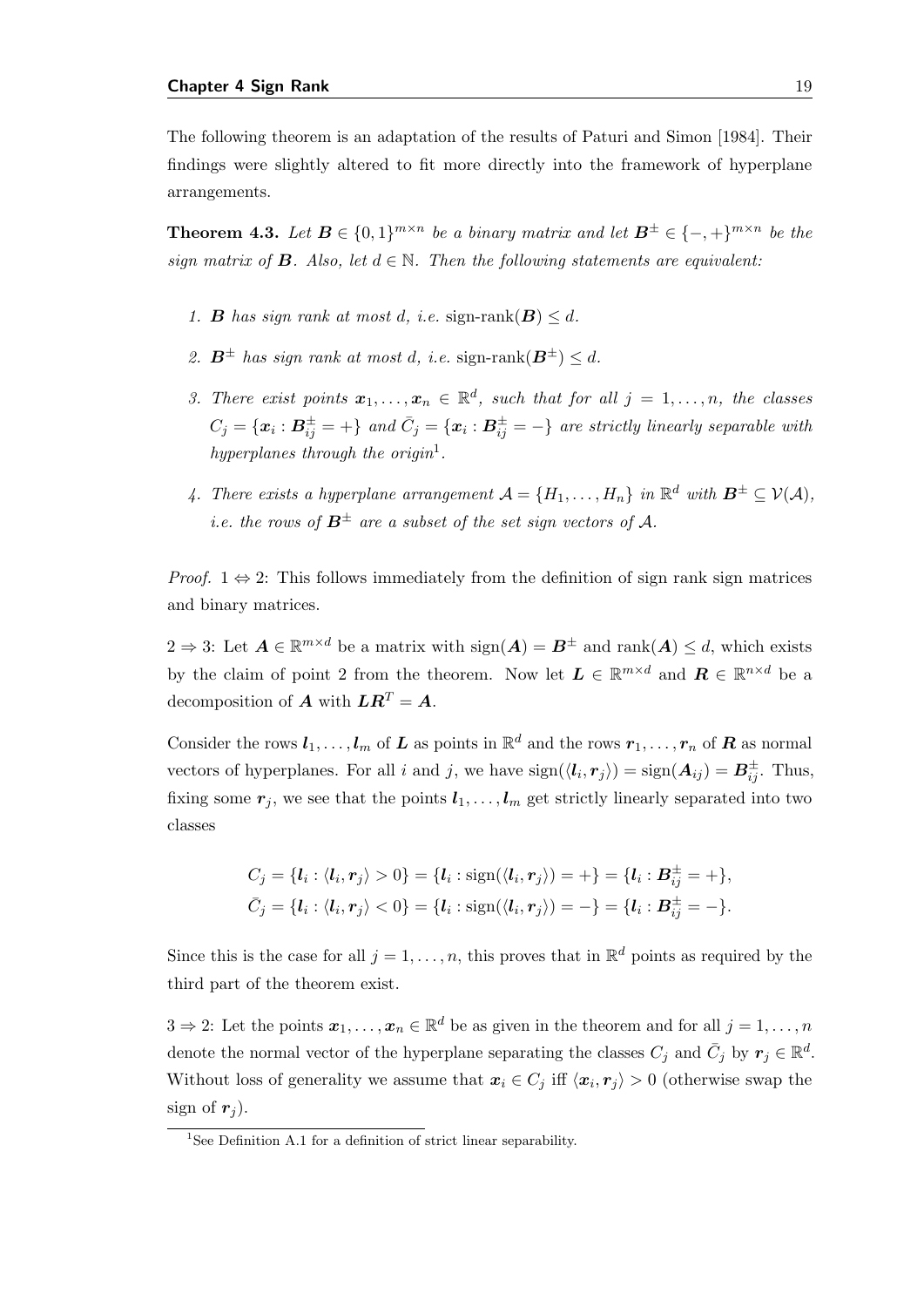The following theorem is an adaptation of the results of Paturi and Simon [1984]. Their findings were slightly altered to fit more directly into the framework of hyperplane arrangements.

**Theorem 4.3.** *Let $\boldsymbol{B} \in \{0,1\}^{m\times n}$ be a binary matrix and let $\boldsymbol{B}^{\pm} \in \{-,+\}^{m\times n}$ be the sign matrix of $\boldsymbol{B}$. Also, let $d \in \mathbb{N}$. Then the following statements are equivalent:*

1. *$\boldsymbol{B}$ has sign rank at most $d$, i.e.* $\text{sign-rank}(\boldsymbol{B}) \leq d$.
2. *$\boldsymbol{B}^{\pm}$ has sign rank at most $d$, i.e.* $\text{sign-rank}(\boldsymbol{B}^{\pm}) \leq d$.
3. *There exist points $\boldsymbol{x}_1, \dots, \boldsymbol{x}_n \in \mathbb{R}^d$, such that for all $j = 1, \dots, n$, the classes $C_j = \{\boldsymbol{x}_i : \boldsymbol{B}^{\pm}_{ij} = +\}$ and $\bar{C}_j = \{\boldsymbol{x}_i : \boldsymbol{B}^{\pm}_{ij} = -\}$ are strictly linearly separable with hyperplanes through the origin*[1].
4. *There exists a hyperplane arrangement $\mathcal{A} = \{H_1, \dots, H_n\}$ in $\mathbb{R}^d$ with $\boldsymbol{B}^{\pm} \subseteq \mathcal{V}(\mathcal{A})$, i.e. the rows of $\boldsymbol{B}^{\pm}$ are a subset of the set sign vectors of $\mathcal{A}$.*

*Proof.* $1 \Leftrightarrow 2$: This follows immediately from the definition of sign rank sign matrices and binary matrices.

$2 \Rightarrow 3$: Let $\boldsymbol{A} \in \mathbb{R}^{m\times d}$ be a matrix with $\text{sign}(\boldsymbol{A}) = \boldsymbol{B}^{\pm}$ and $\text{rank}(\boldsymbol{A}) \leq d$, which exists by the claim of point 2 from the theorem. Now let $\boldsymbol{L} \in \mathbb{R}^{m\times d}$ and $\boldsymbol{R} \in \mathbb{R}^{n\times d}$ be a decomposition of $\boldsymbol{A}$ with $\boldsymbol{L}\boldsymbol{R}^T = \boldsymbol{A}$.

Consider the rows $\boldsymbol{l}_1, \dots, \boldsymbol{l}_m$ of $\boldsymbol{L}$ as points in $\mathbb{R}^d$ and the rows $\boldsymbol{r}_1, \dots, \boldsymbol{r}_n$ of $\boldsymbol{R}$ as normal vectors of hyperplanes. For all $i$ and $j$, we have $\text{sign}(\langle \boldsymbol{l}_i, \boldsymbol{r}_j \rangle) = \text{sign}(\boldsymbol{A}_{ij}) = \boldsymbol{B}^{\pm}_{ij}$. Thus, fixing some $\boldsymbol{r}_j$, we see that the points $\boldsymbol{l}_1, \dots, \boldsymbol{l}_m$ get strictly linearly separated into two classes

$$
\begin{aligned}
C_j &= \{\boldsymbol{l}_i : \langle \boldsymbol{l}_i, \boldsymbol{r}_j \rangle > 0\} = \{\boldsymbol{l}_i : \text{sign}(\langle \boldsymbol{l}_i, \boldsymbol{r}_j \rangle) = +\} = \{\boldsymbol{l}_i : \boldsymbol{B}^{\pm}_{ij} = +\}, \\
\bar{C}_j &= \{\boldsymbol{l}_i : \langle \boldsymbol{l}_i, \boldsymbol{r}_j \rangle < 0\} = \{\boldsymbol{l}_i : \text{sign}(\langle \boldsymbol{l}_i, \boldsymbol{r}_j \rangle) = -\} = \{\boldsymbol{l}_i : \boldsymbol{B}^{\pm}_{ij} = -\}.
\end{aligned}
$$

Since this is the case for all $j = 1, \dots, n$, this proves that in $\mathbb{R}^d$ points as required by the third part of the theorem exist.

$3 \Rightarrow 2$: Let the points $\boldsymbol{x}_1, \dots, \boldsymbol{x}_n \in \mathbb{R}^d$ be as given in the theorem and for all $j = 1, \dots, n$ denote the normal vector of the hyperplane separating the classes $C_j$ and $\bar{C}_j$ by $\boldsymbol{r}_j \in \mathbb{R}^d$. Without loss of generality we assume that $\boldsymbol{x}_i \in C_j$ iff $\langle \boldsymbol{x}_i, \boldsymbol{r}_j \rangle > 0$ (otherwise swap the sign of $\boldsymbol{r}_j$).

[1] See Definition A.1 for a definition of strict linear separability.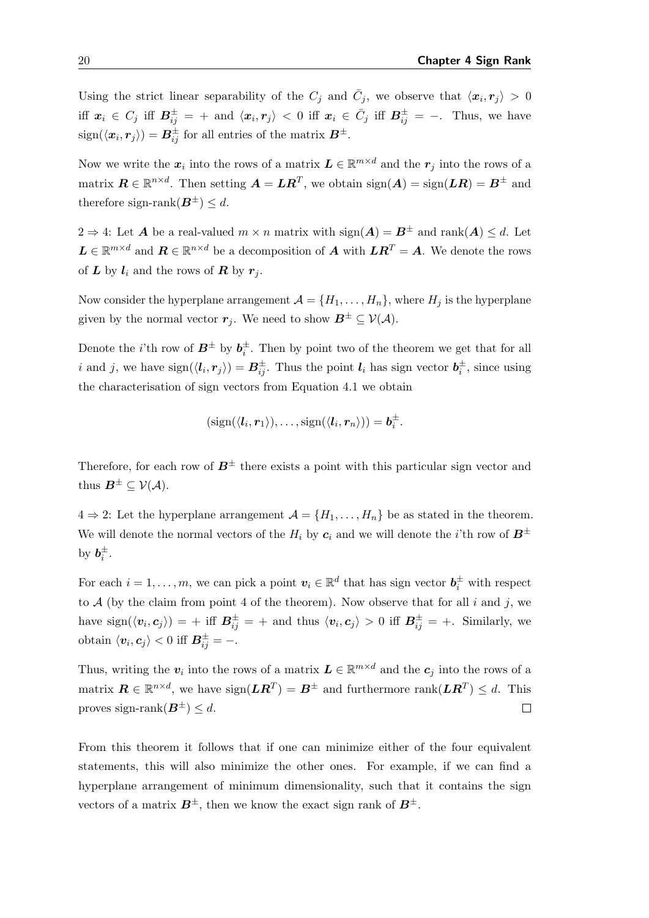Using the strict linear separability of the $C_j$ and $\bar{C}_j$, we observe that $\langle \boldsymbol{x}_i, \boldsymbol{r}_j \rangle > 0$ iff $\boldsymbol{x}_i \in C_j$ iff $\boldsymbol{B}^{\pm}_{ij} = +$ and $\langle \boldsymbol{x}_i, \boldsymbol{r}_j \rangle < 0$ iff $\boldsymbol{x}_i \in \bar{C}_j$ iff $\boldsymbol{B}^{\pm}_{ij} = -$. Thus, we have $\text{sign}(\langle \boldsymbol{x}_i, \boldsymbol{r}_j \rangle) = \boldsymbol{B}^{\pm}_{ij}$ for all entries of the matrix $\boldsymbol{B}^{\pm}$.

Now we write the $\boldsymbol{x}_i$ into the rows of a matrix $\boldsymbol{L} \in \mathbb{R}^{m \times d}$ and the $\boldsymbol{r}_j$ into the rows of a matrix $\boldsymbol{R} \in \mathbb{R}^{n \times d}$. Then setting $\boldsymbol{A} = \boldsymbol{L}\boldsymbol{R}^T$, we obtain $\text{sign}(\boldsymbol{A}) = \text{sign}(\boldsymbol{L}\boldsymbol{R}) = \boldsymbol{B}^{\pm}$ and therefore sign-rank$(\boldsymbol{B}^{\pm}) \leq d$.

$2 \Rightarrow 4$: Let $\boldsymbol{A}$ be a real-valued $m \times n$ matrix with $\text{sign}(\boldsymbol{A}) = \boldsymbol{B}^{\pm}$ and $\text{rank}(\boldsymbol{A}) \leq d$. Let $\boldsymbol{L} \in \mathbb{R}^{m \times d}$ and $\boldsymbol{R} \in \mathbb{R}^{n \times d}$ be a decomposition of $\boldsymbol{A}$ with $\boldsymbol{L}\boldsymbol{R}^T = \boldsymbol{A}$. We denote the rows of $\boldsymbol{L}$ by $\boldsymbol{l}_i$ and the rows of $\boldsymbol{R}$ by $\boldsymbol{r}_j$.

Now consider the hyperplane arrangement $\mathcal{A} = \{H_1, \ldots, H_n\}$, where $H_j$ is the hyperplane given by the normal vector $\boldsymbol{r}_j$. We need to show $\boldsymbol{B}^{\pm} \subseteq \mathcal{V}(\mathcal{A})$.

Denote the $i$'th row of $\boldsymbol{B}^{\pm}$ by $\boldsymbol{b}^{\pm}_i$. Then by point two of the theorem we get that for all $i$ and $j$, we have $\text{sign}(\langle \boldsymbol{l}_i, \boldsymbol{r}_j \rangle) = \boldsymbol{B}^{\pm}_{ij}$. Thus the point $\boldsymbol{l}_i$ has sign vector $\boldsymbol{b}^{\pm}_i$, since using the characterisation of sign vectors from Equation 4.1 we obtain

$$(\text{sign}(\langle \boldsymbol{l}_i, \boldsymbol{r}_1 \rangle), \ldots, \text{sign}(\langle \boldsymbol{l}_i, \boldsymbol{r}_n \rangle)) = \boldsymbol{b}^{\pm}_i.$$

Therefore, for each row of $\boldsymbol{B}^{\pm}$ there exists a point with this particular sign vector and thus $\boldsymbol{B}^{\pm} \subseteq \mathcal{V}(\mathcal{A})$.

$4 \Rightarrow 2$: Let the hyperplane arrangement $\mathcal{A} = \{H_1, \ldots, H_n\}$ be as stated in the theorem. We will denote the normal vectors of the $H_i$ by $\boldsymbol{c}_i$ and we will denote the $i$'th row of $\boldsymbol{B}^{\pm}$ by $\boldsymbol{b}^{\pm}_i$.

For each $i = 1, \ldots, m$, we can pick a point $\boldsymbol{v}_i \in \mathbb{R}^d$ that has sign vector $\boldsymbol{b}^{\pm}_i$ with respect to $\mathcal{A}$ (by the claim from point 4 of the theorem). Now observe that for all $i$ and $j$, we have $\text{sign}(\langle \boldsymbol{v}_i, \boldsymbol{c}_j \rangle) = +$ iff $\boldsymbol{B}^{\pm}_{ij} = +$ and thus $\langle \boldsymbol{v}_i, \boldsymbol{c}_j \rangle > 0$ iff $\boldsymbol{B}^{\pm}_{ij} = +$. Similarly, we obtain $\langle \boldsymbol{v}_i, \boldsymbol{c}_j \rangle < 0$ iff $\boldsymbol{B}^{\pm}_{ij} = -$.

Thus, writing the $\boldsymbol{v}_i$ into the rows of a matrix $\boldsymbol{L} \in \mathbb{R}^{m \times d}$ and the $\boldsymbol{c}_j$ into the rows of a matrix $\boldsymbol{R} \in \mathbb{R}^{n \times d}$, we have $\text{sign}(\boldsymbol{L}\boldsymbol{R}^T) = \boldsymbol{B}^{\pm}$ and furthermore $\text{rank}(\boldsymbol{L}\boldsymbol{R}^T) \leq d$. This proves sign-rank$(\boldsymbol{B}^{\pm}) \leq d$. □

From this theorem it follows that if one can minimize either of the four equivalent statements, this will also minimize the other ones. For example, if we can find a hyperplane arrangement of minimum dimensionality, such that it contains the sign vectors of a matrix $\boldsymbol{B}^{\pm}$, then we know the exact sign rank of $\boldsymbol{B}^{\pm}$.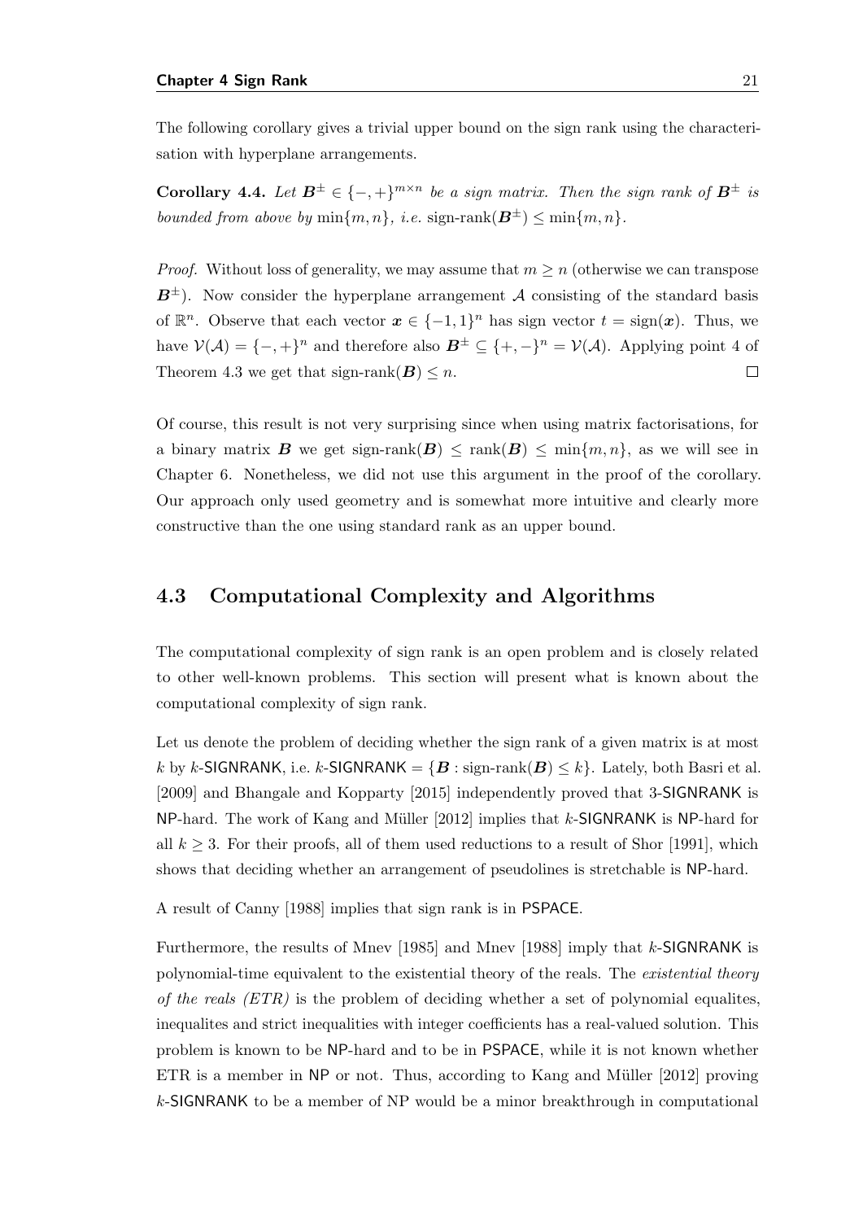The following corollary gives a trivial upper bound on the sign rank using the characterisation with hyperplane arrangements.

**Corollary 4.4.** *Let $\boldsymbol{B}^{\pm} \in \{-,+\}^{m \times n}$ be a sign matrix. Then the sign rank of $\boldsymbol{B}^{\pm}$ is bounded from above by $\min\{m,n\}$, i.e.* $\text{sign-rank}(\boldsymbol{B}^{\pm}) \leq \min\{m,n\}$.

*Proof.* Without loss of generality, we may assume that $m \geq n$ (otherwise we can transpose $\boldsymbol{B}^{\pm}$). Now consider the hyperplane arrangement $\mathcal{A}$ consisting of the standard basis of $\mathbb{R}^n$. Observe that each vector $\boldsymbol{x} \in \{-1,1\}^n$ has sign vector $t = \text{sign}(\boldsymbol{x})$. Thus, we have $\mathcal{V}(\mathcal{A}) = \{-,+\}^n$ and therefore also $\boldsymbol{B}^{\pm} \subseteq \{+,-\}^n = \mathcal{V}(\mathcal{A})$. Applying point 4 of Theorem 4.3 we get that $\text{sign-rank}(\boldsymbol{B}) \leq n$. $\square$

Of course, this result is not very surprising since when using matrix factorisations, for a binary matrix $\boldsymbol{B}$ we get $\text{sign-rank}(\boldsymbol{B}) \leq \text{rank}(\boldsymbol{B}) \leq \min\{m,n\}$, as we will see in Chapter 6. Nonetheless, we did not use this argument in the proof of the corollary. Our approach only used geometry and is somewhat more intuitive and clearly more constructive than the one using standard rank as an upper bound.

## 4.3 Computational Complexity and Algorithms

The computational complexity of sign rank is an open problem and is closely related to other well-known problems. This section will present what is known about the computational complexity of sign rank.

Let us denote the problem of deciding whether the sign rank of a given matrix is at most $k$ by $k$-SIGNRANK, i.e. $k\text{-SIGNRANK} = \{\boldsymbol{B} : \text{sign-rank}(\boldsymbol{B}) \leq k\}$. Lately, both Basri et al. [2009] and Bhangale and Kopparty [2015] independently proved that 3-SIGNRANK is NP-hard. The work of Kang and Müller [2012] implies that $k$-SIGNRANK is NP-hard for all $k \geq 3$. For their proofs, all of them used reductions to a result of Shor [1991], which shows that deciding whether an arrangement of pseudolines is stretchable is NP-hard.

A result of Canny [1988] implies that sign rank is in PSPACE.

Furthermore, the results of Mnev [1985] and Mnev [1988] imply that $k$-SIGNRANK is polynomial-time equivalent to the existential theory of the reals. The *existential theory of the reals (ETR)* is the problem of deciding whether a set of polynomial equalites, inequalites and strict inequalities with integer coefficients has a real-valued solution. This problem is known to be NP-hard and to be in PSPACE, while it is not known whether ETR is a member in NP or not. Thus, according to Kang and Müller [2012] proving $k$-SIGNRANK to be a member of NP would be a minor breakthrough in computational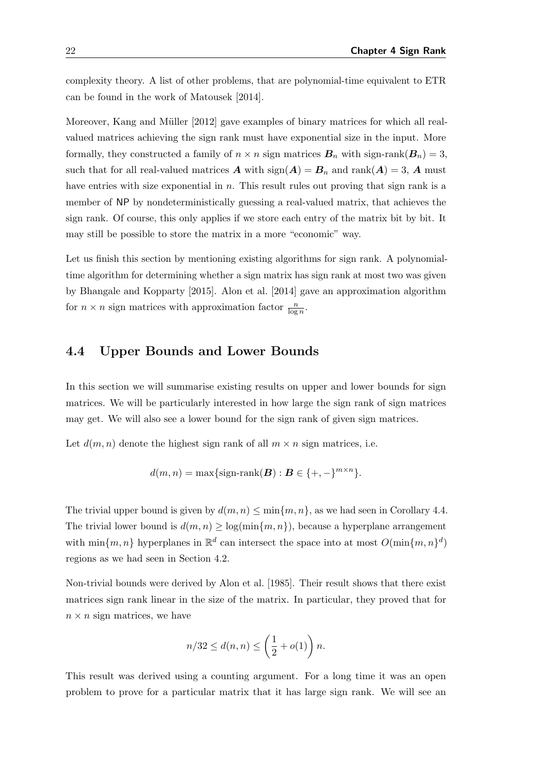complexity theory. A list of other problems, that are polynomial-time equivalent to ETR can be found in the work of Matousek [2014].

Moreover, Kang and Müller [2012] gave examples of binary matrices for which all real-valued matrices achieving the sign rank must have exponential size in the input. More formally, they constructed a family of $n \times n$ sign matrices $\boldsymbol{B}_n$ with sign-rank$(\boldsymbol{B}_n) = 3$, such that for all real-valued matrices $\boldsymbol{A}$ with $\text{sign}(\boldsymbol{A}) = \boldsymbol{B}_n$ and $\text{rank}(\boldsymbol{A}) = 3$, $\boldsymbol{A}$ must have entries with size exponential in $n$. This result rules out proving that sign rank is a member of NP by nondeterministically guessing a real-valued matrix, that achieves the sign rank. Of course, this only applies if we store each entry of the matrix bit by bit. It may still be possible to store the matrix in a more "economic" way.

Let us finish this section by mentioning existing algorithms for sign rank. A polynomial-time algorithm for determining whether a sign matrix has sign rank at most two was given by Bhangale and Kopparty [2015]. Alon et al. [2014] gave an approximation algorithm for $n \times n$ sign matrices with approximation factor $\frac{n}{\log n}$.

## 4.4 Upper Bounds and Lower Bounds

In this section we will summarise existing results on upper and lower bounds for sign matrices. We will be particularly interested in how large the sign rank of sign matrices may get. We will also see a lower bound for the sign rank of given sign matrices.

Let $d(m, n)$ denote the highest sign rank of all $m \times n$ sign matrices, i.e.

$$d(m, n) = \max\{\text{sign-rank}(\boldsymbol{B}) : \boldsymbol{B} \in \{+, -\}^{m \times n}\}.$$

The trivial upper bound is given by $d(m, n) \leq \min\{m, n\}$, as we had seen in Corollary 4.4. The trivial lower bound is $d(m, n) \geq \log(\min\{m, n\})$, because a hyperplane arrangement with $\min\{m, n\}$ hyperplanes in $\mathbb{R}^d$ can intersect the space into at most $O(\min\{m, n\}^d)$ regions as we had seen in Section 4.2.

Non-trivial bounds were derived by Alon et al. [1985]. Their result shows that there exist matrices sign rank linear in the size of the matrix. In particular, they proved that for $n \times n$ sign matrices, we have

$$n/32 \leq d(n, n) \leq \left(\frac{1}{2} + o(1)\right) n.$$

This result was derived using a counting argument. For a long time it was an open problem to prove for a particular matrix that it has large sign rank. We will see an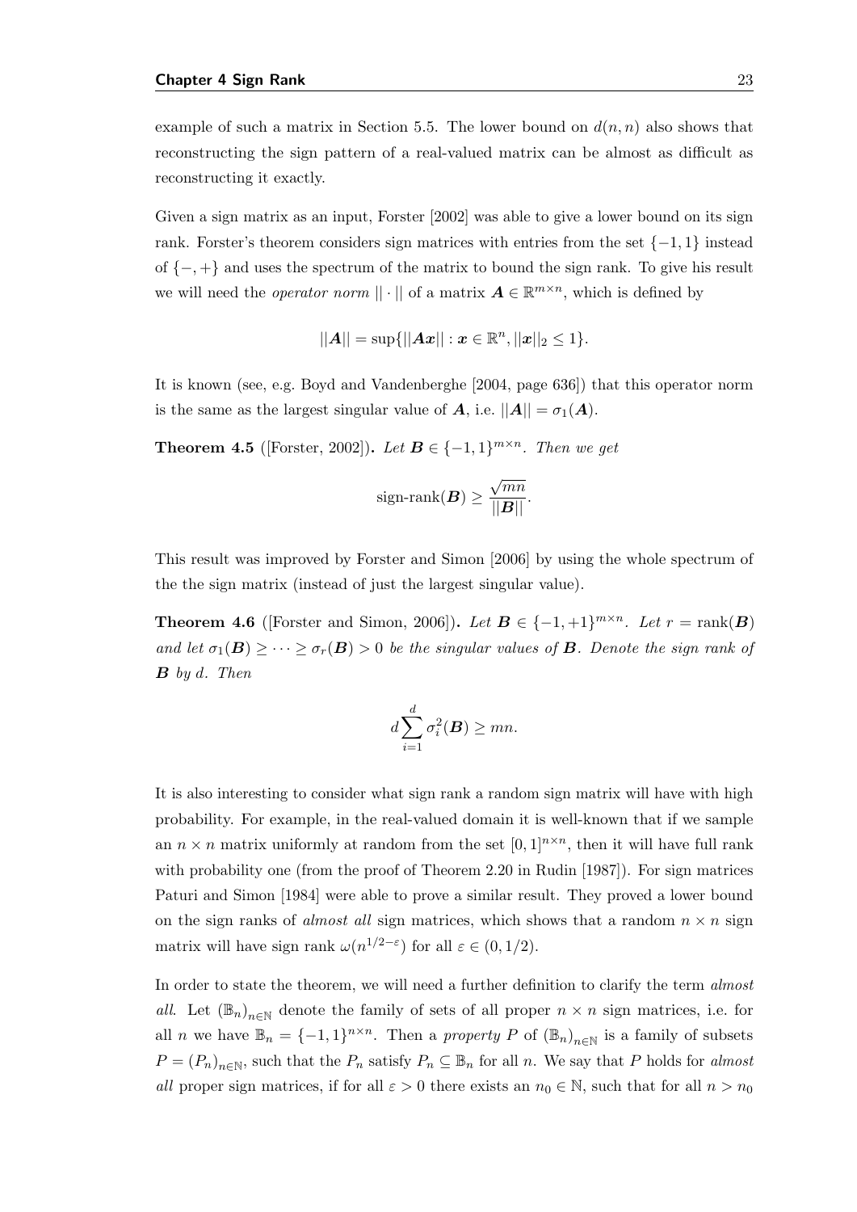example of such a matrix in Section 5.5. The lower bound on $d(n, n)$ also shows that reconstructing the sign pattern of a real-valued matrix can be almost as difficult as reconstructing it exactly.

Given a sign matrix as an input, Forster [2002] was able to give a lower bound on its sign rank. Forster's theorem considers sign matrices with entries from the set $\{-1, 1\}$ instead of $\{-, +\}$ and uses the spectrum of the matrix to bound the sign rank. To give his result we will need the *operator norm* $|| \cdot ||$ of a matrix $\boldsymbol{A} \in \mathbb{R}^{m \times n}$, which is defined by

$$||\boldsymbol{A}|| = \sup\{||\boldsymbol{A}\boldsymbol{x}|| : \boldsymbol{x} \in \mathbb{R}^n, ||\boldsymbol{x}||_2 \leq 1\}.$$

It is known (see, e.g. Boyd and Vandenberghe [2004, page 636]) that this operator norm is the same as the largest singular value of $\boldsymbol{A}$, i.e. $||\boldsymbol{A}|| = \sigma_1(\boldsymbol{A})$.

**Theorem 4.5** ([Forster, 2002])**.** *Let $\boldsymbol{B} \in \{-1, 1\}^{m \times n}$. Then we get*

$$\text{sign-rank}(\boldsymbol{B}) \geq \frac{\sqrt{mn}}{||\boldsymbol{B}||}.$$

This result was improved by Forster and Simon [2006] by using the whole spectrum of the the sign matrix (instead of just the largest singular value).

**Theorem 4.6** ([Forster and Simon, 2006])**.** *Let $\boldsymbol{B} \in \{-1, +1\}^{m \times n}$. Let $r = \text{rank}(\boldsymbol{B})$ and let $\sigma_1(\boldsymbol{B}) \geq \cdots \geq \sigma_r(\boldsymbol{B}) > 0$ be the singular values of $\boldsymbol{B}$. Denote the sign rank of $\boldsymbol{B}$ by $d$. Then*

$$d \sum_{i=1}^{d} \sigma_i^2(\boldsymbol{B}) \geq mn.$$

It is also interesting to consider what sign rank a random sign matrix will have with high probability. For example, in the real-valued domain it is well-known that if we sample an $n \times n$ matrix uniformly at random from the set $[0, 1]^{n \times n}$, then it will have full rank with probability one (from the proof of Theorem 2.20 in Rudin [1987]). For sign matrices Paturi and Simon [1984] were able to prove a similar result. They proved a lower bound on the sign ranks of *almost all* sign matrices, which shows that a random $n \times n$ sign matrix will have sign rank $\omega(n^{1/2-\varepsilon})$ for all $\varepsilon \in (0, 1/2)$.

In order to state the theorem, we will need a further definition to clarify the term *almost all*. Let $(\mathbb{B}_n)_{n \in \mathbb{N}}$ denote the family of sets of all proper $n \times n$ sign matrices, i.e. for all $n$ we have $\mathbb{B}_n = \{-1, 1\}^{n \times n}$. Then a *property* $P$ of $(\mathbb{B}_n)_{n \in \mathbb{N}}$ is a family of subsets $P = (P_n)_{n \in \mathbb{N}}$, such that the $P_n$ satisfy $P_n \subseteq \mathbb{B}_n$ for all $n$. We say that $P$ holds for *almost all* proper sign matrices, if for all $\varepsilon > 0$ there exists an $n_0 \in \mathbb{N}$, such that for all $n > n_0$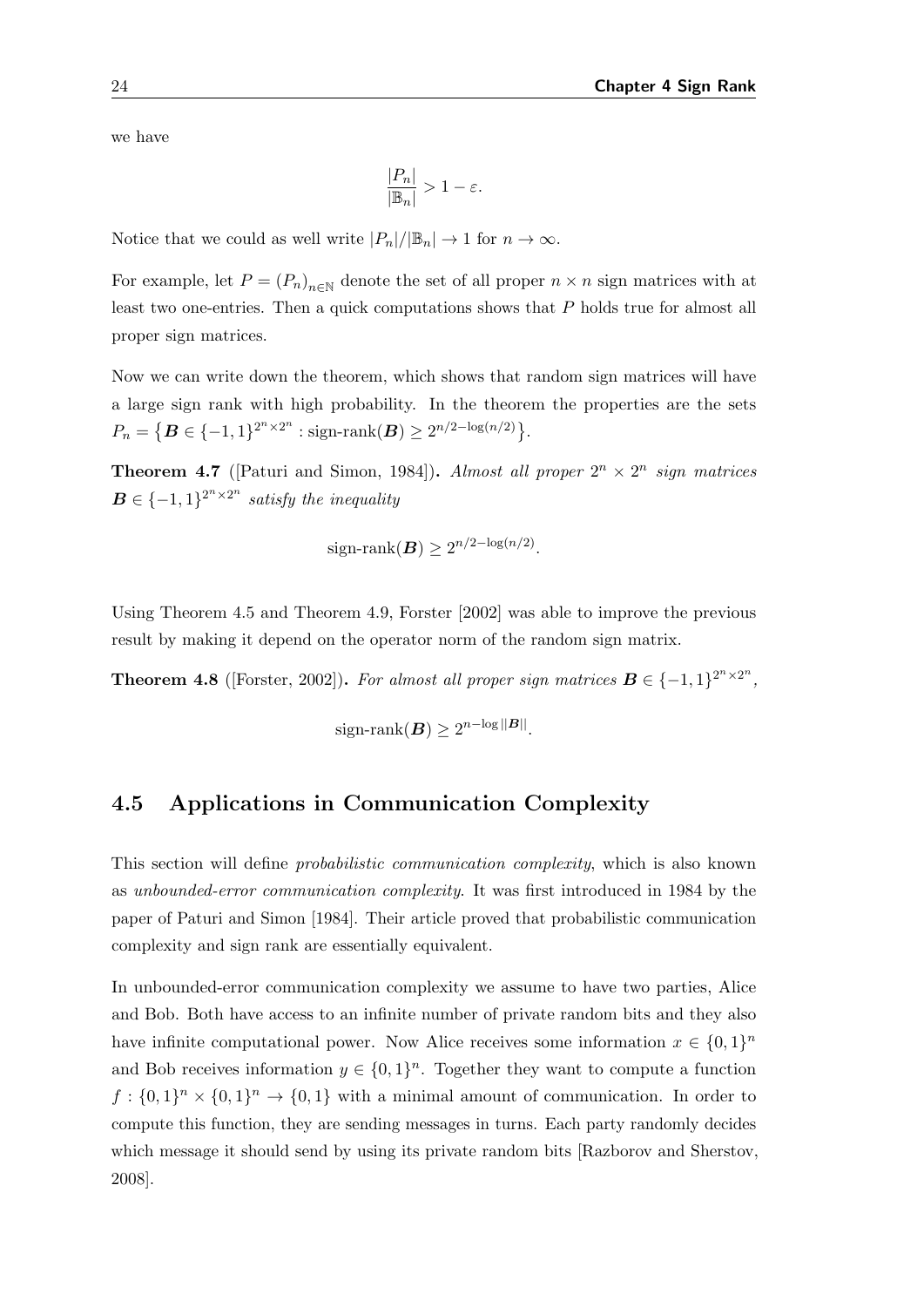we have

$$\frac{|P_n|}{|\mathbb{B}_n|} > 1 - \varepsilon.$$

Notice that we could as well write $|P_n|/|\mathbb{B}_n| \to 1$ for $n \to \infty$.

For example, let $P = (P_n)_{n \in \mathbb{N}}$ denote the set of all proper $n \times n$ sign matrices with at least two one-entries. Then a quick computations shows that $P$ holds true for almost all proper sign matrices.

Now we can write down the theorem, which shows that random sign matrices will have a large sign rank with high probability. In the theorem the properties are the sets $P_n = \{\boldsymbol{B} \in \{-1, 1\}^{2^n \times 2^n} : \text{sign-rank}(\boldsymbol{B}) \geq 2^{n/2 - \log(n/2)}\}$.

**Theorem 4.7** ([Paturi and Simon, 1984]). *Almost all proper $2^n \times 2^n$ sign matrices $\boldsymbol{B} \in \{-1, 1\}^{2^n \times 2^n}$ satisfy the inequality*

$$\text{sign-rank}(\boldsymbol{B}) \geq 2^{n/2 - \log(n/2)}.$$

Using Theorem 4.5 and Theorem 4.9, Forster [2002] was able to improve the previous result by making it depend on the operator norm of the random sign matrix.

**Theorem 4.8** ([Forster, 2002]). *For almost all proper sign matrices $\boldsymbol{B} \in \{-1, 1\}^{2^n \times 2^n}$,*

$$\text{sign-rank}(\boldsymbol{B}) \geq 2^{n - \log ||\boldsymbol{B}||}.$$

## 4.5 Applications in Communication Complexity

This section will define *probabilistic communication complexity*, which is also known as *unbounded-error communication complexity*. It was first introduced in 1984 by the paper of Paturi and Simon [1984]. Their article proved that probabilistic communication complexity and sign rank are essentially equivalent.

In unbounded-error communication complexity we assume to have two parties, Alice and Bob. Both have access to an infinite number of private random bits and they also have infinite computational power. Now Alice receives some information $x \in \{0, 1\}^n$ and Bob receives information $y \in \{0, 1\}^n$. Together they want to compute a function $f : \{0, 1\}^n \times \{0, 1\}^n \to \{0, 1\}$ with a minimal amount of communication. In order to compute this function, they are sending messages in turns. Each party randomly decides which message it should send by using its private random bits [Razborov and Sherstov, 2008].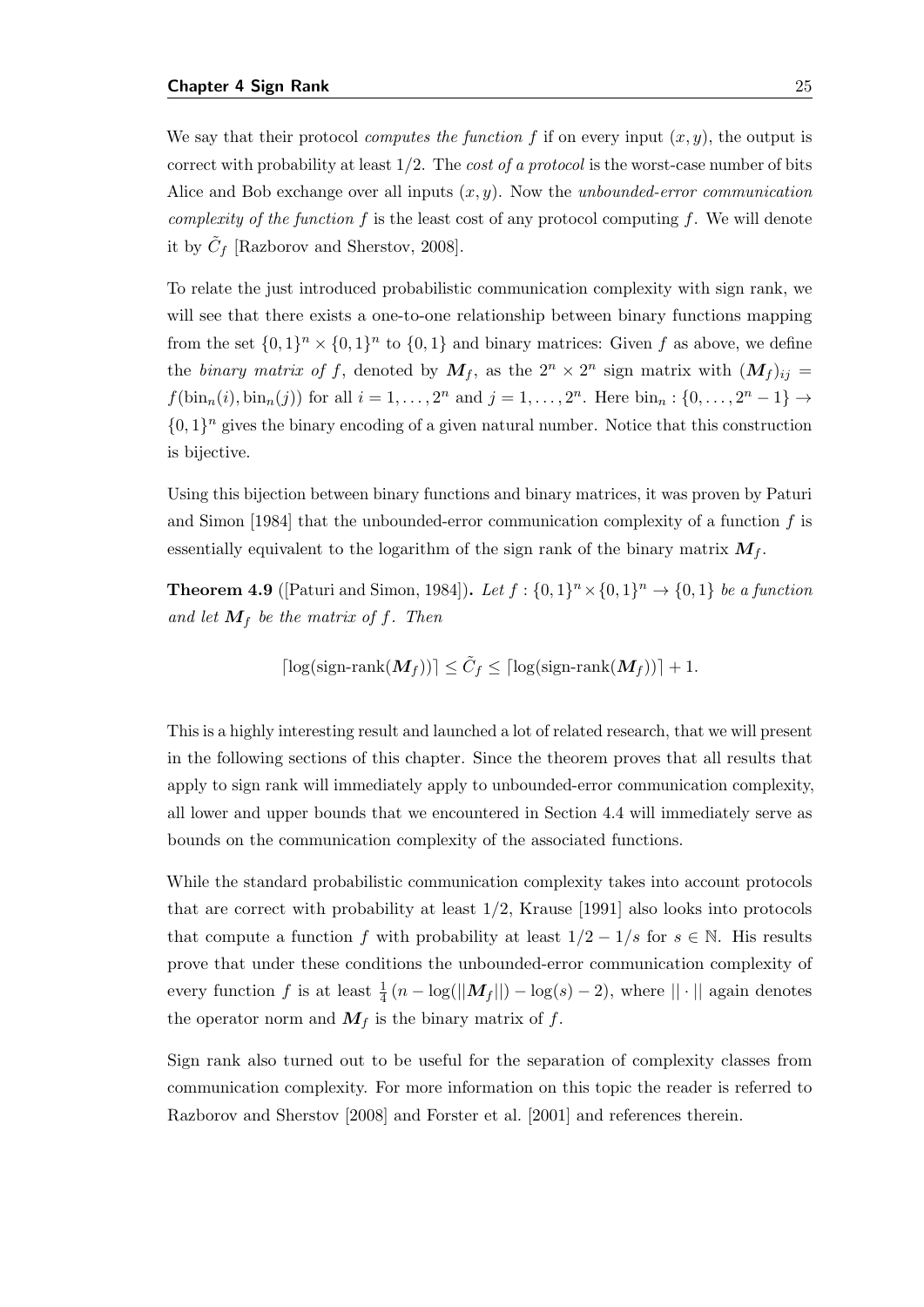We say that their protocol *computes the function* $f$ if on every input $(x, y)$, the output is correct with probability at least $1/2$. The *cost of a protocol* is the worst-case number of bits Alice and Bob exchange over all inputs $(x, y)$. Now the *unbounded-error communication complexity of the function* $f$ is the least cost of any protocol computing $f$. We will denote it by $\tilde{C}_f$ [Razborov and Sherstov, 2008].

To relate the just introduced probabilistic communication complexity with sign rank, we will see that there exists a one-to-one relationship between binary functions mapping from the set $\{0,1\}^n \times \{0,1\}^n$ to $\{0,1\}$ and binary matrices: Given $f$ as above, we define the *binary matrix of* $f$, denoted by $\boldsymbol{M}_f$, as the $2^n \times 2^n$ sign matrix with $(\boldsymbol{M}_f)_{ij} = f(\text{bin}_n(i), \text{bin}_n(j))$ for all $i = 1, \ldots, 2^n$ and $j = 1, \ldots, 2^n$. Here $\text{bin}_n : \{0, \ldots, 2^n - 1\} \to \{0,1\}^n$ gives the binary encoding of a given natural number. Notice that this construction is bijective.

Using this bijection between binary functions and binary matrices, it was proven by Paturi and Simon [1984] that the unbounded-error communication complexity of a function $f$ is essentially equivalent to the logarithm of the sign rank of the binary matrix $\boldsymbol{M}_f$.

**Theorem 4.9** ([Paturi and Simon, 1984])**.** *Let $f : \{0,1\}^n \times \{0,1\}^n \to \{0,1\}$ be a function and let $\boldsymbol{M}_f$ be the matrix of $f$. Then*

$$\lceil \log(\text{sign-rank}(\boldsymbol{M}_f)) \rceil \leq \tilde{C}_f \leq \lceil \log(\text{sign-rank}(\boldsymbol{M}_f)) \rceil + 1.$$

This is a highly interesting result and launched a lot of related research, that we will present in the following sections of this chapter. Since the theorem proves that all results that apply to sign rank will immediately apply to unbounded-error communication complexity, all lower and upper bounds that we encountered in Section 4.4 will immediately serve as bounds on the communication complexity of the associated functions.

While the standard probabilistic communication complexity takes into account protocols that are correct with probability at least $1/2$, Krause [1991] also looks into protocols that compute a function $f$ with probability at least $1/2 - 1/s$ for $s \in \mathbb{N}$. His results prove that under these conditions the unbounded-error communication complexity of every function $f$ is at least $\frac{1}{4}\left(n - \log(||\boldsymbol{M}_f||) - \log(s) - 2\right)$, where $|| \cdot ||$ again denotes the operator norm and $\boldsymbol{M}_f$ is the binary matrix of $f$.

Sign rank also turned out to be useful for the separation of complexity classes from communication complexity. For more information on this topic the reader is referred to Razborov and Sherstov [2008] and Forster et al. [2001] and references therein.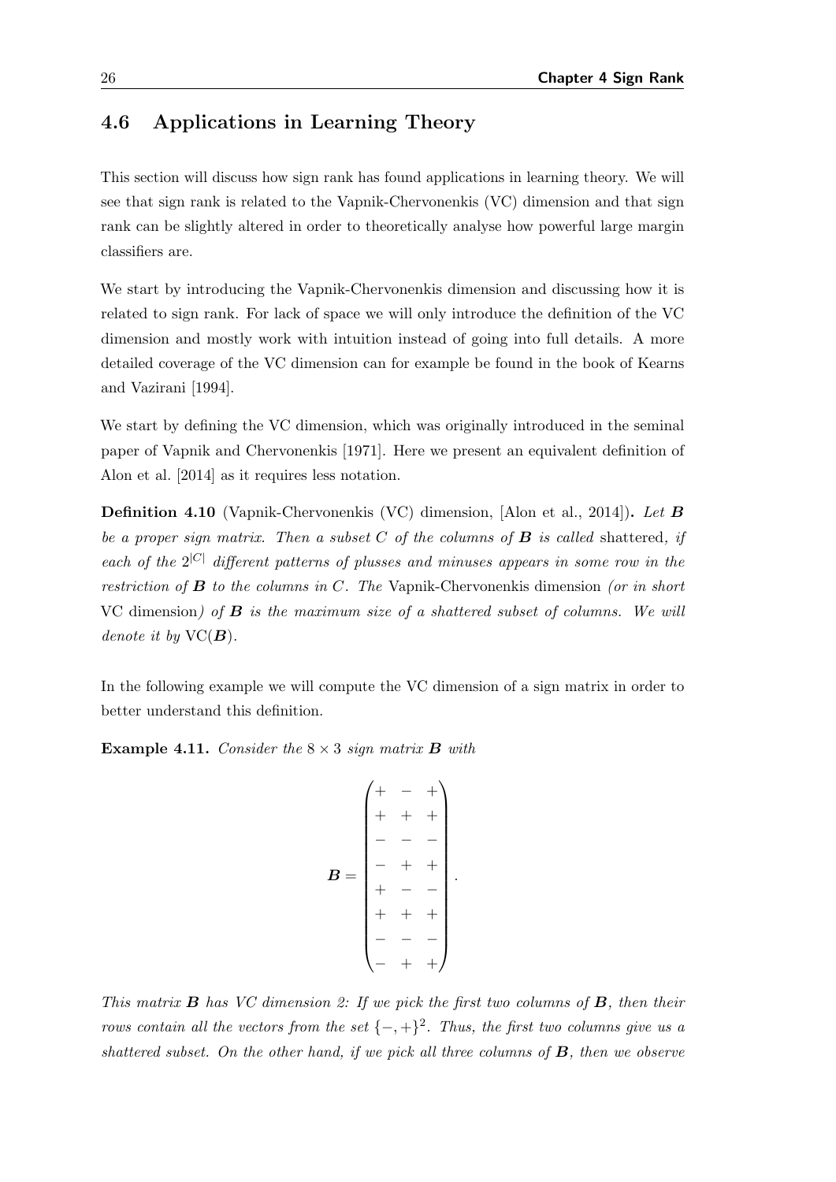## 4.6 Applications in Learning Theory

This section will discuss how sign rank has found applications in learning theory. We will see that sign rank is related to the Vapnik-Chervonenkis (VC) dimension and that sign rank can be slightly altered in order to theoretically analyse how powerful large margin classifiers are.

We start by introducing the Vapnik-Chervonenkis dimension and discussing how it is related to sign rank. For lack of space we will only introduce the definition of the VC dimension and mostly work with intuition instead of going into full details. A more detailed coverage of the VC dimension can for example be found in the book of Kearns and Vazirani [1994].

We start by defining the VC dimension, which was originally introduced in the seminal paper of Vapnik and Chervonenkis [1971]. Here we present an equivalent definition of Alon et al. [2014] as it requires less notation.

**Definition 4.10** (Vapnik-Chervonenkis (VC) dimension, [Alon et al., 2014])**.** *Let $\boldsymbol{B}$ be a proper sign matrix. Then a subset $C$ of the columns of $\boldsymbol{B}$ is called* shattered*, if each of the $2^{|C|}$ different patterns of plusses and minuses appears in some row in the restriction of $\boldsymbol{B}$ to the columns in $C$. The* Vapnik-Chervonenkis dimension *(or in short* VC dimension*) of $\boldsymbol{B}$ is the maximum size of a shattered subset of columns. We will denote it by $\mathrm{VC}(\boldsymbol{B})$.*

In the following example we will compute the VC dimension of a sign matrix in order to better understand this definition.

**Example 4.11.** *Consider the $8 \times 3$ sign matrix $\boldsymbol{B}$ with*

$$\boldsymbol{B} = \begin{pmatrix} + & - & + \\ + & + & + \\ - & - & - \\ - & + & + \\ + & - & - \\ + & + & + \\ - & - & - \\ - & + & + \end{pmatrix}.$$

*This matrix $\boldsymbol{B}$ has VC dimension 2: If we pick the first two columns of $\boldsymbol{B}$, then their rows contain all the vectors from the set $\{-,+\}^2$. Thus, the first two columns give us a shattered subset. On the other hand, if we pick all three columns of $\boldsymbol{B}$, then we observe*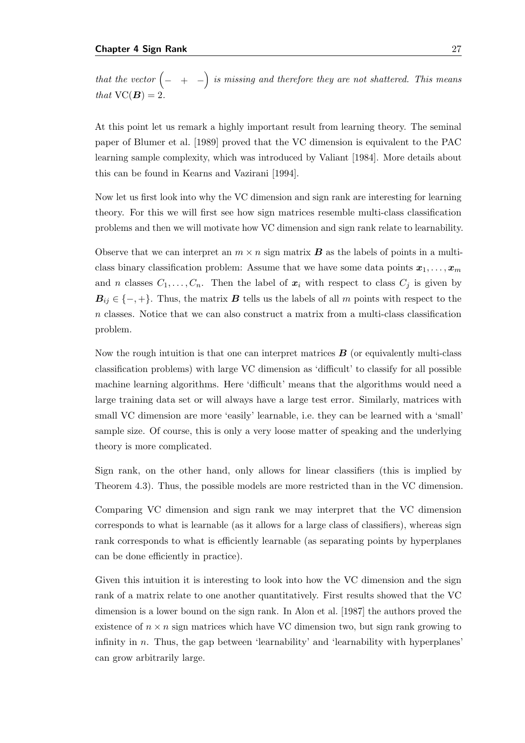*that the vector* $\begin{pmatrix} - & + & - \end{pmatrix}$ *is missing and therefore they are not shattered. This means that* $\mathrm{VC}(\boldsymbol{B}) = 2$.

At this point let us remark a highly important result from learning theory. The seminal paper of Blumer et al. [1989] proved that the VC dimension is equivalent to the PAC learning sample complexity, which was introduced by Valiant [1984]. More details about this can be found in Kearns and Vazirani [1994].

Now let us first look into why the VC dimension and sign rank are interesting for learning theory. For this we will first see how sign matrices resemble multi-class classification problems and then we will motivate how VC dimension and sign rank relate to learnability.

Observe that we can interpret an $m \times n$ sign matrix $\boldsymbol{B}$ as the labels of points in a multi-class binary classification problem: Assume that we have some data points $\boldsymbol{x}_1, \ldots, \boldsymbol{x}_m$ and $n$ classes $C_1, \ldots, C_n$. Then the label of $\boldsymbol{x}_i$ with respect to class $C_j$ is given by $\boldsymbol{B}_{ij} \in \{-, +\}$. Thus, the matrix $\boldsymbol{B}$ tells us the labels of all $m$ points with respect to the $n$ classes. Notice that we can also construct a matrix from a multi-class classification problem.

Now the rough intuition is that one can interpret matrices $\boldsymbol{B}$ (or equivalently multi-class classification problems) with large VC dimension as 'difficult' to classify for all possible machine learning algorithms. Here 'difficult' means that the algorithms would need a large training data set or will always have a large test error. Similarly, matrices with small VC dimension are more 'easily' learnable, i.e. they can be learned with a 'small' sample size. Of course, this is only a very loose matter of speaking and the underlying theory is more complicated.

Sign rank, on the other hand, only allows for linear classifiers (this is implied by Theorem 4.3). Thus, the possible models are more restricted than in the VC dimension.

Comparing VC dimension and sign rank we may interpret that the VC dimension corresponds to what is learnable (as it allows for a large class of classifiers), whereas sign rank corresponds to what is efficiently learnable (as separating points by hyperplanes can be done efficiently in practice).

Given this intuition it is interesting to look into how the VC dimension and the sign rank of a matrix relate to one another quantitatively. First results showed that the VC dimension is a lower bound on the sign rank. In Alon et al. [1987] the authors proved the existence of $n \times n$ sign matrices which have VC dimension two, but sign rank growing to infinity in $n$. Thus, the gap between 'learnability' and 'learnability with hyperplanes' can grow arbitrarily large.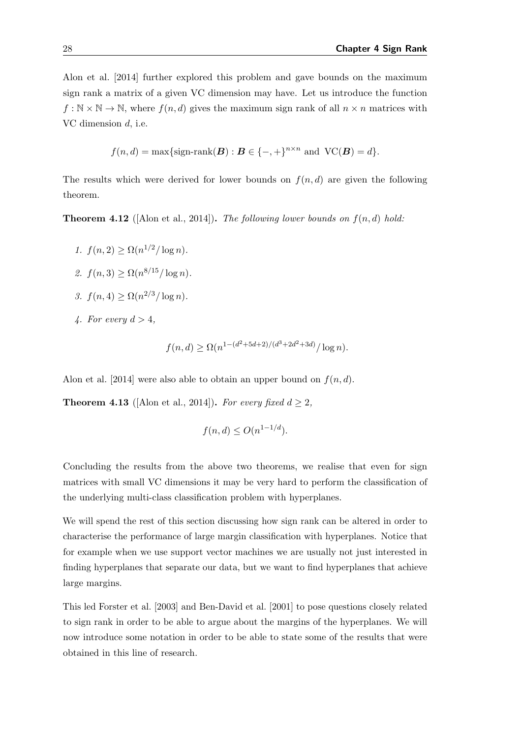Alon et al. [2014] further explored this problem and gave bounds on the maximum sign rank a matrix of a given VC dimension may have. Let us introduce the function $f : \mathbb{N} \times \mathbb{N} \to \mathbb{N}$, where $f(n, d)$ gives the maximum sign rank of all $n \times n$ matrices with VC dimension $d$, i.e.

$$f(n, d) = \max\{\text{sign-rank}(\boldsymbol{B}) : \boldsymbol{B} \in \{-, +\}^{n\times n} \text{ and } \text{VC}(\boldsymbol{B}) = d\}.$$

The results which were derived for lower bounds on $f(n, d)$ are given the following theorem.

**Theorem 4.12** ([Alon et al., 2014])**.** *The following lower bounds on $f(n, d)$ hold:*

1. $f(n, 2) \geq \Omega(n^{1/2}/\log n)$.
2. $f(n, 3) \geq \Omega(n^{8/15}/\log n)$.
3. $f(n, 4) \geq \Omega(n^{2/3}/\log n)$.
4. *For every $d > 4$,*

$$f(n, d) \geq \Omega(n^{1-(d^2+5d+2)/(d^3+2d^2+3d)}/\log n).$$

Alon et al. [2014] were also able to obtain an upper bound on $f(n, d)$.

**Theorem 4.13** ([Alon et al., 2014])**.** *For every fixed $d \geq 2$,*

$$f(n, d) \leq O(n^{1-1/d}).$$

Concluding the results from the above two theorems, we realise that even for sign matrices with small VC dimensions it may be very hard to perform the classification of the underlying multi-class classification problem with hyperplanes.

We will spend the rest of this section discussing how sign rank can be altered in order to characterise the performance of large margin classification with hyperplanes. Notice that for example when we use support vector machines we are usually not just interested in finding hyperplanes that separate our data, but we want to find hyperplanes that achieve large margins.

This led Forster et al. [2003] and Ben-David et al. [2001] to pose questions closely related to sign rank in order to be able to argue about the margins of the hyperplanes. We will now introduce some notation in order to be able to state some of the results that were obtained in this line of research.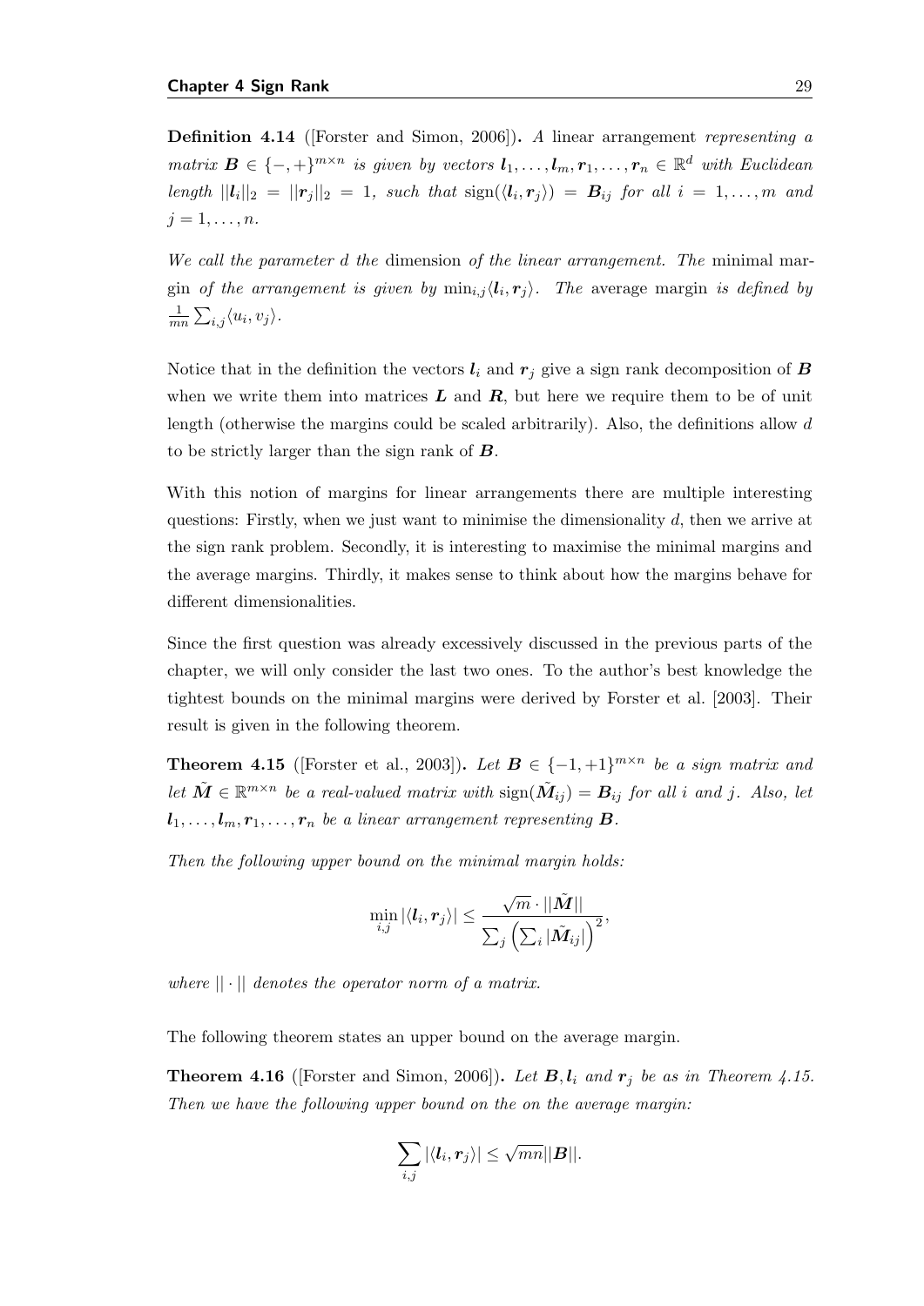**Definition 4.14** ([Forster and Simon, 2006])**.** *A linear arrangement representing a matrix $\boldsymbol{B} \in \{-,+\}^{m \times n}$ is given by vectors $\boldsymbol{l}_1, \ldots, \boldsymbol{l}_m, \boldsymbol{r}_1, \ldots, \boldsymbol{r}_n \in \mathbb{R}^d$ with Euclidean length $||\boldsymbol{l}_i||_2 = ||\boldsymbol{r}_j||_2 = 1$, such that $\operatorname{sign}(\langle \boldsymbol{l}_i, \boldsymbol{r}_j \rangle) = \boldsymbol{B}_{ij}$ for all $i = 1, \ldots, m$ and $j = 1, \ldots, n$.*

*We call the parameter $d$ the* dimension *of the linear arrangement. The* minimal margin *of the arrangement is given by $\min_{i,j} \langle \boldsymbol{l}_i, \boldsymbol{r}_j \rangle$. The* average margin *is defined by $\frac{1}{mn} \sum_{i,j} \langle u_i, v_j \rangle$.*

Notice that in the definition the vectors $\boldsymbol{l}_i$ and $\boldsymbol{r}_j$ give a sign rank decomposition of $\boldsymbol{B}$ when we write them into matrices $\boldsymbol{L}$ and $\boldsymbol{R}$, but here we require them to be of unit length (otherwise the margins could be scaled arbitrarily). Also, the definitions allow $d$ to be strictly larger than the sign rank of $\boldsymbol{B}$.

With this notion of margins for linear arrangements there are multiple interesting questions: Firstly, when we just want to minimise the dimensionality $d$, then we arrive at the sign rank problem. Secondly, it is interesting to maximise the minimal margins and the average margins. Thirdly, it makes sense to think about how the margins behave for different dimensionalities.

Since the first question was already excessively discussed in the previous parts of the chapter, we will only consider the last two ones. To the author's best knowledge the tightest bounds on the minimal margins were derived by Forster et al. [2003]. Their result is given in the following theorem.

**Theorem 4.15** ([Forster et al., 2003])**.** *Let $\boldsymbol{B} \in \{-1,+1\}^{m \times n}$ be a sign matrix and let $\tilde{\boldsymbol{M}} \in \mathbb{R}^{m \times n}$ be a real-valued matrix with $\operatorname{sign}(\tilde{\boldsymbol{M}}_{ij}) = \boldsymbol{B}_{ij}$ for all $i$ and $j$. Also, let $\boldsymbol{l}_1, \ldots, \boldsymbol{l}_m, \boldsymbol{r}_1, \ldots, \boldsymbol{r}_n$ be a linear arrangement representing $\boldsymbol{B}$.*

*Then the following upper bound on the minimal margin holds:*

$$\min_{i,j} |\langle \boldsymbol{l}_i, \boldsymbol{r}_j \rangle| \leq \frac{\sqrt{m} \cdot ||\tilde{\boldsymbol{M}}||}{\sum_j \left( \sum_i |\tilde{\boldsymbol{M}}_{ij}| \right)^2},$$

*where $||\cdot||$ denotes the operator norm of a matrix.*

The following theorem states an upper bound on the average margin.

**Theorem 4.16** ([Forster and Simon, 2006])**.** *Let $\boldsymbol{B}, \boldsymbol{l}_i$ and $\boldsymbol{r}_j$ be as in Theorem 4.15. Then we have the following upper bound on the on the average margin:*

$$\sum_{i,j} |\langle \boldsymbol{l}_i, \boldsymbol{r}_j \rangle| \leq \sqrt{mn} ||\boldsymbol{B}||.$$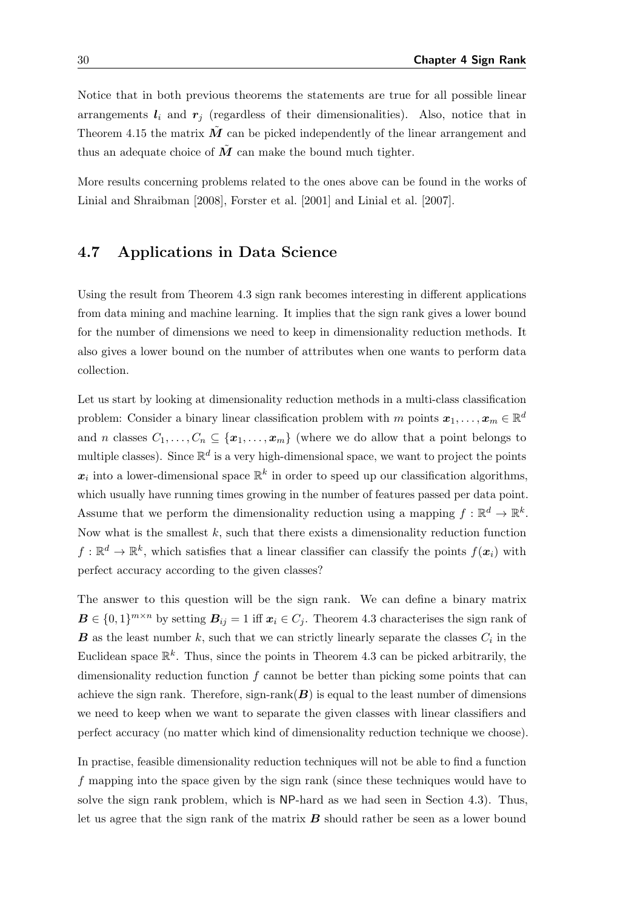Notice that in both previous theorems the statements are true for all possible linear arrangements $\boldsymbol{l}_i$ and $\boldsymbol{r}_j$ (regardless of their dimensionalities). Also, notice that in Theorem 4.15 the matrix $\tilde{\boldsymbol{M}}$ can be picked independently of the linear arrangement and thus an adequate choice of $\tilde{\boldsymbol{M}}$ can make the bound much tighter.

More results concerning problems related to the ones above can be found in the works of Linial and Shraibman [2008], Forster et al. [2001] and Linial et al. [2007].

## 4.7 Applications in Data Science

Using the result from Theorem 4.3 sign rank becomes interesting in different applications from data mining and machine learning. It implies that the sign rank gives a lower bound for the number of dimensions we need to keep in dimensionality reduction methods. It also gives a lower bound on the number of attributes when one wants to perform data collection.

Let us start by looking at dimensionality reduction methods in a multi-class classification problem: Consider a binary linear classification problem with $m$ points $\boldsymbol{x}_1, \ldots, \boldsymbol{x}_m \in \mathbb{R}^d$ and $n$ classes $C_1, \ldots, C_n \subseteq \{\boldsymbol{x}_1, \ldots, \boldsymbol{x}_m\}$ (where we do allow that a point belongs to multiple classes). Since $\mathbb{R}^d$ is a very high-dimensional space, we want to project the points $\boldsymbol{x}_i$ into a lower-dimensional space $\mathbb{R}^k$ in order to speed up our classification algorithms, which usually have running times growing in the number of features passed per data point. Assume that we perform the dimensionality reduction using a mapping $f : \mathbb{R}^d \to \mathbb{R}^k$. Now what is the smallest $k$, such that there exists a dimensionality reduction function $f : \mathbb{R}^d \to \mathbb{R}^k$, which satisfies that a linear classifier can classify the points $f(\boldsymbol{x}_i)$ with perfect accuracy according to the given classes?

The answer to this question will be the sign rank. We can define a binary matrix $\boldsymbol{B} \in \{0, 1\}^{m \times n}$ by setting $\boldsymbol{B}_{ij} = 1$ iff $\boldsymbol{x}_i \in C_j$. Theorem 4.3 characterises the sign rank of $\boldsymbol{B}$ as the least number $k$, such that we can strictly linearly separate the classes $C_i$ in the Euclidean space $\mathbb{R}^k$. Thus, since the points in Theorem 4.3 can be picked arbitrarily, the dimensionality reduction function $f$ cannot be better than picking some points that can achieve the sign rank. Therefore, sign-rank($\boldsymbol{B}$) is equal to the least number of dimensions we need to keep when we want to separate the given classes with linear classifiers and perfect accuracy (no matter which kind of dimensionality reduction technique we choose).

In practise, feasible dimensionality reduction techniques will not be able to find a function $f$ mapping into the space given by the sign rank (since these techniques would have to solve the sign rank problem, which is NP-hard as we had seen in Section 4.3). Thus, let us agree that the sign rank of the matrix $\boldsymbol{B}$ should rather be seen as a lower bound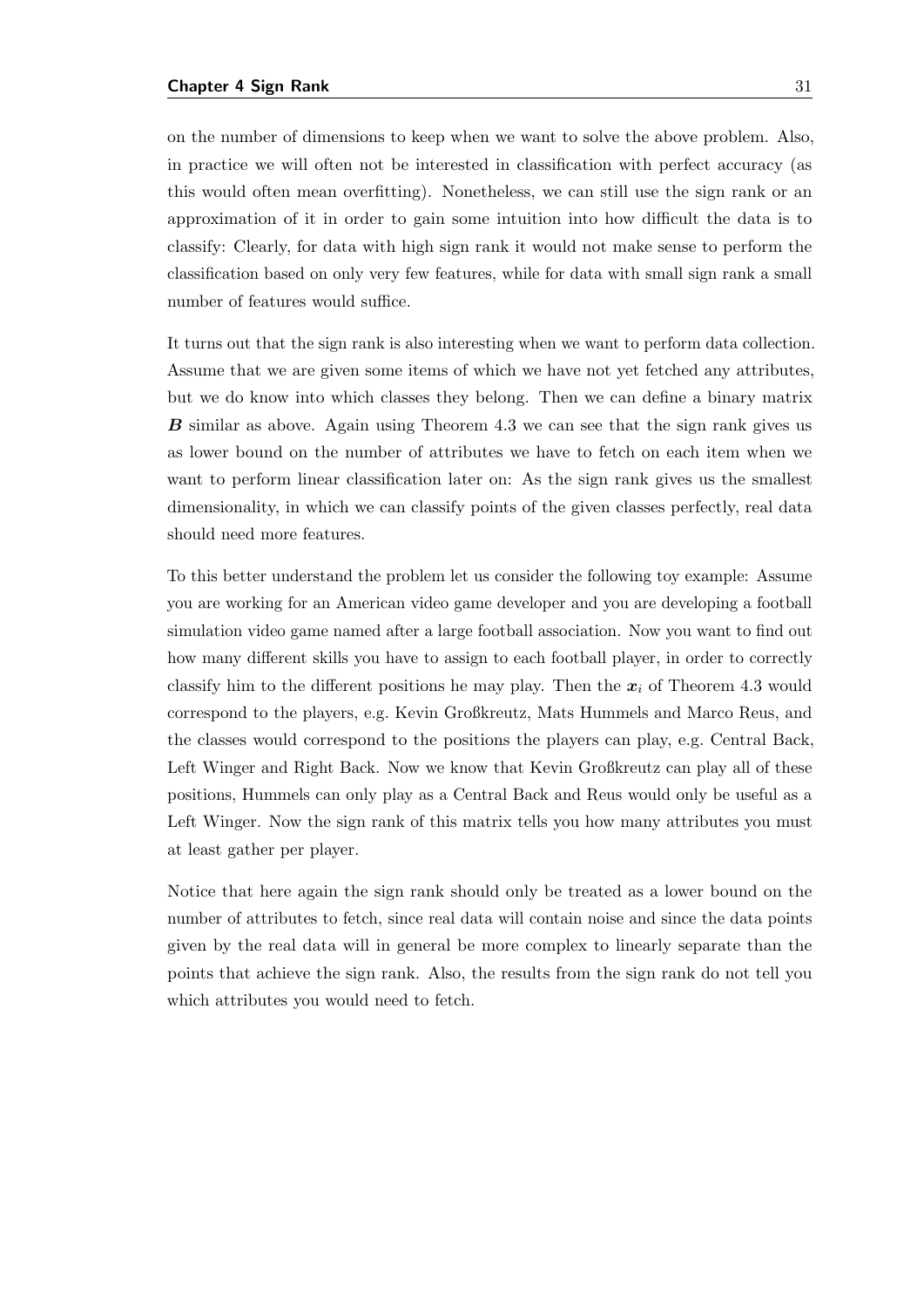on the number of dimensions to keep when we want to solve the above problem. Also, in practice we will often not be interested in classification with perfect accuracy (as this would often mean overfitting). Nonetheless, we can still use the sign rank or an approximation of it in order to gain some intuition into how difficult the data is to classify: Clearly, for data with high sign rank it would not make sense to perform the classification based on only very few features, while for data with small sign rank a small number of features would suffice.

It turns out that the sign rank is also interesting when we want to perform data collection. Assume that we are given some items of which we have not yet fetched any attributes, but we do know into which classes they belong. Then we can define a binary matrix $\boldsymbol{B}$ similar as above. Again using Theorem 4.3 we can see that the sign rank gives us as lower bound on the number of attributes we have to fetch on each item when we want to perform linear classification later on: As the sign rank gives us the smallest dimensionality, in which we can classify points of the given classes perfectly, real data should need more features.

To this better understand the problem let us consider the following toy example: Assume you are working for an American video game developer and you are developing a football simulation video game named after a large football association. Now you want to find out how many different skills you have to assign to each football player, in order to correctly classify him to the different positions he may play. Then the $\boldsymbol{x}_i$ of Theorem 4.3 would correspond to the players, e.g. Kevin Großkreutz, Mats Hummels and Marco Reus, and the classes would correspond to the positions the players can play, e.g. Central Back, Left Winger and Right Back. Now we know that Kevin Großkreutz can play all of these positions, Hummels can only play as a Central Back and Reus would only be useful as a Left Winger. Now the sign rank of this matrix tells you how many attributes you must at least gather per player.

Notice that here again the sign rank should only be treated as a lower bound on the number of attributes to fetch, since real data will contain noise and since the data points given by the real data will in general be more complex to linearly separate than the points that achieve the sign rank. Also, the results from the sign rank do not tell you which attributes you would need to fetch.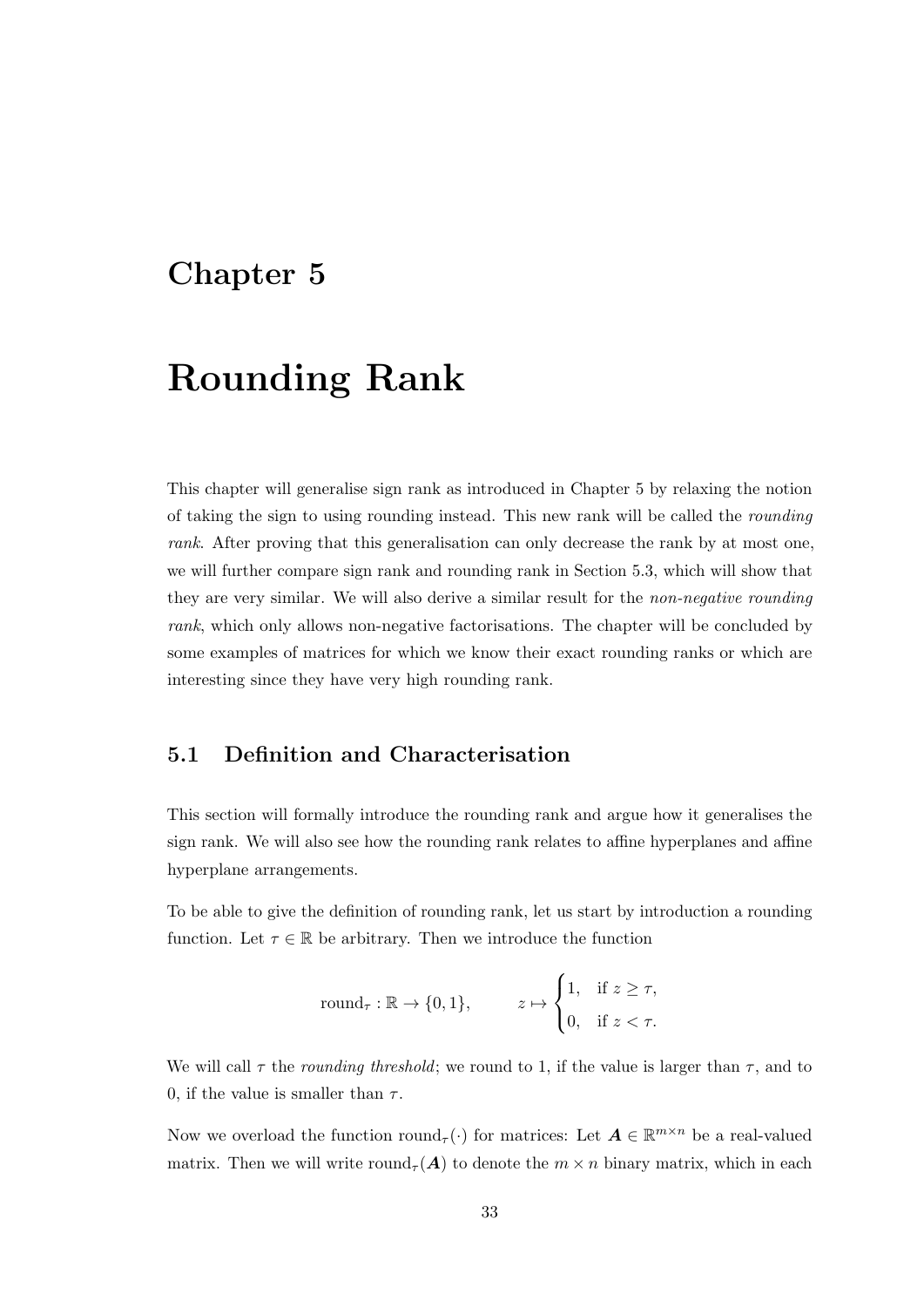# Chapter 5

# Rounding Rank

This chapter will generalise sign rank as introduced in Chapter 5 by relaxing the notion of taking the sign to using rounding instead. This new rank will be called the *rounding rank*. After proving that this generalisation can only decrease the rank by at most one, we will further compare sign rank and rounding rank in Section 5.3, which will show that they are very similar. We will also derive a similar result for the *non-negative rounding rank*, which only allows non-negative factorisations. The chapter will be concluded by some examples of matrices for which we know their exact rounding ranks or which are interesting since they have very high rounding rank.

## 5.1 Definition and Characterisation

This section will formally introduce the rounding rank and argue how it generalises the sign rank. We will also see how the rounding rank relates to affine hyperplanes and affine hyperplane arrangements.

To be able to give the definition of rounding rank, let us start by introduction a rounding function. Let $\tau \in \mathbb{R}$ be arbitrary. Then we introduce the function

$$\mathrm{round}_\tau : \mathbb{R} \to \{0, 1\}, \qquad z \mapsto \begin{cases} 1, & \text{if } z \geq \tau, \\ 0, & \text{if } z < \tau. \end{cases}$$

We will call $\tau$ the *rounding threshold*; we round to 1, if the value is larger than $\tau$, and to 0, if the value is smaller than $\tau$.

Now we overload the function $\mathrm{round}_\tau(\cdot)$ for matrices: Let $\boldsymbol{A} \in \mathbb{R}^{m \times n}$ be a real-valued matrix. Then we will write $\mathrm{round}_\tau(\boldsymbol{A})$ to denote the $m \times n$ binary matrix, which in each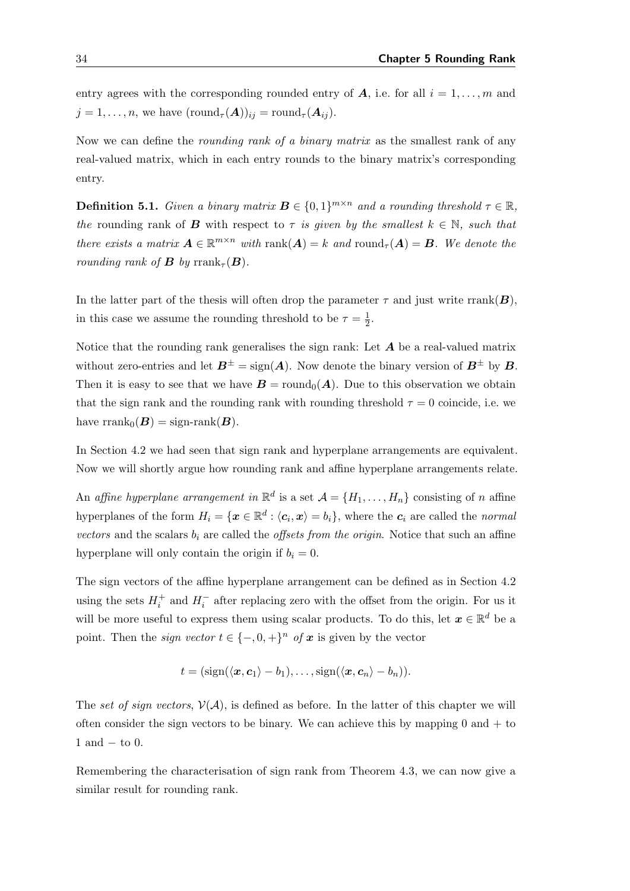entry agrees with the corresponding rounded entry of $\boldsymbol{A}$, i.e. for all $i = 1, \ldots, m$ and $j = 1, \ldots, n$, we have $(\text{round}_\tau(\boldsymbol{A}))_{ij} = \text{round}_\tau(\boldsymbol{A}_{ij})$.

Now we can define the *rounding rank of a binary matrix* as the smallest rank of any real-valued matrix, which in each entry rounds to the binary matrix's corresponding entry.

**Definition 5.1.** *Given a binary matrix $\boldsymbol{B} \in \{0,1\}^{m \times n}$ and a rounding threshold $\tau \in \mathbb{R}$, the* rounding rank of $\boldsymbol{B}$ with respect to $\tau$ *is given by the smallest $k \in \mathbb{N}$, such that there exists a matrix $\boldsymbol{A} \in \mathbb{R}^{m \times n}$ with $\text{rank}(\boldsymbol{A}) = k$ and $\text{round}_\tau(\boldsymbol{A}) = \boldsymbol{B}$. We denote the rounding rank of $\boldsymbol{B}$ by $\text{rrank}_\tau(\boldsymbol{B})$.*

In the latter part of the thesis will often drop the parameter $\tau$ and just write $\text{rrank}(\boldsymbol{B})$, in this case we assume the rounding threshold to be $\tau = \frac{1}{2}$.

Notice that the rounding rank generalises the sign rank: Let $\boldsymbol{A}$ be a real-valued matrix without zero-entries and let $\boldsymbol{B}^{\pm} = \text{sign}(\boldsymbol{A})$. Now denote the binary version of $\boldsymbol{B}^{\pm}$ by $\boldsymbol{B}$. Then it is easy to see that we have $\boldsymbol{B} = \text{round}_0(\boldsymbol{A})$. Due to this observation we obtain that the sign rank and the rounding rank with rounding threshold $\tau = 0$ coincide, i.e. we have $\text{rrank}_0(\boldsymbol{B}) = \text{sign-rank}(\boldsymbol{B})$.

In Section 4.2 we had seen that sign rank and hyperplane arrangements are equivalent. Now we will shortly argue how rounding rank and affine hyperplane arrangements relate.

An *affine hyperplane arrangement in* $\mathbb{R}^d$ is a set $\mathcal{A} = \{H_1, \ldots, H_n\}$ consisting of $n$ affine hyperplanes of the form $H_i = \{\boldsymbol{x} \in \mathbb{R}^d : \langle \boldsymbol{c}_i, \boldsymbol{x} \rangle = b_i\}$, where the $\boldsymbol{c}_i$ are called the *normal vectors* and the scalars $b_i$ are called the *offsets from the origin*. Notice that such an affine hyperplane will only contain the origin if $b_i = 0$.

The sign vectors of the affine hyperplane arrangement can be defined as in Section 4.2 using the sets $H_i^+$ and $H_i^-$ after replacing zero with the offset from the origin. For us it will be more useful to express them using scalar products. To do this, let $\boldsymbol{x} \in \mathbb{R}^d$ be a point. Then the *sign vector* $t \in \{-, 0, +\}^n$ *of* $\boldsymbol{x}$ is given by the vector

$$t = (\text{sign}(\langle \boldsymbol{x}, \boldsymbol{c}_1 \rangle - b_1), \ldots, \text{sign}(\langle \boldsymbol{x}, \boldsymbol{c}_n \rangle - b_n)).$$

The *set of sign vectors*, $\mathcal{V}(\mathcal{A})$, is defined as before. In the latter of this chapter we will often consider the sign vectors to be binary. We can achieve this by mapping 0 and + to 1 and − to 0.

Remembering the characterisation of sign rank from Theorem 4.3, we can now give a similar result for rounding rank.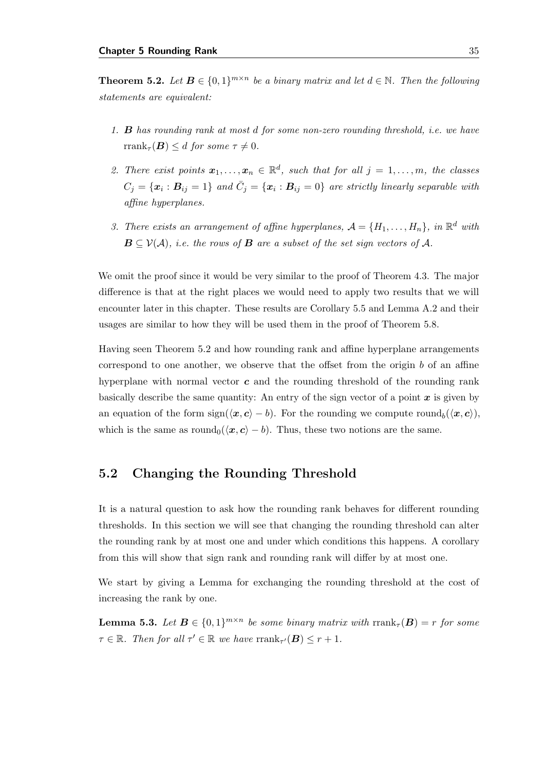**Theorem 5.2.** *Let $\boldsymbol{B} \in \{0,1\}^{m \times n}$ be a binary matrix and let $d \in \mathbb{N}$. Then the following statements are equivalent:*

1. *$\boldsymbol{B}$ has rounding rank at most $d$ for some non-zero rounding threshold, i.e. we have $\operatorname{rrank}_\tau(\boldsymbol{B}) \leq d$ for some $\tau \neq 0$.*
2. *There exist points $\boldsymbol{x}_1, \dots, \boldsymbol{x}_n \in \mathbb{R}^d$, such that for all $j = 1, \dots, m$, the classes $C_j = \{\boldsymbol{x}_i : \boldsymbol{B}_{ij} = 1\}$ and $\bar{C}_j = \{\boldsymbol{x}_i : \boldsymbol{B}_{ij} = 0\}$ are strictly linearly separable with affine hyperplanes.*
3. *There exists an arrangement of affine hyperplanes, $\mathcal{A} = \{H_1, \dots, H_n\}$, in $\mathbb{R}^d$ with $\boldsymbol{B} \subseteq \mathcal{V}(\mathcal{A})$, i.e. the rows of $\boldsymbol{B}$ are a subset of the set sign vectors of $\mathcal{A}$.*

We omit the proof since it would be very similar to the proof of Theorem 4.3. The major difference is that at the right places we would need to apply two results that we will encounter later in this chapter. These results are Corollary 5.5 and Lemma A.2 and their usages are similar to how they will be used them in the proof of Theorem 5.8.

Having seen Theorem 5.2 and how rounding rank and affine hyperplane arrangements correspond to one another, we observe that the offset from the origin $b$ of an affine hyperplane with normal vector $\boldsymbol{c}$ and the rounding threshold of the rounding rank basically describe the same quantity: An entry of the sign vector of a point $\boldsymbol{x}$ is given by an equation of the form $\operatorname{sign}(\langle \boldsymbol{x}, \boldsymbol{c} \rangle - b)$. For the rounding we compute $\operatorname{round}_b(\langle \boldsymbol{x}, \boldsymbol{c} \rangle)$, which is the same as $\operatorname{round}_0(\langle \boldsymbol{x}, \boldsymbol{c} \rangle - b)$. Thus, these two notions are the same.

## 5.2 Changing the Rounding Threshold

It is a natural question to ask how the rounding rank behaves for different rounding thresholds. In this section we will see that changing the rounding threshold can alter the rounding rank by at most one and under which conditions this happens. A corollary from this will show that sign rank and rounding rank will differ by at most one.

We start by giving a Lemma for exchanging the rounding threshold at the cost of increasing the rank by one.

**Lemma 5.3.** *Let $\boldsymbol{B} \in \{0,1\}^{m \times n}$ be some binary matrix with $\operatorname{rrank}_\tau(\boldsymbol{B}) = r$ for some $\tau \in \mathbb{R}$. Then for all $\tau' \in \mathbb{R}$ we have $\operatorname{rrank}_{\tau'}(\boldsymbol{B}) \leq r + 1$.*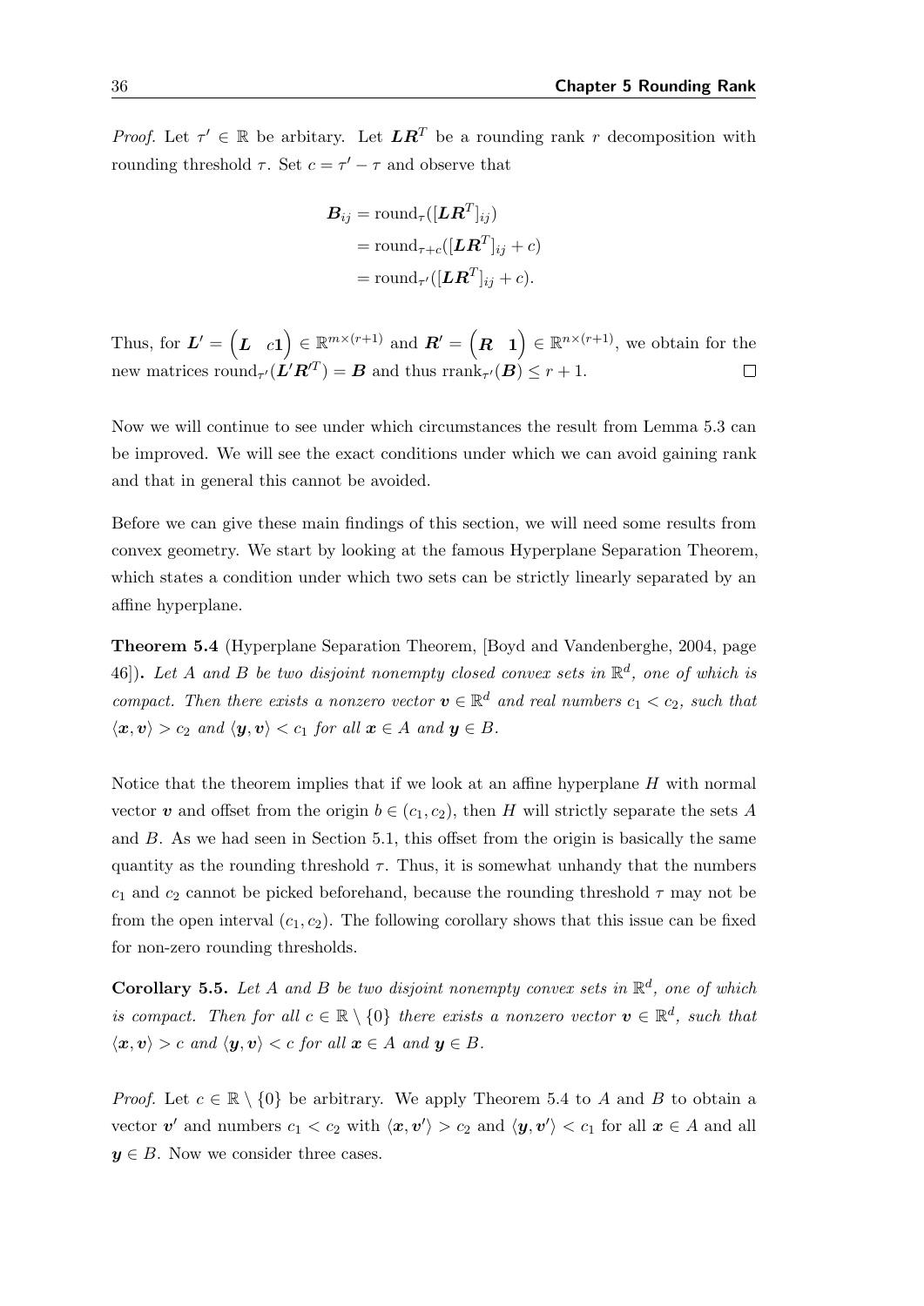*Proof.* Let $\tau' \in \mathbb{R}$ be arbitary. Let $\boldsymbol{L}\boldsymbol{R}^T$ be a rounding rank $r$ decomposition with rounding threshold $\tau$. Set $c = \tau' - \tau$ and observe that

$$
\begin{aligned}
\boldsymbol{B}_{ij} &= \mathrm{round}_{\tau}([\boldsymbol{L}\boldsymbol{R}^T]_{ij}) \\
&= \mathrm{round}_{\tau+c}([\boldsymbol{L}\boldsymbol{R}^T]_{ij} + c) \\
&= \mathrm{round}_{\tau'}([\boldsymbol{L}\boldsymbol{R}^T]_{ij} + c).
\end{aligned}
$$

Thus, for $\boldsymbol{L}' = \begin{pmatrix} \boldsymbol{L} & c\boldsymbol{1} \end{pmatrix} \in \mathbb{R}^{m \times (r+1)}$ and $\boldsymbol{R}' = \begin{pmatrix} \boldsymbol{R} & \boldsymbol{1} \end{pmatrix} \in \mathbb{R}^{n \times (r+1)}$, we obtain for the new matrices $\mathrm{round}_{\tau'}(\boldsymbol{L}'\boldsymbol{R}'^T) = \boldsymbol{B}$ and thus $\mathrm{rrank}_{\tau'}(\boldsymbol{B}) \leq r + 1$. $\square$

Now we will continue to see under which circumstances the result from Lemma 5.3 can be improved. We will see the exact conditions under which we can avoid gaining rank and that in general this cannot be avoided.

Before we can give these main findings of this section, we will need some results from convex geometry. We start by looking at the famous Hyperplane Separation Theorem, which states a condition under which two sets can be strictly linearly separated by an affine hyperplane.

**Theorem 5.4** (Hyperplane Separation Theorem, [Boyd and Vandenberghe, 2004, page 46])**.** *Let $A$ and $B$ be two disjoint nonempty closed convex sets in $\mathbb{R}^d$, one of which is compact. Then there exists a nonzero vector $\boldsymbol{v} \in \mathbb{R}^d$ and real numbers $c_1 < c_2$, such that $\langle \boldsymbol{x}, \boldsymbol{v} \rangle > c_2$ and $\langle \boldsymbol{y}, \boldsymbol{v} \rangle < c_1$ for all $\boldsymbol{x} \in A$ and $\boldsymbol{y} \in B$.*

Notice that the theorem implies that if we look at an affine hyperplane $H$ with normal vector $\boldsymbol{v}$ and offset from the origin $b \in (c_1, c_2)$, then $H$ will strictly separate the sets $A$ and $B$. As we had seen in Section 5.1, this offset from the origin is basically the same quantity as the rounding threshold $\tau$. Thus, it is somewhat unhandy that the numbers $c_1$ and $c_2$ cannot be picked beforehand, because the rounding threshold $\tau$ may not be from the open interval $(c_1, c_2)$. The following corollary shows that this issue can be fixed for non-zero rounding thresholds.

**Corollary 5.5.** *Let $A$ and $B$ be two disjoint nonempty convex sets in $\mathbb{R}^d$, one of which is compact. Then for all $c \in \mathbb{R} \setminus \{0\}$ there exists a nonzero vector $\boldsymbol{v} \in \mathbb{R}^d$, such that $\langle \boldsymbol{x}, \boldsymbol{v} \rangle > c$ and $\langle \boldsymbol{y}, \boldsymbol{v} \rangle < c$ for all $\boldsymbol{x} \in A$ and $\boldsymbol{y} \in B$.*

*Proof.* Let $c \in \mathbb{R} \setminus \{0\}$ be arbitrary. We apply Theorem 5.4 to $A$ and $B$ to obtain a vector $\boldsymbol{v}'$ and numbers $c_1 < c_2$ with $\langle \boldsymbol{x}, \boldsymbol{v}' \rangle > c_2$ and $\langle \boldsymbol{y}, \boldsymbol{v}' \rangle < c_1$ for all $\boldsymbol{x} \in A$ and all $\boldsymbol{y} \in B$. Now we consider three cases.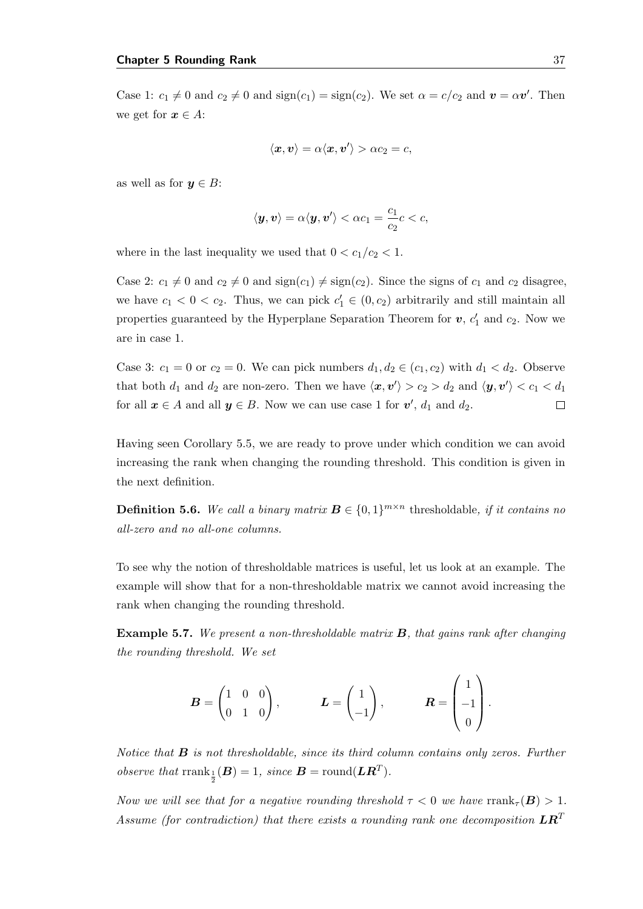Case 1: $c_1 \neq 0$ and $c_2 \neq 0$ and $\operatorname{sign}(c_1) = \operatorname{sign}(c_2)$. We set $\alpha = c/c_2$ and $\boldsymbol{v} = \alpha \boldsymbol{v}'$. Then we get for $\boldsymbol{x} \in A$:

$$\langle \boldsymbol{x}, \boldsymbol{v} \rangle = \alpha \langle \boldsymbol{x}, \boldsymbol{v}' \rangle > \alpha c_2 = c,$$

as well as for $\boldsymbol{y} \in B$:

$$\langle \boldsymbol{y}, \boldsymbol{v} \rangle = \alpha \langle \boldsymbol{y}, \boldsymbol{v}' \rangle < \alpha c_1 = \frac{c_1}{c_2} c < c,$$

where in the last inequality we used that $0 < c_1/c_2 < 1$.

Case 2: $c_1 \neq 0$ and $c_2 \neq 0$ and $\operatorname{sign}(c_1) \neq \operatorname{sign}(c_2)$. Since the signs of $c_1$ and $c_2$ disagree, we have $c_1 < 0 < c_2$. Thus, we can pick $c_1' \in (0, c_2)$ arbitrarily and still maintain all properties guaranteed by the Hyperplane Separation Theorem for $\boldsymbol{v}$, $c_1'$ and $c_2$. Now we are in case 1.

Case 3: $c_1 = 0$ or $c_2 = 0$. We can pick numbers $d_1, d_2 \in (c_1, c_2)$ with $d_1 < d_2$. Observe that both $d_1$ and $d_2$ are non-zero. Then we have $\langle \boldsymbol{x}, \boldsymbol{v}' \rangle > c_2 > d_2$ and $\langle \boldsymbol{y}, \boldsymbol{v}' \rangle < c_1 < d_1$ for all $\boldsymbol{x} \in A$ and all $\boldsymbol{y} \in B$. Now we can use case 1 for $\boldsymbol{v}'$, $d_1$ and $d_2$. □

Having seen Corollary 5.5, we are ready to prove under which condition we can avoid increasing the rank when changing the rounding threshold. This condition is given in the next definition.

**Definition 5.6.** *We call a binary matrix $\boldsymbol{B} \in \{0,1\}^{m \times n}$* thresholdable*, if it contains no all-zero and no all-one columns.*

To see why the notion of thresholdable matrices is useful, let us look at an example. The example will show that for a non-thresholdable matrix we cannot avoid increasing the rank when changing the rounding threshold.

**Example 5.7.** *We present a non-thresholdable matrix $\boldsymbol{B}$, that gains rank after changing the rounding threshold. We set*

$$\boldsymbol{B} = \begin{pmatrix} 1 & 0 & 0 \\ 0 & 1 & 0 \end{pmatrix}, \qquad \boldsymbol{L} = \begin{pmatrix} 1 \\ -1 \end{pmatrix}, \qquad \boldsymbol{R} = \begin{pmatrix} 1 \\ -1 \\ 0 \end{pmatrix}.$$

*Notice that $\boldsymbol{B}$ is not thresholdable, since its third column contains only zeros. Further observe that $\operatorname{rrank}_{\frac{1}{2}}(\boldsymbol{B}) = 1$, since $\boldsymbol{B} = \operatorname{round}(\boldsymbol{L}\boldsymbol{R}^T)$.*

*Now we will see that for a negative rounding threshold $\tau < 0$ we have $\operatorname{rrank}_\tau(\boldsymbol{B}) > 1$. Assume (for contradiction) that there exists a rounding rank one decomposition $\boldsymbol{L}\boldsymbol{R}^T$*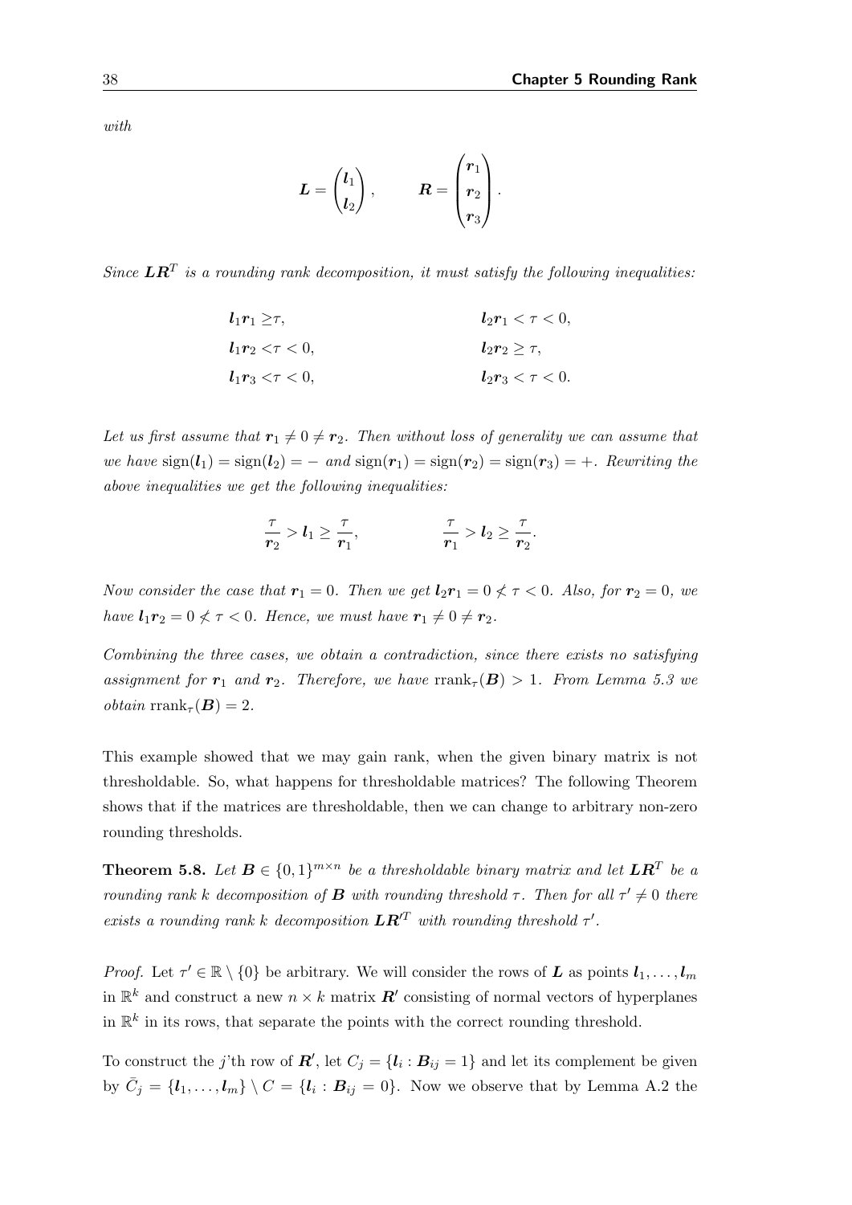*with*

$$\boldsymbol{L} = \begin{pmatrix} \boldsymbol{l}_1 \\ \boldsymbol{l}_2 \end{pmatrix}, \qquad \boldsymbol{R} = \begin{pmatrix} \boldsymbol{r}_1 \\ \boldsymbol{r}_2 \\ \boldsymbol{r}_3 \end{pmatrix}.$$

*Since $\boldsymbol{L}\boldsymbol{R}^T$ is a rounding rank decomposition, it must satisfy the following inequalities:*

$$\begin{aligned}
\boldsymbol{l}_1\boldsymbol{r}_1 &\geq \tau, & \boldsymbol{l}_2\boldsymbol{r}_1 &< \tau < 0, \\
\boldsymbol{l}_1\boldsymbol{r}_2 &< \tau < 0, & \boldsymbol{l}_2\boldsymbol{r}_2 &\geq \tau, \\
\boldsymbol{l}_1\boldsymbol{r}_3 &< \tau < 0, & \boldsymbol{l}_2\boldsymbol{r}_3 &< \tau < 0.
\end{aligned}$$

*Let us first assume that $\boldsymbol{r}_1 \neq 0 \neq \boldsymbol{r}_2$. Then without loss of generality we can assume that we have $\operatorname{sign}(\boldsymbol{l}_1) = \operatorname{sign}(\boldsymbol{l}_2) = -$ and $\operatorname{sign}(\boldsymbol{r}_1) = \operatorname{sign}(\boldsymbol{r}_2) = \operatorname{sign}(\boldsymbol{r}_3) = +$. Rewriting the above inequalities we get the following inequalities:*

$$\frac{\tau}{\boldsymbol{r}_2} > \boldsymbol{l}_1 \geq \frac{\tau}{\boldsymbol{r}_1}, \qquad\qquad \frac{\tau}{\boldsymbol{r}_1} > \boldsymbol{l}_2 \geq \frac{\tau}{\boldsymbol{r}_2}.$$

*Now consider the case that $\boldsymbol{r}_1 = 0$. Then we get $\boldsymbol{l}_2\boldsymbol{r}_1 = 0 \not< \tau < 0$. Also, for $\boldsymbol{r}_2 = 0$, we have $\boldsymbol{l}_1\boldsymbol{r}_2 = 0 \not< \tau < 0$. Hence, we must have $\boldsymbol{r}_1 \neq 0 \neq \boldsymbol{r}_2$.*

*Combining the three cases, we obtain a contradiction, since there exists no satisfying assignment for $\boldsymbol{r}_1$ and $\boldsymbol{r}_2$. Therefore, we have $\operatorname{rrank}_\tau(\boldsymbol{B}) > 1$. From Lemma 5.3 we obtain $\operatorname{rrank}_\tau(\boldsymbol{B}) = 2$.*

This example showed that we may gain rank, when the given binary matrix is not thresholdable. So, what happens for thresholdable matrices? The following Theorem shows that if the matrices are thresholdable, then we can change to arbitrary non-zero rounding thresholds.

**Theorem 5.8.** *Let $\boldsymbol{B} \in \{0,1\}^{m \times n}$ be a thresholdable binary matrix and let $\boldsymbol{L}\boldsymbol{R}^T$ be a rounding rank $k$ decomposition of $\boldsymbol{B}$ with rounding threshold $\tau$. Then for all $\tau' \neq 0$ there exists a rounding rank $k$ decomposition $\boldsymbol{L}\boldsymbol{R}'^T$ with rounding threshold $\tau'$.*

*Proof.* Let $\tau' \in \mathbb{R} \setminus \{0\}$ be arbitrary. We will consider the rows of $\boldsymbol{L}$ as points $\boldsymbol{l}_1, \ldots, \boldsymbol{l}_m$ in $\mathbb{R}^k$ and construct a new $n \times k$ matrix $\boldsymbol{R}'$ consisting of normal vectors of hyperplanes in $\mathbb{R}^k$ in its rows, that separate the points with the correct rounding threshold.

To construct the $j$'th row of $\boldsymbol{R}'$, let $C_j = \{\boldsymbol{l}_i : \boldsymbol{B}_{ij} = 1\}$ and let its complement be given by $\bar{C}_j = \{\boldsymbol{l}_1, \ldots, \boldsymbol{l}_m\} \setminus C = \{\boldsymbol{l}_i : \boldsymbol{B}_{ij} = 0\}$. Now we observe that by Lemma A.2 the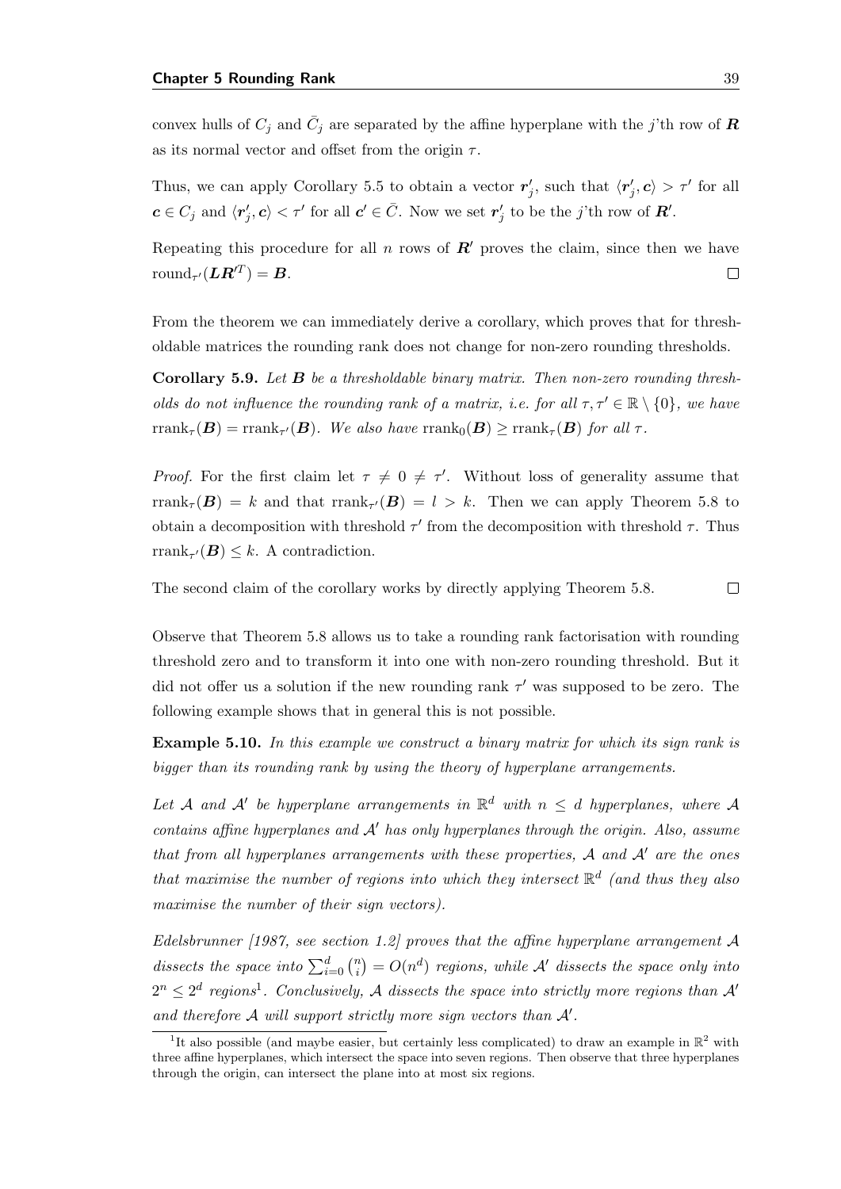convex hulls of $C_j$ and $\bar{C}_j$ are separated by the affine hyperplane with the $j$'th row of $\boldsymbol{R}$ as its normal vector and offset from the origin $\tau$.

Thus, we can apply Corollary 5.5 to obtain a vector $\boldsymbol{r}'_j$, such that $\langle \boldsymbol{r}'_j, \boldsymbol{c} \rangle > \tau'$ for all $\boldsymbol{c} \in C_j$ and $\langle \boldsymbol{r}'_j, \boldsymbol{c} \rangle < \tau'$ for all $\boldsymbol{c}' \in \bar{C}$. Now we set $\boldsymbol{r}'_j$ to be the $j$'th row of $\boldsymbol{R}'$.

Repeating this procedure for all $n$ rows of $\boldsymbol{R}'$ proves the claim, since then we have $\text{round}_{\tau'}(\boldsymbol{L}\boldsymbol{R}'^T) = \boldsymbol{B}$. $\square$

From the theorem we can immediately derive a corollary, which proves that for thresholdable matrices the rounding rank does not change for non-zero rounding thresholds.

**Corollary 5.9.** *Let $\boldsymbol{B}$ be a thresholdable binary matrix. Then non-zero rounding thresholds do not influence the rounding rank of a matrix, i.e. for all $\tau, \tau' \in \mathbb{R} \setminus \{0\}$, we have $\text{rrank}_\tau(\boldsymbol{B}) = \text{rrank}_{\tau'}(\boldsymbol{B})$. We also have $\text{rrank}_0(\boldsymbol{B}) \geq \text{rrank}_\tau(\boldsymbol{B})$ for all $\tau$.*

*Proof.* For the first claim let $\tau \neq 0 \neq \tau'$. Without loss of generality assume that $\text{rrank}_\tau(\boldsymbol{B}) = k$ and that $\text{rrank}_{\tau'}(\boldsymbol{B}) = l > k$. Then we can apply Theorem 5.8 to obtain a decomposition with threshold $\tau'$ from the decomposition with threshold $\tau$. Thus $\text{rrank}_{\tau'}(\boldsymbol{B}) \leq k$. A contradiction.

The second claim of the corollary works by directly applying Theorem 5.8. $\square$

Observe that Theorem 5.8 allows us to take a rounding rank factorisation with rounding threshold zero and to transform it into one with non-zero rounding threshold. But it did not offer us a solution if the new rounding rank $\tau'$ was supposed to be zero. The following example shows that in general this is not possible.

**Example 5.10.** *In this example we construct a binary matrix for which its sign rank is bigger than its rounding rank by using the theory of hyperplane arrangements.*

*Let $\mathcal{A}$ and $\mathcal{A}'$ be hyperplane arrangements in $\mathbb{R}^d$ with $n \leq d$ hyperplanes, where $\mathcal{A}$ contains affine hyperplanes and $\mathcal{A}'$ has only hyperplanes through the origin. Also, assume that from all hyperplanes arrangements with these properties, $\mathcal{A}$ and $\mathcal{A}'$ are the ones that maximise the number of regions into which they intersect $\mathbb{R}^d$ (and thus they also maximise the number of their sign vectors).*

*Edelsbrunner [1987, see section 1.2] proves that the affine hyperplane arrangement $\mathcal{A}$ dissects the space into $\sum_{i=0}^{d} \binom{n}{i} = O(n^d)$ regions, while $\mathcal{A}'$ dissects the space only into $2^n \leq 2^d$ regions*[1]*. Conclusively, $\mathcal{A}$ dissects the space into strictly more regions than $\mathcal{A}'$ and therefore $\mathcal{A}$ will support strictly more sign vectors than $\mathcal{A}'$.*

[1] It also possible (and maybe easier, but certainly less complicated) to draw an example in $\mathbb{R}^2$ with three affine hyperplanes, which intersect the space into seven regions. Then observe that three hyperplanes through the origin, can intersect the plane into at most six regions.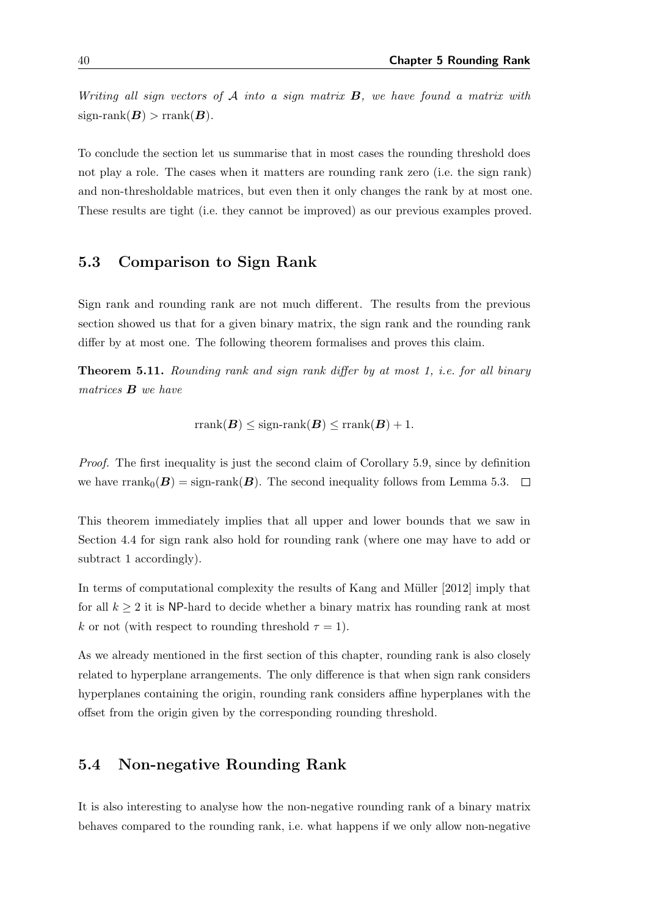*Writing all sign vectors of $\mathcal{A}$ into a sign matrix $\boldsymbol{B}$, we have found a matrix with* $\text{sign-rank}(\boldsymbol{B}) > \text{rrank}(\boldsymbol{B})$.

To conclude the section let us summarise that in most cases the rounding threshold does not play a role. The cases when it matters are rounding rank zero (i.e. the sign rank) and non-thresholdable matrices, but even then it only changes the rank by at most one. These results are tight (i.e. they cannot be improved) as our previous examples proved.

## 5.3 Comparison to Sign Rank

Sign rank and rounding rank are not much different. The results from the previous section showed us that for a given binary matrix, the sign rank and the rounding rank differ by at most one. The following theorem formalises and proves this claim.

**Theorem 5.11.** *Rounding rank and sign rank differ by at most 1, i.e. for all binary matrices $\boldsymbol{B}$ we have*

$$\text{rrank}(\boldsymbol{B}) \leq \text{sign-rank}(\boldsymbol{B}) \leq \text{rrank}(\boldsymbol{B}) + 1.$$

*Proof.* The first inequality is just the second claim of Corollary 5.9, since by definition we have $\text{rrank}_0(\boldsymbol{B}) = \text{sign-rank}(\boldsymbol{B})$. The second inequality follows from Lemma 5.3. $\square$

This theorem immediately implies that all upper and lower bounds that we saw in Section 4.4 for sign rank also hold for rounding rank (where one may have to add or subtract 1 accordingly).

In terms of computational complexity the results of Kang and Müller [2012] imply that for all $k \geq 2$ it is NP-hard to decide whether a binary matrix has rounding rank at most $k$ or not (with respect to rounding threshold $\tau = 1$).

As we already mentioned in the first section of this chapter, rounding rank is also closely related to hyperplane arrangements. The only difference is that when sign rank considers hyperplanes containing the origin, rounding rank considers affine hyperplanes with the offset from the origin given by the corresponding rounding threshold.

## 5.4 Non-negative Rounding Rank

It is also interesting to analyse how the non-negative rounding rank of a binary matrix behaves compared to the rounding rank, i.e. what happens if we only allow non-negative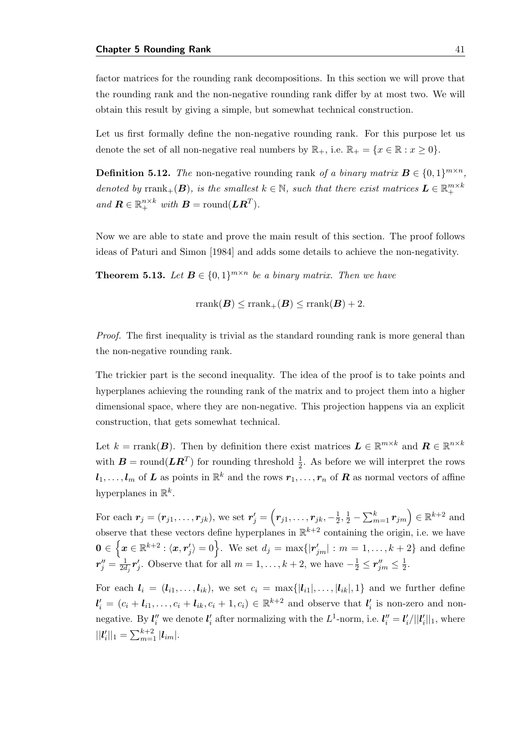factor matrices for the rounding rank decompositions. In this section we will prove that the rounding rank and the non-negative rounding rank differ by at most two. We will obtain this result by giving a simple, but somewhat technical construction.

Let us first formally define the non-negative rounding rank. For this purpose let us denote the set of all non-negative real numbers by $\mathbb{R}_+$, i.e. $\mathbb{R}_+ = \{x \in \mathbb{R} : x \geq 0\}$.

**Definition 5.12.** *The* non-negative rounding rank *of a binary matrix $\boldsymbol{B} \in \{0,1\}^{m \times n}$, denoted by $\operatorname{rrank}_+(\boldsymbol{B})$, is the smallest $k \in \mathbb{N}$, such that there exist matrices $\boldsymbol{L} \in \mathbb{R}_+^{m \times k}$ and $\boldsymbol{R} \in \mathbb{R}_+^{n \times k}$ with $\boldsymbol{B} = \operatorname{round}(\boldsymbol{L}\boldsymbol{R}^T)$.*

Now we are able to state and prove the main result of this section. The proof follows ideas of Paturi and Simon [1984] and adds some details to achieve the non-negativity.

**Theorem 5.13.** *Let $\boldsymbol{B} \in \{0,1\}^{m \times n}$ be a binary matrix. Then we have*

$$\operatorname{rrank}(\boldsymbol{B}) \leq \operatorname{rrank}_+(\boldsymbol{B}) \leq \operatorname{rrank}(\boldsymbol{B}) + 2.$$

*Proof.* The first inequality is trivial as the standard rounding rank is more general than the non-negative rounding rank.

The trickier part is the second inequality. The idea of the proof is to take points and hyperplanes achieving the rounding rank of the matrix and to project them into a higher dimensional space, where they are non-negative. This projection happens via an explicit construction, that gets somewhat technical.

Let $k = \operatorname{rrank}(\boldsymbol{B})$. Then by definition there exist matrices $\boldsymbol{L} \in \mathbb{R}^{m \times k}$ and $\boldsymbol{R} \in \mathbb{R}^{n \times k}$ with $\boldsymbol{B} = \operatorname{round}(\boldsymbol{L}\boldsymbol{R}^T)$ for rounding threshold $\frac{1}{2}$. As before we will interpret the rows $\boldsymbol{l}_1, \ldots, \boldsymbol{l}_m$ of $\boldsymbol{L}$ as points in $\mathbb{R}^k$ and the rows $\boldsymbol{r}_1, \ldots, \boldsymbol{r}_n$ of $\boldsymbol{R}$ as normal vectors of affine hyperplanes in $\mathbb{R}^k$.

For each $\boldsymbol{r}_j = (\boldsymbol{r}_{j1}, \ldots, \boldsymbol{r}_{jk})$, we set $\boldsymbol{r}'_j = \left(\boldsymbol{r}_{j1}, \ldots, \boldsymbol{r}_{jk}, -\frac{1}{2}, \frac{1}{2} - \sum_{m=1}^{k} \boldsymbol{r}_{jm}\right) \in \mathbb{R}^{k+2}$ and observe that these vectors define hyperplanes in $\mathbb{R}^{k+2}$ containing the origin, i.e. we have $\boldsymbol{0} \in \left\{\boldsymbol{x} \in \mathbb{R}^{k+2} : \langle \boldsymbol{x}, \boldsymbol{r}'_j \rangle = 0\right\}$. We set $d_j = \max\{|\boldsymbol{r}'_{jm}| : m = 1, \ldots, k+2\}$ and define $\boldsymbol{r}''_j = \frac{1}{2d_j}\boldsymbol{r}'_j$. Observe that for all $m = 1, \ldots, k+2$, we have $-\frac{1}{2} \leq \boldsymbol{r}''_{jm} \leq \frac{1}{2}$.

For each $\boldsymbol{l}_i = (\boldsymbol{l}_{i1}, \ldots, \boldsymbol{l}_{ik})$, we set $c_i = \max\{|\boldsymbol{l}_{i1}|, \ldots, |\boldsymbol{l}_{ik}|, 1\}$ and we further define $\boldsymbol{l}'_i = (c_i + \boldsymbol{l}_{i1}, \ldots, c_i + \boldsymbol{l}_{ik}, c_i + 1, c_i) \in \mathbb{R}^{k+2}$ and observe that $\boldsymbol{l}'_i$ is non-zero and non-negative. By $\boldsymbol{l}''_i$ we denote $\boldsymbol{l}'_i$ after normalizing with the $L^1$-norm, i.e. $\boldsymbol{l}''_i = \boldsymbol{l}'_i / ||\boldsymbol{l}'_i||_1$, where $||\boldsymbol{l}'_i||_1 = \sum_{m=1}^{k+2} |\boldsymbol{l}_{im}|$.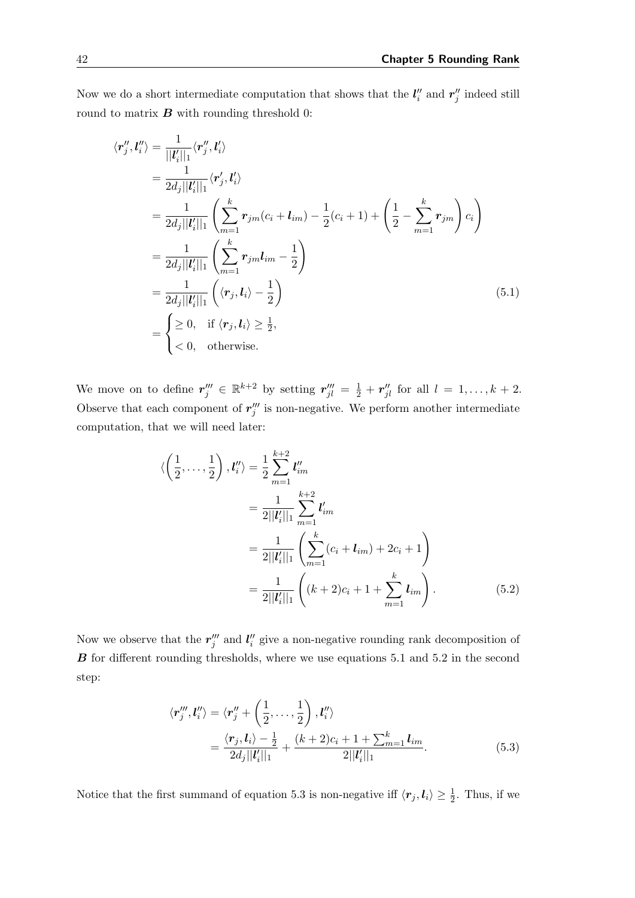Now we do a short intermediate computation that shows that the $\boldsymbol{l}_i''$ and $\boldsymbol{r}_j''$ indeed still round to matrix $\boldsymbol{B}$ with rounding threshold 0:

$$
\begin{aligned}
\langle \boldsymbol{r}_j'', \boldsymbol{l}_i'' \rangle &= \frac{1}{||\boldsymbol{l}_i'||_1} \langle \boldsymbol{r}_j'', \boldsymbol{l}_i' \rangle \\
&= \frac{1}{2d_j ||\boldsymbol{l}_i'||_1} \langle \boldsymbol{r}_j', \boldsymbol{l}_i' \rangle \\
&= \frac{1}{2d_j ||\boldsymbol{l}_i'||_1} \left( \sum_{m=1}^{k} \boldsymbol{r}_{jm}(c_i + \boldsymbol{l}_{im}) - \frac{1}{2}(c_i + 1) + \left( \frac{1}{2} - \sum_{m=1}^{k} \boldsymbol{r}_{jm} \right) c_i \right) \\
&= \frac{1}{2d_j ||\boldsymbol{l}_i'||_1} \left( \sum_{m=1}^{k} \boldsymbol{r}_{jm} \boldsymbol{l}_{im} - \frac{1}{2} \right) \\
&= \frac{1}{2d_j ||\boldsymbol{l}_i'||_1} \left( \langle \boldsymbol{r}_j, \boldsymbol{l}_i \rangle - \frac{1}{2} \right) \\
&= \begin{cases} \geq 0, & \text{if } \langle \boldsymbol{r}_j, \boldsymbol{l}_i \rangle \geq \frac{1}{2}, \\ < 0, & \text{otherwise.} \end{cases}
\end{aligned}
\tag{5.1}
$$

We move on to define $\boldsymbol{r}_j''' \in \mathbb{R}^{k+2}$ by setting $\boldsymbol{r}_{jl}''' = \frac{1}{2} + \boldsymbol{r}_{jl}''$ for all $l = 1, \ldots, k+2$. Observe that each component of $\boldsymbol{r}_j'''$ is non-negative. We perform another intermediate computation, that we will need later:

$$
\begin{aligned}
\langle \left( \frac{1}{2}, \ldots, \frac{1}{2} \right), \boldsymbol{l}_i'' \rangle &= \frac{1}{2} \sum_{m=1}^{k+2} \boldsymbol{l}_{im}'' \\
&= \frac{1}{2||\boldsymbol{l}_i'||_1} \sum_{m=1}^{k+2} \boldsymbol{l}_{im}' \\
&= \frac{1}{2||\boldsymbol{l}_i'||_1} \left( \sum_{m=1}^{k} (c_i + \boldsymbol{l}_{im}) + 2c_i + 1 \right) \\
&= \frac{1}{2||\boldsymbol{l}_i'||_1} \left( (k+2)c_i + 1 + \sum_{m=1}^{k} \boldsymbol{l}_{im} \right).
\end{aligned}
\tag{5.2}
$$

Now we observe that the $\boldsymbol{r}_j'''$ and $\boldsymbol{l}_i''$ give a non-negative rounding rank decomposition of $\boldsymbol{B}$ for different rounding thresholds, where we use equations 5.1 and 5.2 in the second step:

$$
\begin{aligned}
\langle \boldsymbol{r}_j''', \boldsymbol{l}_i'' \rangle &= \langle \boldsymbol{r}_j'' + \left( \frac{1}{2}, \ldots, \frac{1}{2} \right), \boldsymbol{l}_i'' \rangle \\
&= \frac{\langle \boldsymbol{r}_j, \boldsymbol{l}_i \rangle - \frac{1}{2}}{2d_j ||\boldsymbol{l}_i'||_1} + \frac{(k+2)c_i + 1 + \sum_{m=1}^{k} \boldsymbol{l}_{im}}{2||\boldsymbol{l}_i'||_1}.
\end{aligned}
\tag{5.3}
$$

Notice that the first summand of equation 5.3 is non-negative iff $\langle \boldsymbol{r}_j, \boldsymbol{l}_i \rangle \geq \frac{1}{2}$. Thus, if we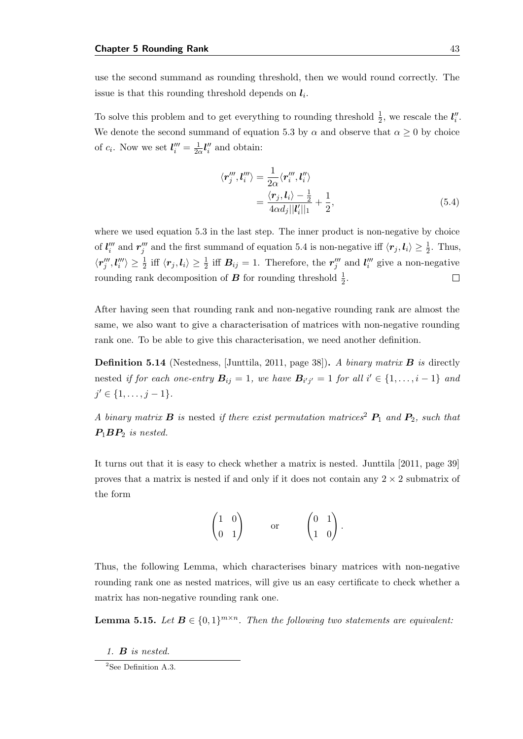use the second summand as rounding threshold, then we would round correctly. The issue is that this rounding threshold depends on $\boldsymbol{l}_i$.

To solve this problem and to get everything to rounding threshold $\frac{1}{2}$, we rescale the $\boldsymbol{l}''_i$. We denote the second summand of equation 5.3 by $\alpha$ and observe that $\alpha \geq 0$ by choice of $c_i$. Now we set $\boldsymbol{l}'''_i = \frac{1}{2\alpha}\boldsymbol{l}''_i$ and obtain:

$$
\begin{aligned}
\langle \boldsymbol{r}'''_j, \boldsymbol{l}'''_i \rangle &= \frac{1}{2\alpha} \langle \boldsymbol{r}'''_i, \boldsymbol{l}''_i \rangle \\
&= \frac{\langle \boldsymbol{r}_j, \boldsymbol{l}_i \rangle - \frac{1}{2}}{4\alpha d_j ||\boldsymbol{l}'_i||_1} + \frac{1}{2},
\end{aligned} \tag{5.4}
$$

where we used equation 5.3 in the last step. The inner product is non-negative by choice of $\boldsymbol{l}'''_i$ and $\boldsymbol{r}'''_j$ and the first summand of equation 5.4 is non-negative iff $\langle \boldsymbol{r}_j, \boldsymbol{l}_i \rangle \geq \frac{1}{2}$. Thus, $\langle \boldsymbol{r}'''_j, \boldsymbol{l}'''_i \rangle \geq \frac{1}{2}$ iff $\langle \boldsymbol{r}_j, \boldsymbol{l}_i \rangle \geq \frac{1}{2}$ iff $\boldsymbol{B}_{ij} = 1$. Therefore, the $\boldsymbol{r}'''_j$ and $\boldsymbol{l}'''_i$ give a non-negative rounding rank decomposition of $\boldsymbol{B}$ for rounding threshold $\frac{1}{2}$. $\square$

After having seen that rounding rank and non-negative rounding rank are almost the same, we also want to give a characterisation of matrices with non-negative rounding rank one. To be able to give this characterisation, we need another definition.

**Definition 5.14** (Nestedness, [Junttila, 2011, page 38])**.** *A binary matrix $\boldsymbol{B}$ is* directly nested *if for each one-entry $\boldsymbol{B}_{ij} = 1$, we have $\boldsymbol{B}_{i'j'} = 1$ for all $i' \in \{1, \ldots, i-1\}$ and $j' \in \{1, \ldots, j-1\}$.*

*A binary matrix $\boldsymbol{B}$ is* nested *if there exist permutation matrices*[2] *$\boldsymbol{P}_1$ and $\boldsymbol{P}_2$, such that $\boldsymbol{P}_1\boldsymbol{B}\boldsymbol{P}_2$ is nested.*

It turns out that it is easy to check whether a matrix is nested. Junttila [2011, page 39] proves that a matrix is nested if and only if it does not contain any $2 \times 2$ submatrix of the form

$$
\begin{pmatrix} 1 & 0 \\ 0 & 1 \end{pmatrix} \qquad \text{or} \qquad \begin{pmatrix} 0 & 1 \\ 1 & 0 \end{pmatrix}.
$$

Thus, the following Lemma, which characterises binary matrices with non-negative rounding rank one as nested matrices, will give us an easy certificate to check whether a matrix has non-negative rounding rank one.

**Lemma 5.15.** *Let $\boldsymbol{B} \in \{0,1\}^{m \times n}$. Then the following two statements are equivalent:*

1. *$\boldsymbol{B}$ is nested.*

[2] See Definition A.3.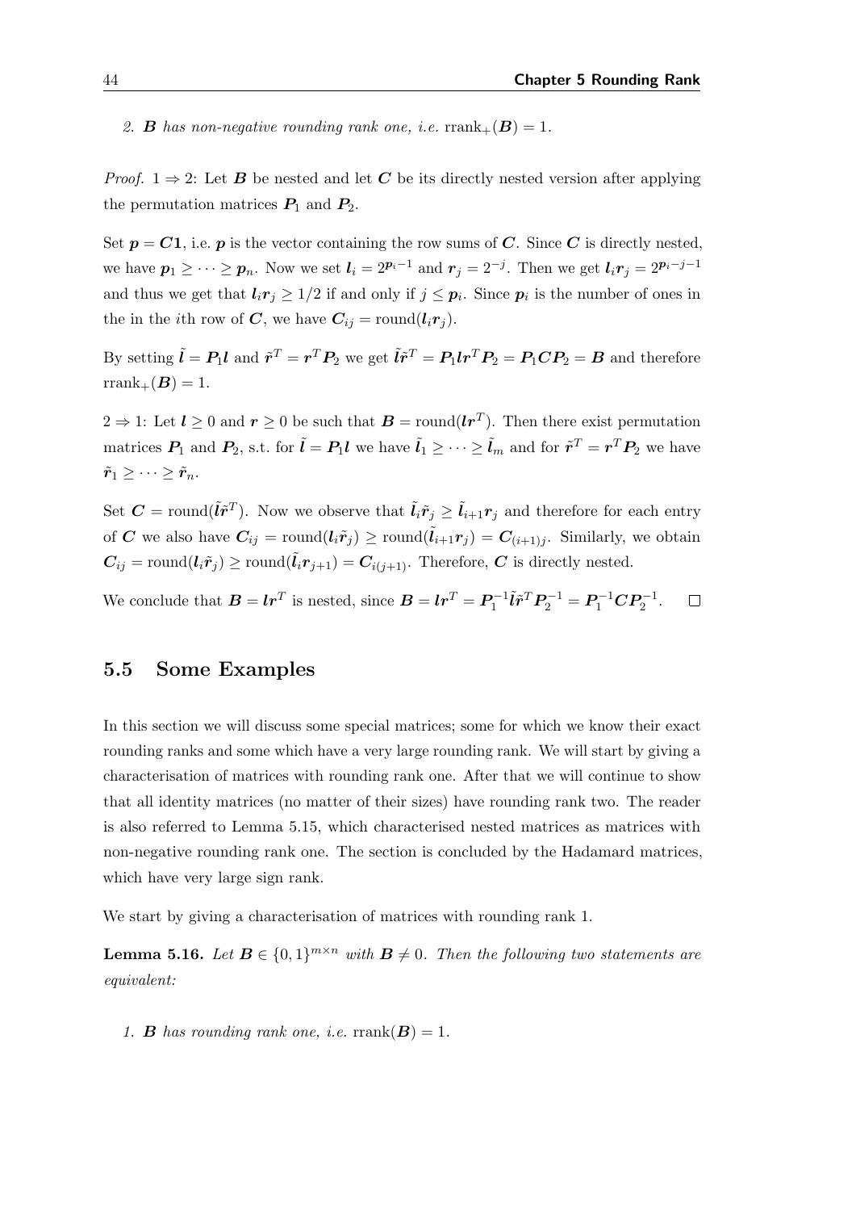2. $\boldsymbol{B}$ *has non-negative rounding rank one, i.e.* $\text{rrank}_+(\boldsymbol{B}) = 1$.

*Proof.* $1 \Rightarrow 2$: Let $\boldsymbol{B}$ be nested and let $\boldsymbol{C}$ be its directly nested version after applying the permutation matrices $\boldsymbol{P}_1$ and $\boldsymbol{P}_2$.

Set $\boldsymbol{p} = \boldsymbol{C}\boldsymbol{1}$, i.e. $\boldsymbol{p}$ is the vector containing the row sums of $\boldsymbol{C}$. Since $\boldsymbol{C}$ is directly nested, we have $\boldsymbol{p}_1 \geq \cdots \geq \boldsymbol{p}_n$. Now we set $\boldsymbol{l}_i = 2^{\boldsymbol{p}_i - 1}$ and $\boldsymbol{r}_j = 2^{-j}$. Then we get $\boldsymbol{l}_i \boldsymbol{r}_j = 2^{\boldsymbol{p}_i - j - 1}$ and thus we get that $\boldsymbol{l}_i \boldsymbol{r}_j \geq 1/2$ if and only if $j \leq \boldsymbol{p}_i$. Since $\boldsymbol{p}_i$ is the number of ones in the in the $i$th row of $\boldsymbol{C}$, we have $\boldsymbol{C}_{ij} = \text{round}(\boldsymbol{l}_i \boldsymbol{r}_j)$.

By setting $\tilde{\boldsymbol{l}} = \boldsymbol{P}_1 \boldsymbol{l}$ and $\tilde{\boldsymbol{r}}^T = \boldsymbol{r}^T \boldsymbol{P}_2$ we get $\tilde{\boldsymbol{l}} \tilde{\boldsymbol{r}}^T = \boldsymbol{P}_1 \boldsymbol{l} \boldsymbol{r}^T \boldsymbol{P}_2 = \boldsymbol{P}_1 \boldsymbol{C} \boldsymbol{P}_2 = \boldsymbol{B}$ and therefore $\text{rrank}_+(\boldsymbol{B}) = 1$.

$2 \Rightarrow 1$: Let $\boldsymbol{l} \geq 0$ and $\boldsymbol{r} \geq 0$ be such that $\boldsymbol{B} = \text{round}(\boldsymbol{l}\boldsymbol{r}^T)$. Then there exist permutation matrices $\boldsymbol{P}_1$ and $\boldsymbol{P}_2$, s.t. for $\tilde{\boldsymbol{l}} = \boldsymbol{P}_1 \boldsymbol{l}$ we have $\tilde{\boldsymbol{l}}_1 \geq \cdots \geq \tilde{\boldsymbol{l}}_m$ and for $\tilde{\boldsymbol{r}}^T = \boldsymbol{r}^T \boldsymbol{P}_2$ we have $\tilde{\boldsymbol{r}}_1 \geq \cdots \geq \tilde{\boldsymbol{r}}_n$.

Set $\boldsymbol{C} = \text{round}(\tilde{\boldsymbol{l}} \tilde{\boldsymbol{r}}^T)$. Now we observe that $\tilde{\boldsymbol{l}}_i \tilde{\boldsymbol{r}}_j \geq \tilde{\boldsymbol{l}}_{i+1} \boldsymbol{r}_j$ and therefore for each entry of $\boldsymbol{C}$ we also have $\boldsymbol{C}_{ij} = \text{round}(\boldsymbol{l}_i \tilde{\boldsymbol{r}}_j) \geq \text{round}(\tilde{\boldsymbol{l}}_{i+1} \boldsymbol{r}_j) = \boldsymbol{C}_{(i+1)j}$. Similarly, we obtain $\boldsymbol{C}_{ij} = \text{round}(\boldsymbol{l}_i \tilde{\boldsymbol{r}}_j) \geq \text{round}(\tilde{\boldsymbol{l}}_i \boldsymbol{r}_{j+1}) = \boldsymbol{C}_{i(j+1)}$. Therefore, $\boldsymbol{C}$ is directly nested.

We conclude that $\boldsymbol{B} = \boldsymbol{l}\boldsymbol{r}^T$ is nested, since $\boldsymbol{B} = \boldsymbol{l}\boldsymbol{r}^T = \boldsymbol{P}_1^{-1} \tilde{\boldsymbol{l}} \tilde{\boldsymbol{r}}^T \boldsymbol{P}_2^{-1} = \boldsymbol{P}_1^{-1} \boldsymbol{C} \boldsymbol{P}_2^{-1}$. $\square$

## 5.5 Some Examples

In this section we will discuss some special matrices; some for which we know their exact rounding ranks and some which have a very large rounding rank. We will start by giving a characterisation of matrices with rounding rank one. After that we will continue to show that all identity matrices (no matter of their sizes) have rounding rank two. The reader is also referred to Lemma 5.15, which characterised nested matrices as matrices with non-negative rounding rank one. The section is concluded by the Hadamard matrices, which have very large sign rank.

We start by giving a characterisation of matrices with rounding rank 1.

**Lemma 5.16.** *Let* $\boldsymbol{B} \in \{0,1\}^{m \times n}$ *with* $\boldsymbol{B} \neq 0$. *Then the following two statements are equivalent:*

1. $\boldsymbol{B}$ *has rounding rank one, i.e.* $\text{rrank}(\boldsymbol{B}) = 1$.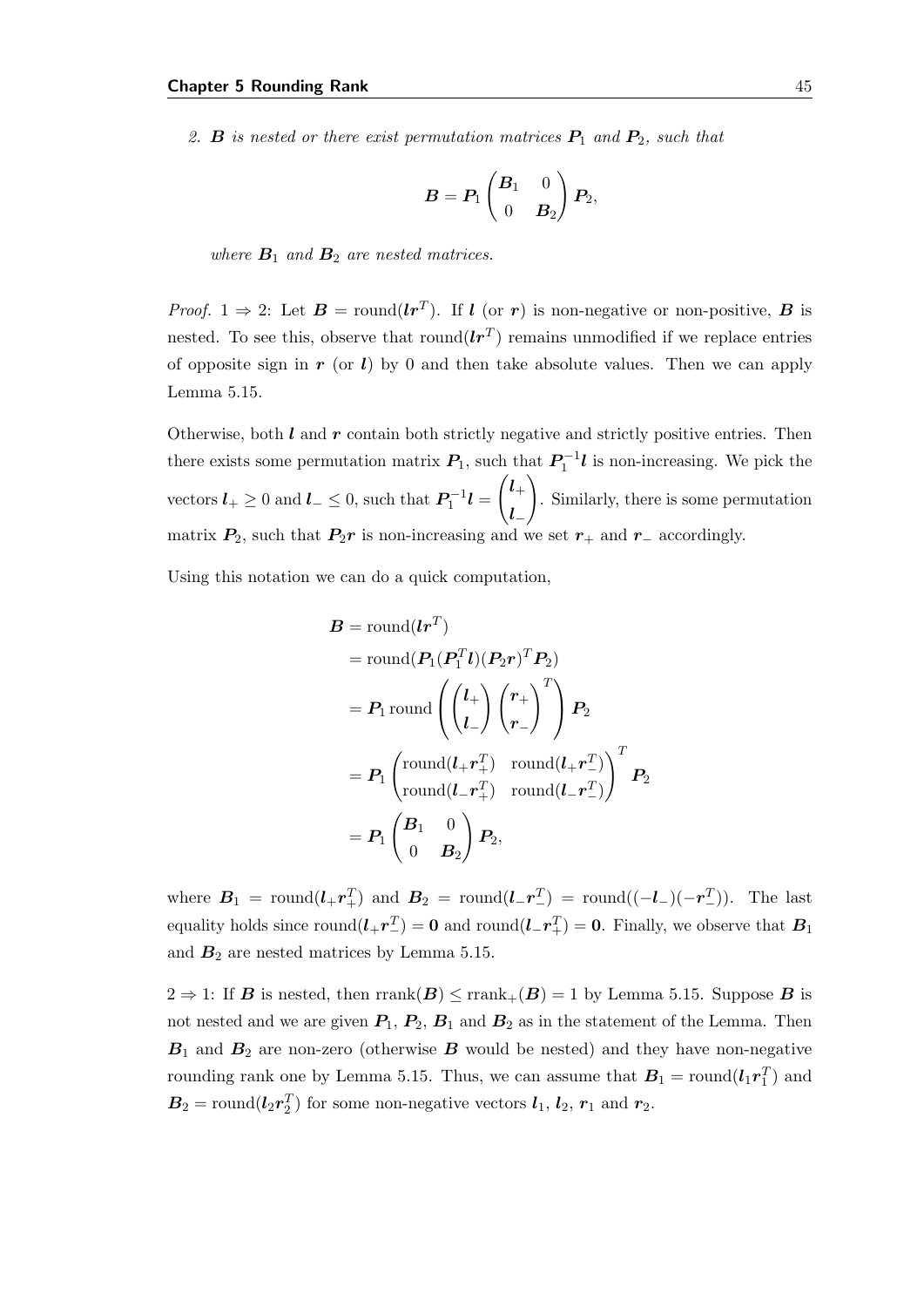*2. $\boldsymbol{B}$ is nested or there exist permutation matrices $\boldsymbol{P}_1$ and $\boldsymbol{P}_2$, such that*

$$\boldsymbol{B} = \boldsymbol{P}_1 \begin{pmatrix} \boldsymbol{B}_1 & 0 \\ 0 & \boldsymbol{B}_2 \end{pmatrix} \boldsymbol{P}_2,$$

*where $\boldsymbol{B}_1$ and $\boldsymbol{B}_2$ are nested matrices.*

*Proof.* $1 \Rightarrow 2$: Let $\boldsymbol{B} = \text{round}(\boldsymbol{l}\boldsymbol{r}^T)$. If $\boldsymbol{l}$ (or $\boldsymbol{r}$) is non-negative or non-positive, $\boldsymbol{B}$ is nested. To see this, observe that $\text{round}(\boldsymbol{l}\boldsymbol{r}^T)$ remains unmodified if we replace entries of opposite sign in $\boldsymbol{r}$ (or $\boldsymbol{l}$) by 0 and then take absolute values. Then we can apply Lemma 5.15.

Otherwise, both $\boldsymbol{l}$ and $\boldsymbol{r}$ contain both strictly negative and strictly positive entries. Then there exists some permutation matrix $\boldsymbol{P}_1$, such that $\boldsymbol{P}_1^{-1}\boldsymbol{l}$ is non-increasing. We pick the vectors $\boldsymbol{l}_+ \geq 0$ and $\boldsymbol{l}_- \leq 0$, such that $\boldsymbol{P}_1^{-1}\boldsymbol{l} = \begin{pmatrix} \boldsymbol{l}_+ \\ \boldsymbol{l}_- \end{pmatrix}$. Similarly, there is some permutation matrix $\boldsymbol{P}_2$, such that $\boldsymbol{P}_2\boldsymbol{r}$ is non-increasing and we set $\boldsymbol{r}_+$ and $\boldsymbol{r}_-$ accordingly.

Using this notation we can do a quick computation,

$$\begin{aligned}
\boldsymbol{B} &= \text{round}(\boldsymbol{l}\boldsymbol{r}^T) \\
&= \text{round}(\boldsymbol{P}_1(\boldsymbol{P}_1^T\boldsymbol{l})(\boldsymbol{P}_2\boldsymbol{r})^T\boldsymbol{P}_2) \\
&= \boldsymbol{P}_1 \,\text{round}\left( \begin{pmatrix} \boldsymbol{l}_+ \\ \boldsymbol{l}_- \end{pmatrix} \begin{pmatrix} \boldsymbol{r}_+ \\ \boldsymbol{r}_- \end{pmatrix}^T \right) \boldsymbol{P}_2 \\
&= \boldsymbol{P}_1 \begin{pmatrix} \text{round}(\boldsymbol{l}_+\boldsymbol{r}_+^T) & \text{round}(\boldsymbol{l}_+\boldsymbol{r}_-^T) \\ \text{round}(\boldsymbol{l}_-\boldsymbol{r}_+^T) & \text{round}(\boldsymbol{l}_-\boldsymbol{r}_-^T) \end{pmatrix}^T \boldsymbol{P}_2 \\
&= \boldsymbol{P}_1 \begin{pmatrix} \boldsymbol{B}_1 & 0 \\ 0 & \boldsymbol{B}_2 \end{pmatrix} \boldsymbol{P}_2,
\end{aligned}$$

where $\boldsymbol{B}_1 = \text{round}(\boldsymbol{l}_+\boldsymbol{r}_+^T)$ and $\boldsymbol{B}_2 = \text{round}(\boldsymbol{l}_-\boldsymbol{r}_-^T) = \text{round}((-\boldsymbol{l}_-)(-\boldsymbol{r}_-^T))$. The last equality holds since $\text{round}(\boldsymbol{l}_+\boldsymbol{r}_-^T) = \boldsymbol{0}$ and $\text{round}(\boldsymbol{l}_-\boldsymbol{r}_+^T) = \boldsymbol{0}$. Finally, we observe that $\boldsymbol{B}_1$ and $\boldsymbol{B}_2$ are nested matrices by Lemma 5.15.

$2 \Rightarrow 1$: If $\boldsymbol{B}$ is nested, then $\text{rrank}(\boldsymbol{B}) \leq \text{rrank}_+(\boldsymbol{B}) = 1$ by Lemma 5.15. Suppose $\boldsymbol{B}$ is not nested and we are given $\boldsymbol{P}_1$, $\boldsymbol{P}_2$, $\boldsymbol{B}_1$ and $\boldsymbol{B}_2$ as in the statement of the Lemma. Then $\boldsymbol{B}_1$ and $\boldsymbol{B}_2$ are non-zero (otherwise $\boldsymbol{B}$ would be nested) and they have non-negative rounding rank one by Lemma 5.15. Thus, we can assume that $\boldsymbol{B}_1 = \text{round}(\boldsymbol{l}_1\boldsymbol{r}_1^T)$ and $\boldsymbol{B}_2 = \text{round}(\boldsymbol{l}_2\boldsymbol{r}_2^T)$ for some non-negative vectors $\boldsymbol{l}_1$, $\boldsymbol{l}_2$, $\boldsymbol{r}_1$ and $\boldsymbol{r}_2$.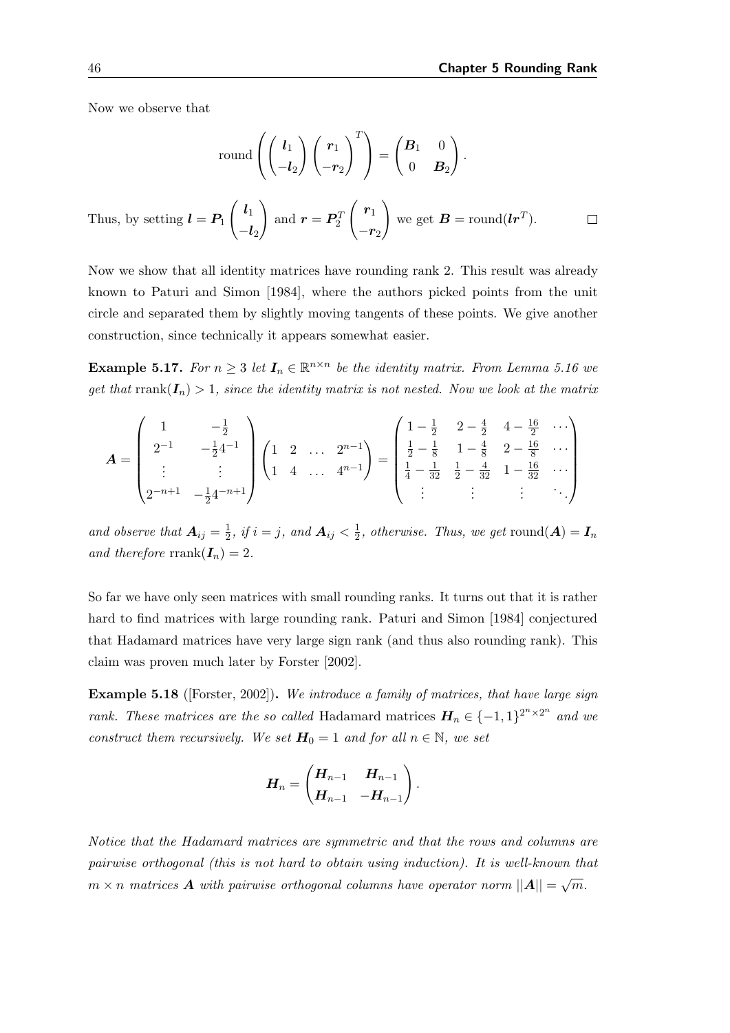Now we observe that

$$\operatorname{round}\left( \begin{pmatrix} \boldsymbol{l}_1 \\ -\boldsymbol{l}_2 \end{pmatrix} \begin{pmatrix} \boldsymbol{r}_1 \\ -\boldsymbol{r}_2 \end{pmatrix}^T \right) = \begin{pmatrix} \boldsymbol{B}_1 & 0 \\ 0 & \boldsymbol{B}_2 \end{pmatrix}.$$

Thus, by setting $\boldsymbol{l} = \boldsymbol{P}_1 \begin{pmatrix} \boldsymbol{l}_1 \\ -\boldsymbol{l}_2 \end{pmatrix}$ and $\boldsymbol{r} = \boldsymbol{P}_2^T \begin{pmatrix} \boldsymbol{r}_1 \\ -\boldsymbol{r}_2 \end{pmatrix}$ we get $\boldsymbol{B} = \operatorname{round}(\boldsymbol{l}\boldsymbol{r}^T)$. □

Now we show that all identity matrices have rounding rank 2. This result was already known to Paturi and Simon [1984], where the authors picked points from the unit circle and separated them by slightly moving tangents of these points. We give another construction, since technically it appears somewhat easier.

**Example 5.17.** *For $n \geq 3$ let $\boldsymbol{I}_n \in \mathbb{R}^{n \times n}$ be the identity matrix. From Lemma 5.16 we get that $\operatorname{rrank}(\boldsymbol{I}_n) > 1$, since the identity matrix is not nested. Now we look at the matrix*

$$\boldsymbol{A} = \begin{pmatrix} 1 & -\frac{1}{2} \\ 2^{-1} & -\frac{1}{2}4^{-1} \\ \vdots & \vdots \\ 2^{-n+1} & -\frac{1}{2}4^{-n+1} \end{pmatrix} \begin{pmatrix} 1 & 2 & \dots & 2^{n-1} \\ 1 & 4 & \dots & 4^{n-1} \end{pmatrix} = \begin{pmatrix} 1-\frac{1}{2} & 2-\frac{4}{2} & 4-\frac{16}{2} & \cdots \\ \frac{1}{2}-\frac{1}{8} & 1-\frac{4}{8} & 2-\frac{16}{8} & \cdots \\ \frac{1}{4}-\frac{1}{32} & \frac{1}{2}-\frac{4}{32} & 1-\frac{16}{32} & \cdots \\ \vdots & \vdots & \vdots & \ddots \end{pmatrix}$$

*and observe that $\boldsymbol{A}_{ij} = \frac{1}{2}$, if $i = j$, and $\boldsymbol{A}_{ij} < \frac{1}{2}$, otherwise. Thus, we get $\operatorname{round}(\boldsymbol{A}) = \boldsymbol{I}_n$ and therefore $\operatorname{rrank}(\boldsymbol{I}_n) = 2$.*

So far we have only seen matrices with small rounding ranks. It turns out that it is rather hard to find matrices with large rounding rank. Paturi and Simon [1984] conjectured that Hadamard matrices have very large sign rank (and thus also rounding rank). This claim was proven much later by Forster [2002].

**Example 5.18** ([Forster, 2002])**.** *We introduce a family of matrices, that have large sign rank. These matrices are the so called* Hadamard matrices *$\boldsymbol{H}_n \in \{-1,1\}^{2^n \times 2^n}$ and we construct them recursively. We set $\boldsymbol{H}_0 = 1$ and for all $n \in \mathbb{N}$, we set*

$$\boldsymbol{H}_n = \begin{pmatrix} \boldsymbol{H}_{n-1} & \boldsymbol{H}_{n-1} \\ \boldsymbol{H}_{n-1} & -\boldsymbol{H}_{n-1} \end{pmatrix}.$$

*Notice that the Hadamard matrices are symmetric and that the rows and columns are pairwise orthogonal (this is not hard to obtain using induction). It is well-known that $m \times n$ matrices $\boldsymbol{A}$ with pairwise orthogonal columns have operator norm $||\boldsymbol{A}|| = \sqrt{m}$.*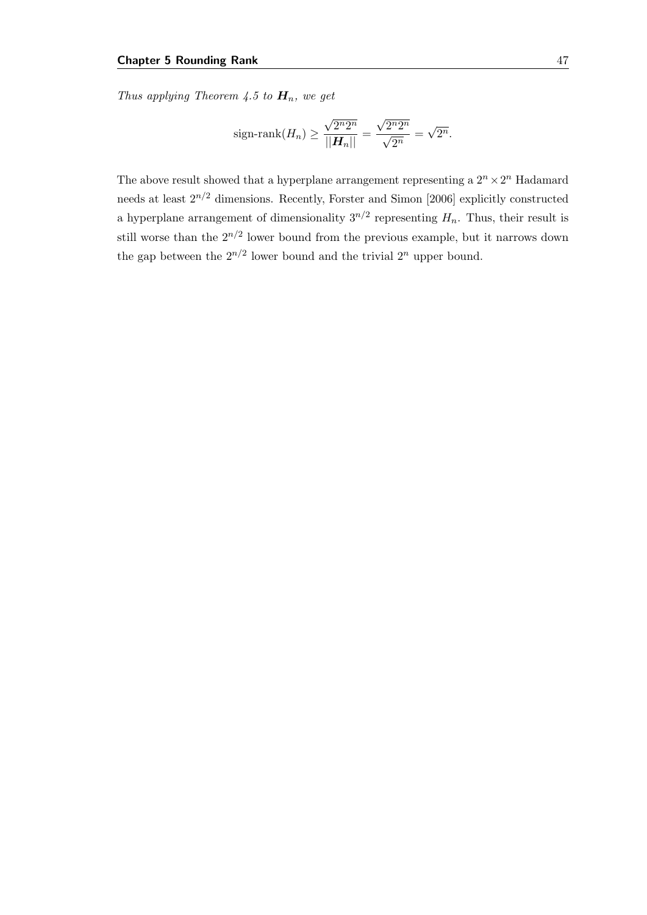*Thus applying Theorem 4.5 to $\boldsymbol{H}_n$, we get*

$$\text{sign-rank}(H_n) \geq \frac{\sqrt{2^n 2^n}}{||\boldsymbol{H}_n||} = \frac{\sqrt{2^n 2^n}}{\sqrt{2^n}} = \sqrt{2^n}.$$

The above result showed that a hyperplane arrangement representing a $2^n \times 2^n$ Hadamard needs at least $2^{n/2}$ dimensions. Recently, Forster and Simon [2006] explicitly constructed a hyperplane arrangement of dimensionality $3^{n/2}$ representing $H_n$. Thus, their result is still worse than the $2^{n/2}$ lower bound from the previous example, but it narrows down the gap between the $2^{n/2}$ lower bound and the trivial $2^n$ upper bound.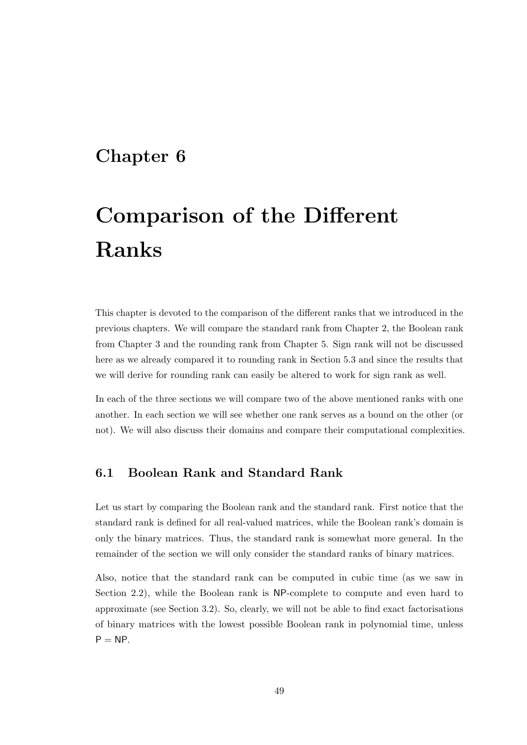# Chapter 6

# Comparison of the Different Ranks

This chapter is devoted to the comparison of the different ranks that we introduced in the previous chapters. We will compare the standard rank from Chapter 2, the Boolean rank from Chapter 3 and the rounding rank from Chapter 5. Sign rank will not be discussed here as we already compared it to rounding rank in Section 5.3 and since the results that we will derive for rounding rank can easily be altered to work for sign rank as well.

In each of the three sections we will compare two of the above mentioned ranks with one another. In each section we will see whether one rank serves as a bound on the other (or not). We will also discuss their domains and compare their computational complexities.

## 6.1 Boolean Rank and Standard Rank

Let us start by comparing the Boolean rank and the standard rank. First notice that the standard rank is defined for all real-valued matrices, while the Boolean rank's domain is only the binary matrices. Thus, the standard rank is somewhat more general. In the remainder of the section we will only consider the standard ranks of binary matrices.

Also, notice that the standard rank can be computed in cubic time (as we saw in Section 2.2), while the Boolean rank is NP-complete to compute and even hard to approximate (see Section 3.2). So, clearly, we will not be able to find exact factorisations of binary matrices with the lowest possible Boolean rank in polynomial time, unless $\mathsf{P} = \mathsf{NP}$.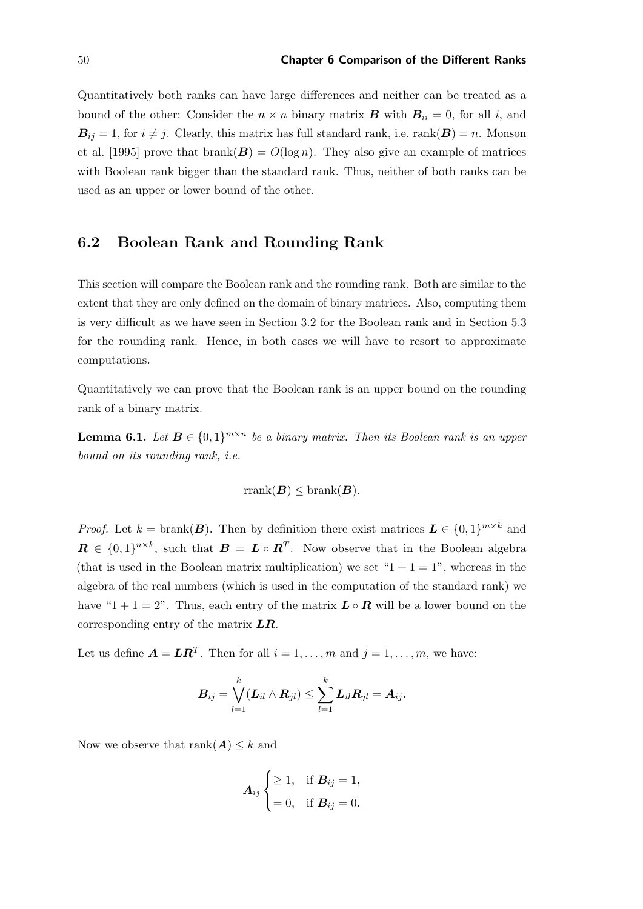Quantitatively both ranks can have large differences and neither can be treated as a bound of the other: Consider the $n \times n$ binary matrix $\boldsymbol{B}$ with $\boldsymbol{B}_{ii} = 0$, for all $i$, and $\boldsymbol{B}_{ij} = 1$, for $i \neq j$. Clearly, this matrix has full standard rank, i.e. $\operatorname{rank}(\boldsymbol{B}) = n$. Monson et al. [1995] prove that $\operatorname{brank}(\boldsymbol{B}) = O(\log n)$. They also give an example of matrices with Boolean rank bigger than the standard rank. Thus, neither of both ranks can be used as an upper or lower bound of the other.

## 6.2 Boolean Rank and Rounding Rank

This section will compare the Boolean rank and the rounding rank. Both are similar to the extent that they are only defined on the domain of binary matrices. Also, computing them is very difficult as we have seen in Section 3.2 for the Boolean rank and in Section 5.3 for the rounding rank. Hence, in both cases we will have to resort to approximate computations.

Quantitatively we can prove that the Boolean rank is an upper bound on the rounding rank of a binary matrix.

**Lemma 6.1.** *Let $\boldsymbol{B} \in \{0,1\}^{m \times n}$ be a binary matrix. Then its Boolean rank is an upper bound on its rounding rank, i.e.*

$$\operatorname{rrank}(\boldsymbol{B}) \leq \operatorname{brank}(\boldsymbol{B}).$$

*Proof.* Let $k = \operatorname{brank}(\boldsymbol{B})$. Then by definition there exist matrices $\boldsymbol{L} \in \{0,1\}^{m \times k}$ and $\boldsymbol{R} \in \{0,1\}^{n \times k}$, such that $\boldsymbol{B} = \boldsymbol{L} \circ \boldsymbol{R}^T$. Now observe that in the Boolean algebra (that is used in the Boolean matrix multiplication) we set "$1 + 1 = 1$", whereas in the algebra of the real numbers (which is used in the computation of the standard rank) we have "$1 + 1 = 2$". Thus, each entry of the matrix $\boldsymbol{L} \circ \boldsymbol{R}$ will be a lower bound on the corresponding entry of the matrix $\boldsymbol{LR}$.

Let us define $\boldsymbol{A} = \boldsymbol{L}\boldsymbol{R}^T$. Then for all $i = 1, \ldots, m$ and $j = 1, \ldots, m$, we have:

$$\boldsymbol{B}_{ij} = \bigvee_{l=1}^{k} (\boldsymbol{L}_{il} \wedge \boldsymbol{R}_{jl}) \leq \sum_{l=1}^{k} \boldsymbol{L}_{il} \boldsymbol{R}_{jl} = \boldsymbol{A}_{ij}.$$

Now we observe that $\operatorname{rank}(\boldsymbol{A}) \leq k$ and

$$\boldsymbol{A}_{ij} \begin{cases} \geq 1, & \text{if } \boldsymbol{B}_{ij} = 1, \\ = 0, & \text{if } \boldsymbol{B}_{ij} = 0. \end{cases}$$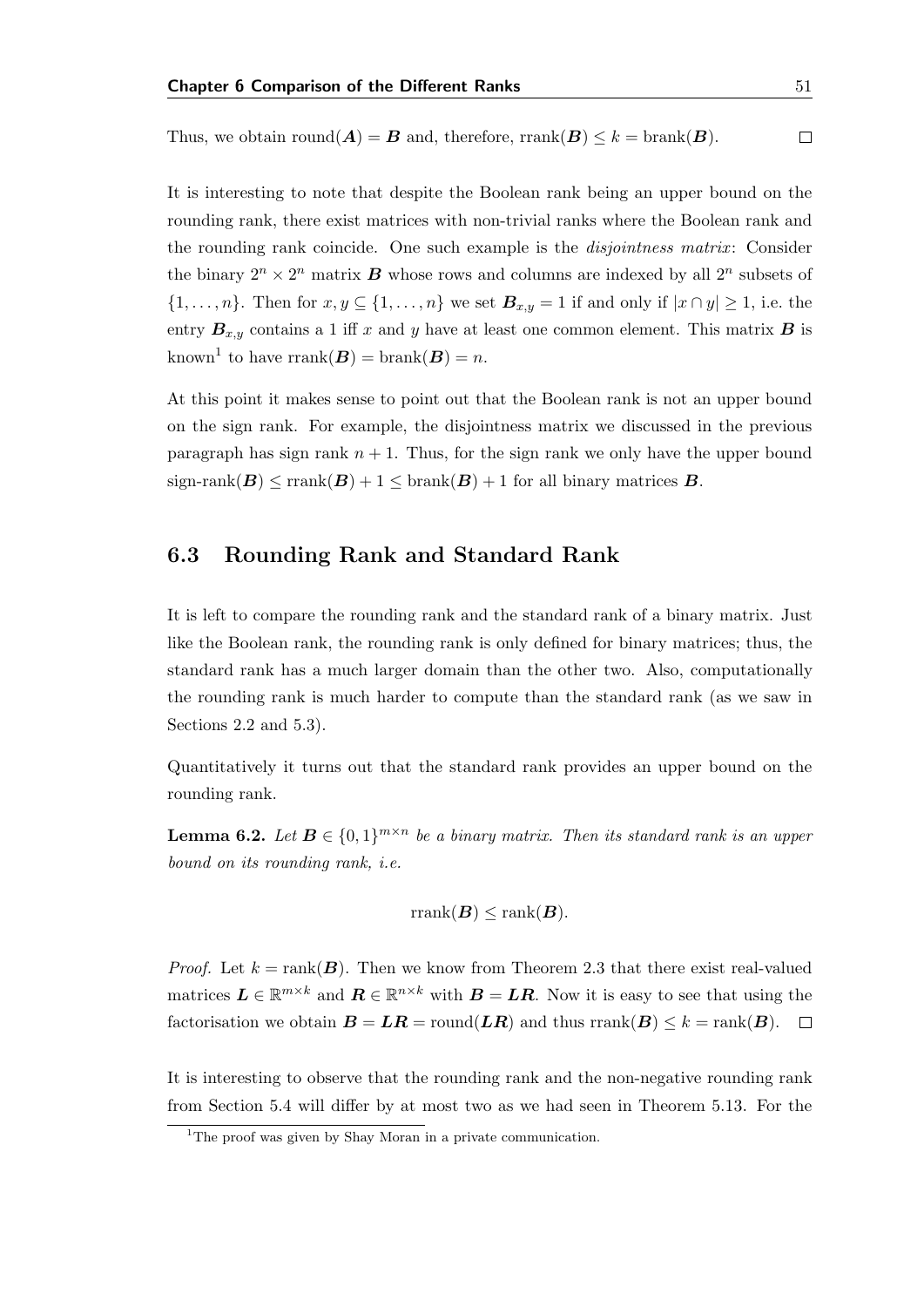Thus, we obtain $\text{round}(\boldsymbol{A}) = \boldsymbol{B}$ and, therefore, $\text{rrank}(\boldsymbol{B}) \leq k = \text{brank}(\boldsymbol{B})$. $\square$

It is interesting to note that despite the Boolean rank being an upper bound on the rounding rank, there exist matrices with non-trivial ranks where the Boolean rank and the rounding rank coincide. One such example is the *disjointness matrix*: Consider the binary $2^n \times 2^n$ matrix $\boldsymbol{B}$ whose rows and columns are indexed by all $2^n$ subsets of $\{1, \ldots, n\}$. Then for $x, y \subseteq \{1, \ldots, n\}$ we set $\boldsymbol{B}_{x,y} = 1$ if and only if $|x \cap y| \geq 1$, i.e. the entry $\boldsymbol{B}_{x,y}$ contains a 1 iff $x$ and $y$ have at least one common element. This matrix $\boldsymbol{B}$ is known[1] to have $\text{rrank}(\boldsymbol{B}) = \text{brank}(\boldsymbol{B}) = n$.

At this point it makes sense to point out that the Boolean rank is not an upper bound on the sign rank. For example, the disjointness matrix we discussed in the previous paragraph has sign rank $n + 1$. Thus, for the sign rank we only have the upper bound $\text{sign-rank}(\boldsymbol{B}) \leq \text{rrank}(\boldsymbol{B}) + 1 \leq \text{brank}(\boldsymbol{B}) + 1$ for all binary matrices $\boldsymbol{B}$.

## 6.3 Rounding Rank and Standard Rank

It is left to compare the rounding rank and the standard rank of a binary matrix. Just like the Boolean rank, the rounding rank is only defined for binary matrices; thus, the standard rank has a much larger domain than the other two. Also, computationally the rounding rank is much harder to compute than the standard rank (as we saw in Sections 2.2 and 5.3).

Quantitatively it turns out that the standard rank provides an upper bound on the rounding rank.

**Lemma 6.2.** *Let $\boldsymbol{B} \in \{0, 1\}^{m \times n}$ be a binary matrix. Then its standard rank is an upper bound on its rounding rank, i.e.*

$$\text{rrank}(\boldsymbol{B}) \leq \text{rank}(\boldsymbol{B}).$$

*Proof.* Let $k = \text{rank}(\boldsymbol{B})$. Then we know from Theorem 2.3 that there exist real-valued matrices $\boldsymbol{L} \in \mathbb{R}^{m \times k}$ and $\boldsymbol{R} \in \mathbb{R}^{n \times k}$ with $\boldsymbol{B} = \boldsymbol{L}\boldsymbol{R}$. Now it is easy to see that using the factorisation we obtain $\boldsymbol{B} = \boldsymbol{L}\boldsymbol{R} = \text{round}(\boldsymbol{L}\boldsymbol{R})$ and thus $\text{rrank}(\boldsymbol{B}) \leq k = \text{rank}(\boldsymbol{B})$. $\square$

It is interesting to observe that the rounding rank and the non-negative rounding rank from Section 5.4 will differ by at most two as we had seen in Theorem 5.13. For the

[1] The proof was given by Shay Moran in a private communication.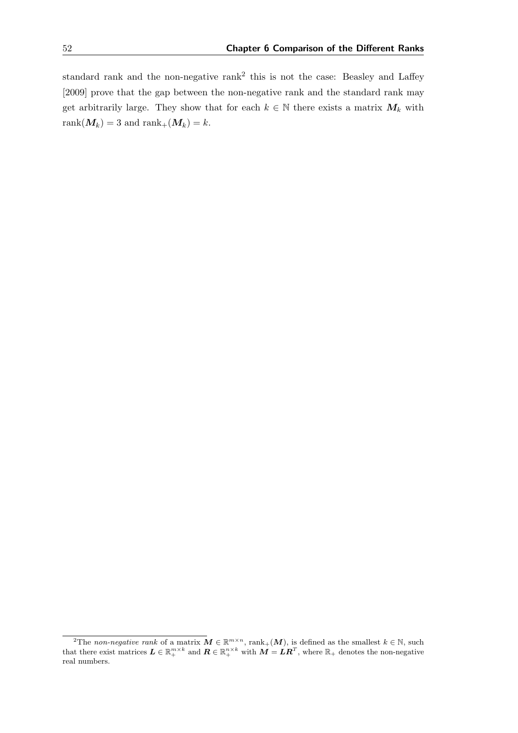standard rank and the non-negative rank[2] this is not the case: Beasley and Laffey [2009] prove that the gap between the non-negative rank and the standard rank may get arbitrarily large. They show that for each $k \in \mathbb{N}$ there exists a matrix $\boldsymbol{M}_k$ with $\operatorname{rank}(\boldsymbol{M}_k) = 3$ and $\operatorname{rank}_+(\boldsymbol{M}_k) = k$.

---

[2] The *non-negative rank* of a matrix $\boldsymbol{M} \in \mathbb{R}^{m \times n}$, $\operatorname{rank}_+(\boldsymbol{M})$, is defined as the smallest $k \in \mathbb{N}$, such that there exist matrices $\boldsymbol{L} \in \mathbb{R}_+^{m \times k}$ and $\boldsymbol{R} \in \mathbb{R}_+^{n \times k}$ with $\boldsymbol{M} = \boldsymbol{L}\boldsymbol{R}^T$, where $\mathbb{R}_+$ denotes the non-negative real numbers.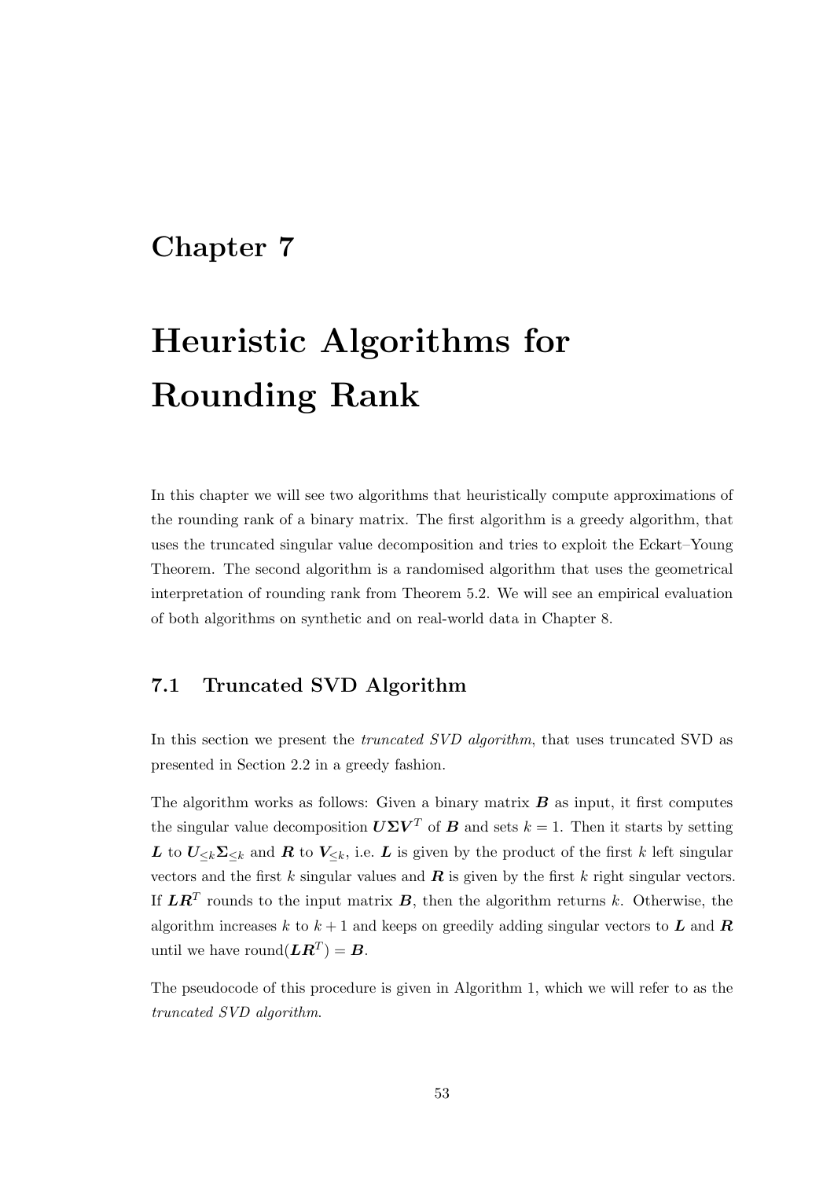# Chapter 7

# Heuristic Algorithms for Rounding Rank

In this chapter we will see two algorithms that heuristically compute approximations of the rounding rank of a binary matrix. The first algorithm is a greedy algorithm, that uses the truncated singular value decomposition and tries to exploit the Eckart–Young Theorem. The second algorithm is a randomised algorithm that uses the geometrical interpretation of rounding rank from Theorem 5.2. We will see an empirical evaluation of both algorithms on synthetic and on real-world data in Chapter 8.

## 7.1 Truncated SVD Algorithm

In this section we present the *truncated SVD algorithm*, that uses truncated SVD as presented in Section 2.2 in a greedy fashion.

The algorithm works as follows: Given a binary matrix $\boldsymbol{B}$ as input, it first computes the singular value decomposition $\boldsymbol{U}\boldsymbol{\Sigma}\boldsymbol{V}^T$ of $\boldsymbol{B}$ and sets $k = 1$. Then it starts by setting $\boldsymbol{L}$ to $\boldsymbol{U}_{\leq k}\boldsymbol{\Sigma}_{\leq k}$ and $\boldsymbol{R}$ to $\boldsymbol{V}_{\leq k}$, i.e. $\boldsymbol{L}$ is given by the product of the first $k$ left singular vectors and the first $k$ singular values and $\boldsymbol{R}$ is given by the first $k$ right singular vectors. If $\boldsymbol{L}\boldsymbol{R}^T$ rounds to the input matrix $\boldsymbol{B}$, then the algorithm returns $k$. Otherwise, the algorithm increases $k$ to $k + 1$ and keeps on greedily adding singular vectors to $\boldsymbol{L}$ and $\boldsymbol{R}$ until we have $\text{round}(\boldsymbol{L}\boldsymbol{R}^T) = \boldsymbol{B}$.

The pseudocode of this procedure is given in Algorithm 1, which we will refer to as the *truncated SVD algorithm*.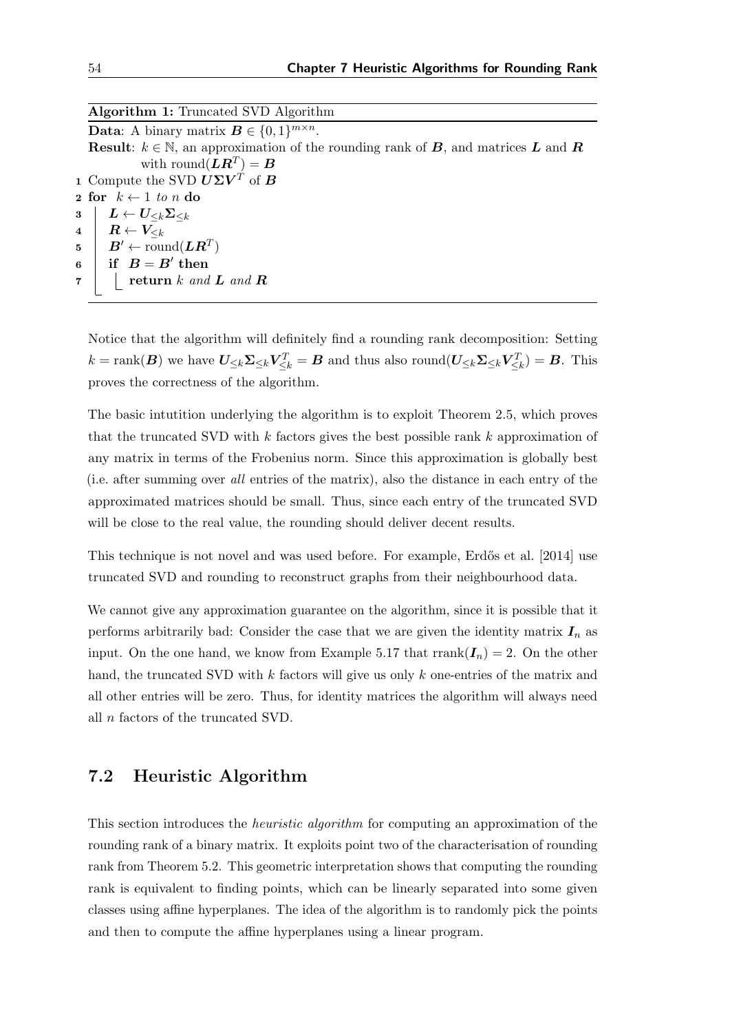**Algorithm 1:** Truncated SVD Algorithm

```
Data: A binary matrix B ∈ {0,1}^{m×n}.
Result: k ∈ ℕ, an approximation of the rounding rank of B, and matrices L and R
        with round(LR^T) = B
1 Compute the SVD UΣV^T of B
2 for k ← 1 to n do
3     L ← U_{≤k} Σ_{≤k}
4     R ← V_{≤k}
5     B' ← round(LR^T)
6     if B = B' then
7         return k and L and R
```

Notice that the algorithm will definitely find a rounding rank decomposition: Setting $k = \text{rank}(\boldsymbol{B})$ we have $\boldsymbol{U}_{\leq k}\boldsymbol{\Sigma}_{\leq k}\boldsymbol{V}_{\leq k}^T = \boldsymbol{B}$ and thus also $\text{round}(\boldsymbol{U}_{\leq k}\boldsymbol{\Sigma}_{\leq k}\boldsymbol{V}_{\leq k}^T) = \boldsymbol{B}$. This proves the correctness of the algorithm.

The basic intutition underlying the algorithm is to exploit Theorem 2.5, which proves that the truncated SVD with $k$ factors gives the best possible rank $k$ approximation of any matrix in terms of the Frobenius norm. Since this approximation is globally best (i.e. after summing over *all* entries of the matrix), also the distance in each entry of the approximated matrices should be small. Thus, since each entry of the truncated SVD will be close to the real value, the rounding should deliver decent results.

This technique is not novel and was used before. For example, Erdős et al. [2014] use truncated SVD and rounding to reconstruct graphs from their neighbourhood data.

We cannot give any approximation guarantee on the algorithm, since it is possible that it performs arbitrarily bad: Consider the case that we are given the identity matrix $\boldsymbol{I}_n$ as input. On the one hand, we know from Example 5.17 that $\text{rrank}(\boldsymbol{I}_n) = 2$. On the other hand, the truncated SVD with $k$ factors will give us only $k$ one-entries of the matrix and all other entries will be zero. Thus, for identity matrices the algorithm will always need all $n$ factors of the truncated SVD.

## 7.2 Heuristic Algorithm

This section introduces the *heuristic algorithm* for computing an approximation of the rounding rank of a binary matrix. It exploits point two of the characterisation of rounding rank from Theorem 5.2. This geometric interpretation shows that computing the rounding rank is equivalent to finding points, which can be linearly separated into some given classes using affine hyperplanes. The idea of the algorithm is to randomly pick the points and then to compute the affine hyperplanes using a linear program.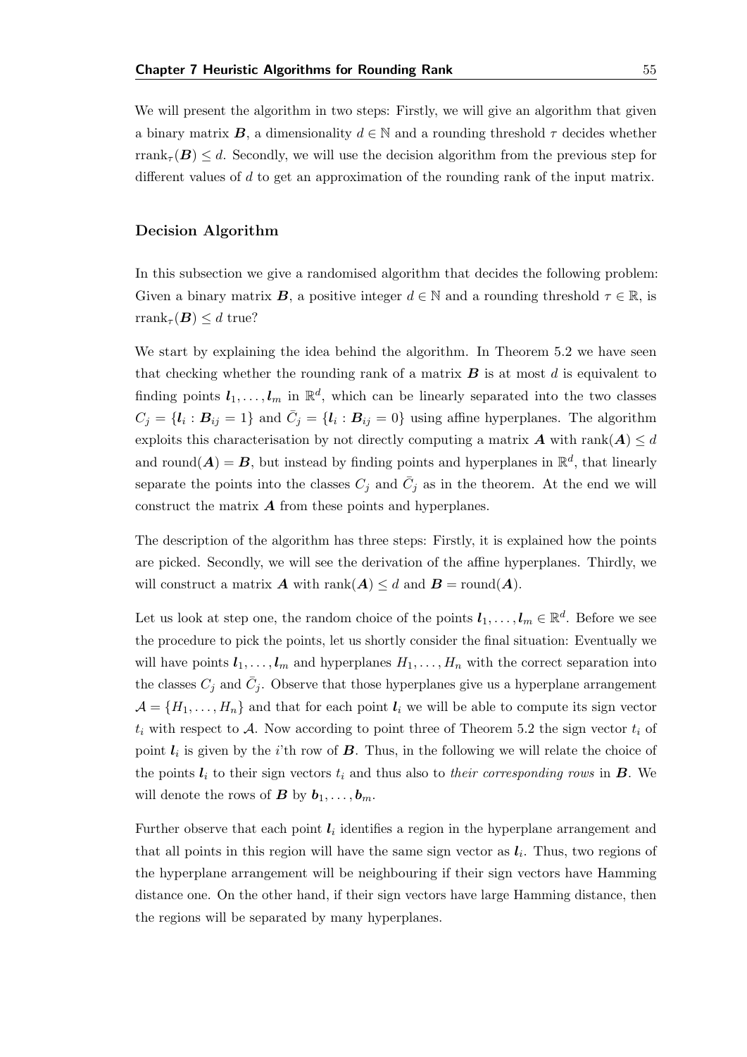We will present the algorithm in two steps: Firstly, we will give an algorithm that given a binary matrix $\boldsymbol{B}$, a dimensionality $d \in \mathbb{N}$ and a rounding threshold $\tau$ decides whether $\text{rrank}_\tau(\boldsymbol{B}) \leq d$. Secondly, we will use the decision algorithm from the previous step for different values of $d$ to get an approximation of the rounding rank of the input matrix.

### Decision Algorithm

In this subsection we give a randomised algorithm that decides the following problem: Given a binary matrix $\boldsymbol{B}$, a positive integer $d \in \mathbb{N}$ and a rounding threshold $\tau \in \mathbb{R}$, is $\text{rrank}_\tau(\boldsymbol{B}) \leq d$ true?

We start by explaining the idea behind the algorithm. In Theorem 5.2 we have seen that checking whether the rounding rank of a matrix $\boldsymbol{B}$ is at most $d$ is equivalent to finding points $\boldsymbol{l}_1, \ldots, \boldsymbol{l}_m$ in $\mathbb{R}^d$, which can be linearly separated into the two classes $C_j = \{\boldsymbol{l}_i : \boldsymbol{B}_{ij} = 1\}$ and $\bar{C}_j = \{\boldsymbol{l}_i : \boldsymbol{B}_{ij} = 0\}$ using affine hyperplanes. The algorithm exploits this characterisation by not directly computing a matrix $\boldsymbol{A}$ with $\text{rank}(\boldsymbol{A}) \leq d$ and $\text{round}(\boldsymbol{A}) = \boldsymbol{B}$, but instead by finding points and hyperplanes in $\mathbb{R}^d$, that linearly separate the points into the classes $C_j$ and $\bar{C}_j$ as in the theorem. At the end we will construct the matrix $\boldsymbol{A}$ from these points and hyperplanes.

The description of the algorithm has three steps: Firstly, it is explained how the points are picked. Secondly, we will see the derivation of the affine hyperplanes. Thirdly, we will construct a matrix $\boldsymbol{A}$ with $\text{rank}(\boldsymbol{A}) \leq d$ and $\boldsymbol{B} = \text{round}(\boldsymbol{A})$.

Let us look at step one, the random choice of the points $\boldsymbol{l}_1, \ldots, \boldsymbol{l}_m \in \mathbb{R}^d$. Before we see the procedure to pick the points, let us shortly consider the final situation: Eventually we will have points $\boldsymbol{l}_1, \ldots, \boldsymbol{l}_m$ and hyperplanes $H_1, \ldots, H_n$ with the correct separation into the classes $C_j$ and $\bar{C}_j$. Observe that those hyperplanes give us a hyperplane arrangement $\mathcal{A} = \{H_1, \ldots, H_n\}$ and that for each point $\boldsymbol{l}_i$ we will be able to compute its sign vector $t_i$ with respect to $\mathcal{A}$. Now according to point three of Theorem 5.2 the sign vector $t_i$ of point $\boldsymbol{l}_i$ is given by the $i$'th row of $\boldsymbol{B}$. Thus, in the following we will relate the choice of the points $\boldsymbol{l}_i$ to their sign vectors $t_i$ and thus also to *their corresponding rows* in $\boldsymbol{B}$. We will denote the rows of $\boldsymbol{B}$ by $\boldsymbol{b}_1, \ldots, \boldsymbol{b}_m$.

Further observe that each point $\boldsymbol{l}_i$ identifies a region in the hyperplane arrangement and that all points in this region will have the same sign vector as $\boldsymbol{l}_i$. Thus, two regions of the hyperplane arrangement will be neighbouring if their sign vectors have Hamming distance one. On the other hand, if their sign vectors have large Hamming distance, then the regions will be separated by many hyperplanes.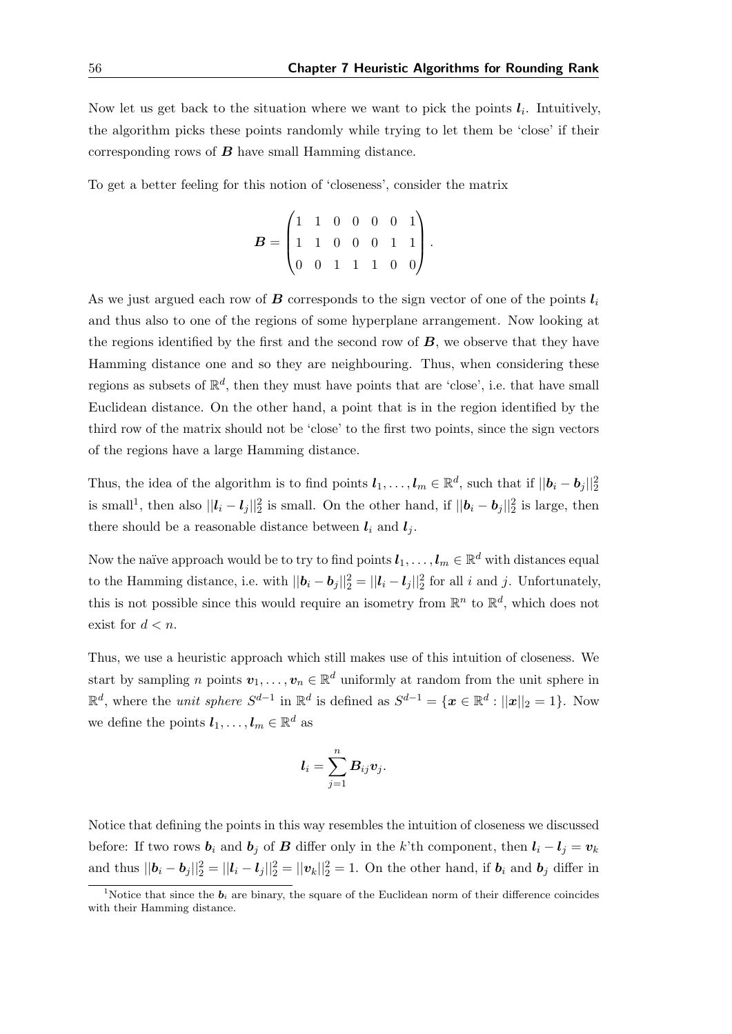Now let us get back to the situation where we want to pick the points $\boldsymbol{l}_i$. Intuitively, the algorithm picks these points randomly while trying to let them be 'close' if their corresponding rows of $\boldsymbol{B}$ have small Hamming distance.

To get a better feeling for this notion of 'closeness', consider the matrix

$$\boldsymbol{B} = \begin{pmatrix} 1 & 1 & 0 & 0 & 0 & 0 & 1 \\ 1 & 1 & 0 & 0 & 0 & 1 & 1 \\ 0 & 0 & 1 & 1 & 1 & 0 & 0 \end{pmatrix}.$$

As we just argued each row of $\boldsymbol{B}$ corresponds to the sign vector of one of the points $\boldsymbol{l}_i$ and thus also to one of the regions of some hyperplane arrangement. Now looking at the regions identified by the first and the second row of $\boldsymbol{B}$, we observe that they have Hamming distance one and so they are neighbouring. Thus, when considering these regions as subsets of $\mathbb{R}^d$, then they must have points that are 'close', i.e. that have small Euclidean distance. On the other hand, a point that is in the region identified by the third row of the matrix should not be 'close' to the first two points, since the sign vectors of the regions have a large Hamming distance.

Thus, the idea of the algorithm is to find points $\boldsymbol{l}_1, \dots, \boldsymbol{l}_m \in \mathbb{R}^d$, such that if $||\boldsymbol{b}_i - \boldsymbol{b}_j||_2^2$ is small[1], then also $||\boldsymbol{l}_i - \boldsymbol{l}_j||_2^2$ is small. On the other hand, if $||\boldsymbol{b}_i - \boldsymbol{b}_j||_2^2$ is large, then there should be a reasonable distance between $\boldsymbol{l}_i$ and $\boldsymbol{l}_j$.

Now the naïve approach would be to try to find points $\boldsymbol{l}_1, \dots, \boldsymbol{l}_m \in \mathbb{R}^d$ with distances equal to the Hamming distance, i.e. with $||\boldsymbol{b}_i - \boldsymbol{b}_j||_2^2 = ||\boldsymbol{l}_i - \boldsymbol{l}_j||_2^2$ for all $i$ and $j$. Unfortunately, this is not possible since this would require an isometry from $\mathbb{R}^n$ to $\mathbb{R}^d$, which does not exist for $d < n$.

Thus, we use a heuristic approach which still makes use of this intuition of closeness. We start by sampling $n$ points $\boldsymbol{v}_1, \dots, \boldsymbol{v}_n \in \mathbb{R}^d$ uniformly at random from the unit sphere in $\mathbb{R}^d$, where the *unit sphere* $S^{d-1}$ in $\mathbb{R}^d$ is defined as $S^{d-1} = \{\boldsymbol{x} \in \mathbb{R}^d : ||\boldsymbol{x}||_2 = 1\}$. Now we define the points $\boldsymbol{l}_1, \dots, \boldsymbol{l}_m \in \mathbb{R}^d$ as

$$\boldsymbol{l}_i = \sum_{j=1}^{n} \boldsymbol{B}_{ij} \boldsymbol{v}_j.$$

Notice that defining the points in this way resembles the intuition of closeness we discussed before: If two rows $\boldsymbol{b}_i$ and $\boldsymbol{b}_j$ of $\boldsymbol{B}$ differ only in the $k$'th component, then $\boldsymbol{l}_i - \boldsymbol{l}_j = \boldsymbol{v}_k$ and thus $||\boldsymbol{b}_i - \boldsymbol{b}_j||_2^2 = ||\boldsymbol{l}_i - \boldsymbol{l}_j||_2^2 = ||\boldsymbol{v}_k||_2^2 = 1$. On the other hand, if $\boldsymbol{b}_i$ and $\boldsymbol{b}_j$ differ in

[1] Notice that since the $\boldsymbol{b}_i$ are binary, the square of the Euclidean norm of their difference coincides with their Hamming distance.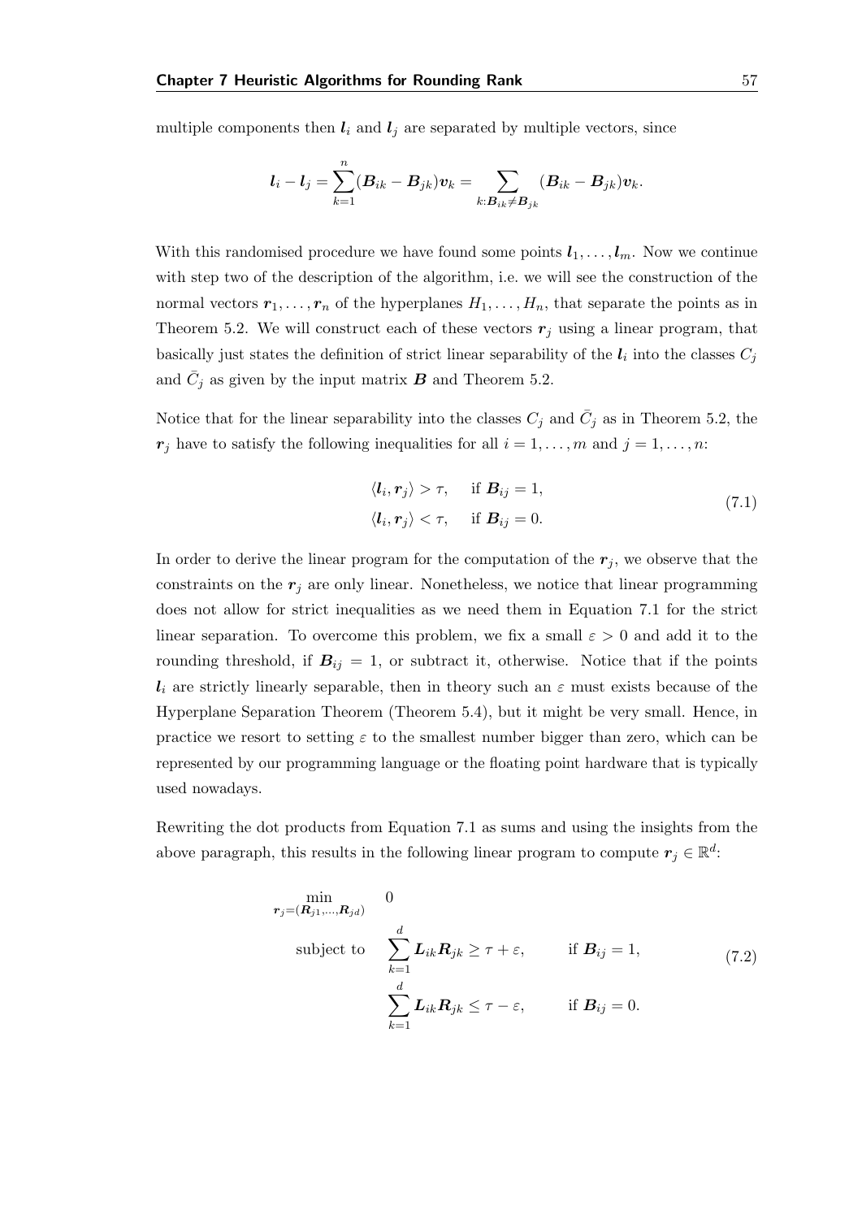multiple components then $\boldsymbol{l}_i$ and $\boldsymbol{l}_j$ are separated by multiple vectors, since

$$\boldsymbol{l}_i - \boldsymbol{l}_j = \sum_{k=1}^{n} (\boldsymbol{B}_{ik} - \boldsymbol{B}_{jk})\boldsymbol{v}_k = \sum_{k:\boldsymbol{B}_{ik} \neq \boldsymbol{B}_{jk}} (\boldsymbol{B}_{ik} - \boldsymbol{B}_{jk})\boldsymbol{v}_k.$$

With this randomised procedure we have found some points $\boldsymbol{l}_1, \ldots, \boldsymbol{l}_m$. Now we continue with step two of the description of the algorithm, i.e. we will see the construction of the normal vectors $\boldsymbol{r}_1, \ldots, \boldsymbol{r}_n$ of the hyperplanes $H_1, \ldots, H_n$, that separate the points as in Theorem 5.2. We will construct each of these vectors $\boldsymbol{r}_j$ using a linear program, that basically just states the definition of strict linear separability of the $\boldsymbol{l}_i$ into the classes $C_j$ and $\bar{C}_j$ as given by the input matrix $\boldsymbol{B}$ and Theorem 5.2.

Notice that for the linear separability into the classes $C_j$ and $\bar{C}_j$ as in Theorem 5.2, the $\boldsymbol{r}_j$ have to satisfy the following inequalities for all $i = 1, \ldots, m$ and $j = 1, \ldots, n$:

$$\begin{aligned} \langle \boldsymbol{l}_i, \boldsymbol{r}_j \rangle &> \tau, \quad \text{if } \boldsymbol{B}_{ij} = 1, \\ \langle \boldsymbol{l}_i, \boldsymbol{r}_j \rangle &< \tau, \quad \text{if } \boldsymbol{B}_{ij} = 0. \end{aligned} \tag{7.1}$$

In order to derive the linear program for the computation of the $\boldsymbol{r}_j$, we observe that the constraints on the $\boldsymbol{r}_j$ are only linear. Nonetheless, we notice that linear programming does not allow for strict inequalities as we need them in Equation 7.1 for the strict linear separation. To overcome this problem, we fix a small $\varepsilon > 0$ and add it to the rounding threshold, if $\boldsymbol{B}_{ij} = 1$, or subtract it, otherwise. Notice that if the points $\boldsymbol{l}_i$ are strictly linearly separable, then in theory such an $\varepsilon$ must exists because of the Hyperplane Separation Theorem (Theorem 5.4), but it might be very small. Hence, in practice we resort to setting $\varepsilon$ to the smallest number bigger than zero, which can be represented by our programming language or the floating point hardware that is typically used nowadays.

Rewriting the dot products from Equation 7.1 as sums and using the insights from the above paragraph, this results in the following linear program to compute $\boldsymbol{r}_j \in \mathbb{R}^d$:

$$\begin{aligned} \min_{\boldsymbol{r}_j = (\boldsymbol{R}_{j1}, \ldots, \boldsymbol{R}_{jd})} \quad & 0 \\ \text{subject to} \quad & \sum_{k=1}^{d} \boldsymbol{L}_{ik} \boldsymbol{R}_{jk} \geq \tau + \varepsilon, \qquad \text{if } \boldsymbol{B}_{ij} = 1, \\ & \sum_{k=1}^{d} \boldsymbol{L}_{ik} \boldsymbol{R}_{jk} \leq \tau - \varepsilon, \qquad \text{if } \boldsymbol{B}_{ij} = 0. \end{aligned} \tag{7.2}$$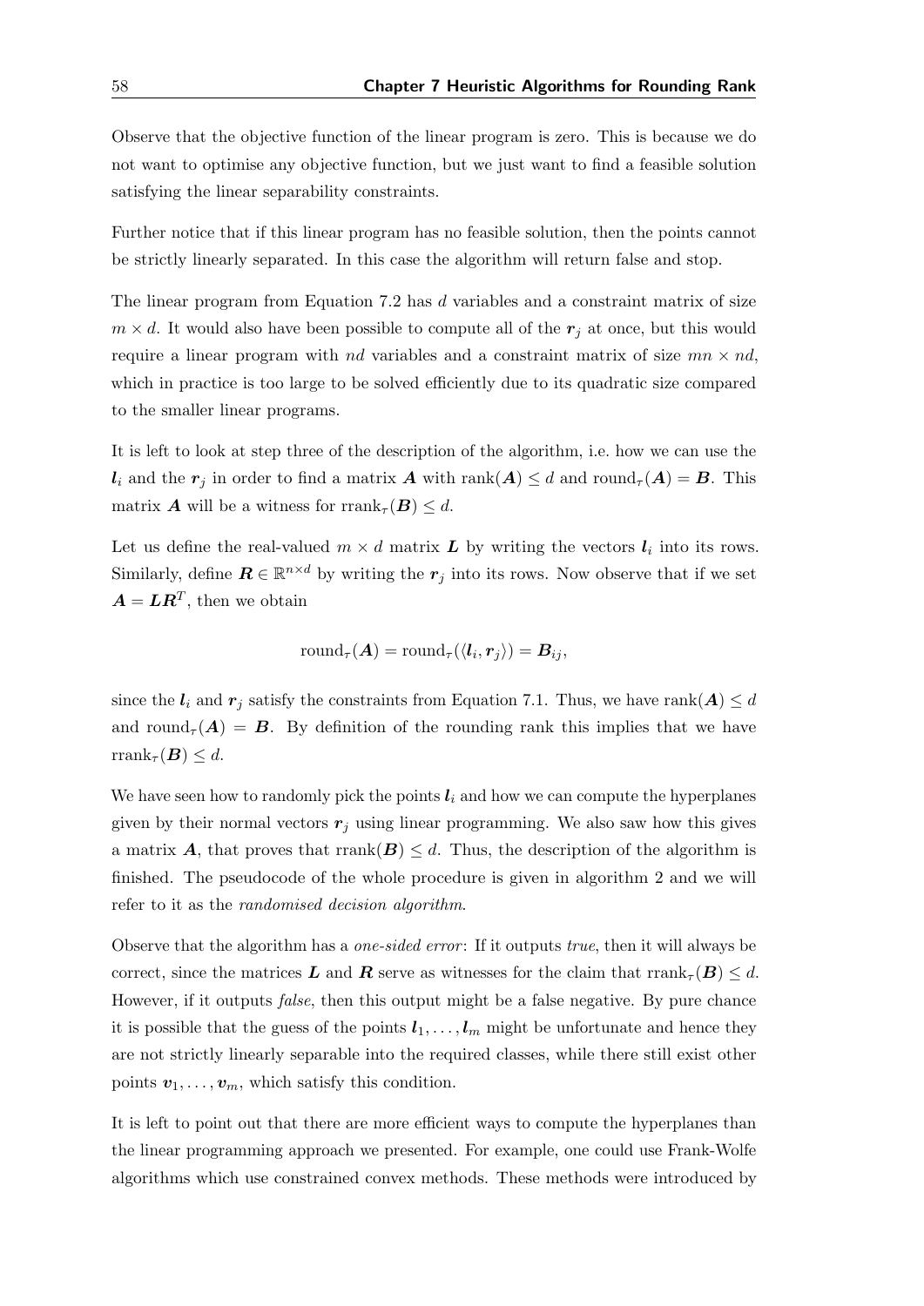Observe that the objective function of the linear program is zero. This is because we do not want to optimise any objective function, but we just want to find a feasible solution satisfying the linear separability constraints.

Further notice that if this linear program has no feasible solution, then the points cannot be strictly linearly separated. In this case the algorithm will return false and stop.

The linear program from Equation 7.2 has $d$ variables and a constraint matrix of size $m \times d$. It would also have been possible to compute all of the $\boldsymbol{r}_j$ at once, but this would require a linear program with $nd$ variables and a constraint matrix of size $mn \times nd$, which in practice is too large to be solved efficiently due to its quadratic size compared to the smaller linear programs.

It is left to look at step three of the description of the algorithm, i.e. how we can use the $\boldsymbol{l}_i$ and the $\boldsymbol{r}_j$ in order to find a matrix $\boldsymbol{A}$ with $\operatorname{rank}(\boldsymbol{A}) \leq d$ and $\operatorname{round}_\tau(\boldsymbol{A}) = \boldsymbol{B}$. This matrix $\boldsymbol{A}$ will be a witness for $\operatorname{rrank}_\tau(\boldsymbol{B}) \leq d$.

Let us define the real-valued $m \times d$ matrix $\boldsymbol{L}$ by writing the vectors $\boldsymbol{l}_i$ into its rows. Similarly, define $\boldsymbol{R} \in \mathbb{R}^{n \times d}$ by writing the $\boldsymbol{r}_j$ into its rows. Now observe that if we set $\boldsymbol{A} = \boldsymbol{L}\boldsymbol{R}^T$, then we obtain

$$\operatorname{round}_\tau(\boldsymbol{A}) = \operatorname{round}_\tau(\langle \boldsymbol{l}_i, \boldsymbol{r}_j \rangle) = \boldsymbol{B}_{ij},$$

since the $\boldsymbol{l}_i$ and $\boldsymbol{r}_j$ satisfy the constraints from Equation 7.1. Thus, we have $\operatorname{rank}(\boldsymbol{A}) \leq d$ and $\operatorname{round}_\tau(\boldsymbol{A}) = \boldsymbol{B}$. By definition of the rounding rank this implies that we have $\operatorname{rrank}_\tau(\boldsymbol{B}) \leq d$.

We have seen how to randomly pick the points $\boldsymbol{l}_i$ and how we can compute the hyperplanes given by their normal vectors $\boldsymbol{r}_j$ using linear programming. We also saw how this gives a matrix $\boldsymbol{A}$, that proves that $\operatorname{rrank}(\boldsymbol{B}) \leq d$. Thus, the description of the algorithm is finished. The pseudocode of the whole procedure is given in algorithm 2 and we will refer to it as the *randomised decision algorithm*.

Observe that the algorithm has a *one-sided error*: If it outputs *true*, then it will always be correct, since the matrices $\boldsymbol{L}$ and $\boldsymbol{R}$ serve as witnesses for the claim that $\operatorname{rrank}_\tau(\boldsymbol{B}) \leq d$. However, if it outputs *false*, then this output might be a false negative. By pure chance it is possible that the guess of the points $\boldsymbol{l}_1, \dots, \boldsymbol{l}_m$ might be unfortunate and hence they are not strictly linearly separable into the required classes, while there still exist other points $\boldsymbol{v}_1, \dots, \boldsymbol{v}_m$, which satisfy this condition.

It is left to point out that there are more efficient ways to compute the hyperplanes than the linear programming approach we presented. For example, one could use Frank-Wolfe algorithms which use constrained convex methods. These methods were introduced by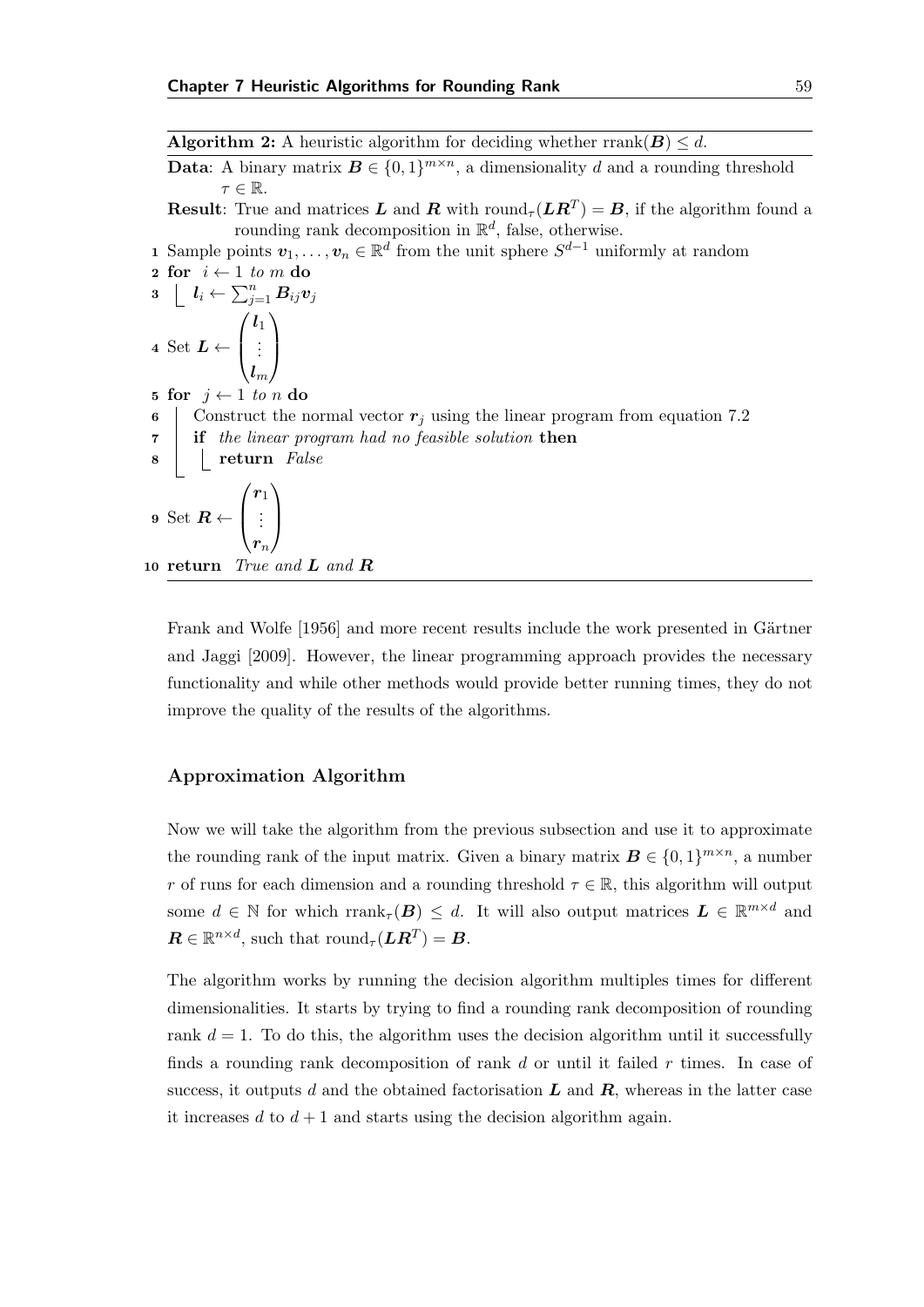**Algorithm 2:** A heuristic algorithm for deciding whether $\text{rrank}(\boldsymbol{B}) \leq d$.

**Data**: A binary matrix $\boldsymbol{B} \in \{0,1\}^{m \times n}$, a dimensionality $d$ and a rounding threshold $\tau \in \mathbb{R}$.

**Result**: True and matrices $\boldsymbol{L}$ and $\boldsymbol{R}$ with $\text{round}_\tau(\boldsymbol{L}\boldsymbol{R}^T) = \boldsymbol{B}$, if the algorithm found a rounding rank decomposition in $\mathbb{R}^d$, false, otherwise.

```
1  Sample points v_1, ..., v_n ∈ R^d from the unit sphere S^{d-1} uniformly at random
2  for i ← 1 to m do
3      l_i ← Σ_{j=1}^n B_ij v_j
4  Set L ← (l_1, ..., l_m)^T
5  for j ← 1 to n do
6      Construct the normal vector r_j using the linear program from equation 7.2
7      if the linear program had no feasible solution then
8          return False
9  Set R ← (r_1, ..., r_n)^T
10 return True and L and R
```

1. Sample points $\boldsymbol{v}_1, \ldots, \boldsymbol{v}_n \in \mathbb{R}^d$ from the unit sphere $S^{d-1}$ uniformly at random
2. **for** $i \leftarrow 1$ *to* $m$ **do**
3. $\quad \boldsymbol{l}_i \leftarrow \sum_{j=1}^{n} \boldsymbol{B}_{ij} \boldsymbol{v}_j$
4. Set $\boldsymbol{L} \leftarrow \begin{pmatrix} \boldsymbol{l}_1 \\ \vdots \\ \boldsymbol{l}_m \end{pmatrix}$
5. **for** $j \leftarrow 1$ *to* $n$ **do**
6. $\quad$ Construct the normal vector $\boldsymbol{r}_j$ using the linear program from equation 7.2
7. $\quad$ **if** *the linear program had no feasible solution* **then**
8. $\quad\quad$ **return** *False*
9. Set $\boldsymbol{R} \leftarrow \begin{pmatrix} \boldsymbol{r}_1 \\ \vdots \\ \boldsymbol{r}_n \end{pmatrix}$
10. **return** *True and* $\boldsymbol{L}$ *and* $\boldsymbol{R}$

Frank and Wolfe [1956] and more recent results include the work presented in Gärtner and Jaggi [2009]. However, the linear programming approach provides the necessary functionality and while other methods would provide better running times, they do not improve the quality of the results of the algorithms.

### Approximation Algorithm

Now we will take the algorithm from the previous subsection and use it to approximate the rounding rank of the input matrix. Given a binary matrix $\boldsymbol{B} \in \{0,1\}^{m \times n}$, a number $r$ of runs for each dimension and a rounding threshold $\tau \in \mathbb{R}$, this algorithm will output some $d \in \mathbb{N}$ for which $\text{rrank}_\tau(\boldsymbol{B}) \leq d$. It will also output matrices $\boldsymbol{L} \in \mathbb{R}^{m \times d}$ and $\boldsymbol{R} \in \mathbb{R}^{n \times d}$, such that $\text{round}_\tau(\boldsymbol{L}\boldsymbol{R}^T) = \boldsymbol{B}$.

The algorithm works by running the decision algorithm multiples times for different dimensionalities. It starts by trying to find a rounding rank decomposition of rounding rank $d = 1$. To do this, the algorithm uses the decision algorithm until it successfully finds a rounding rank decomposition of rank $d$ or until it failed $r$ times. In case of success, it outputs $d$ and the obtained factorisation $\boldsymbol{L}$ and $\boldsymbol{R}$, whereas in the latter case it increases $d$ to $d + 1$ and starts using the decision algorithm again.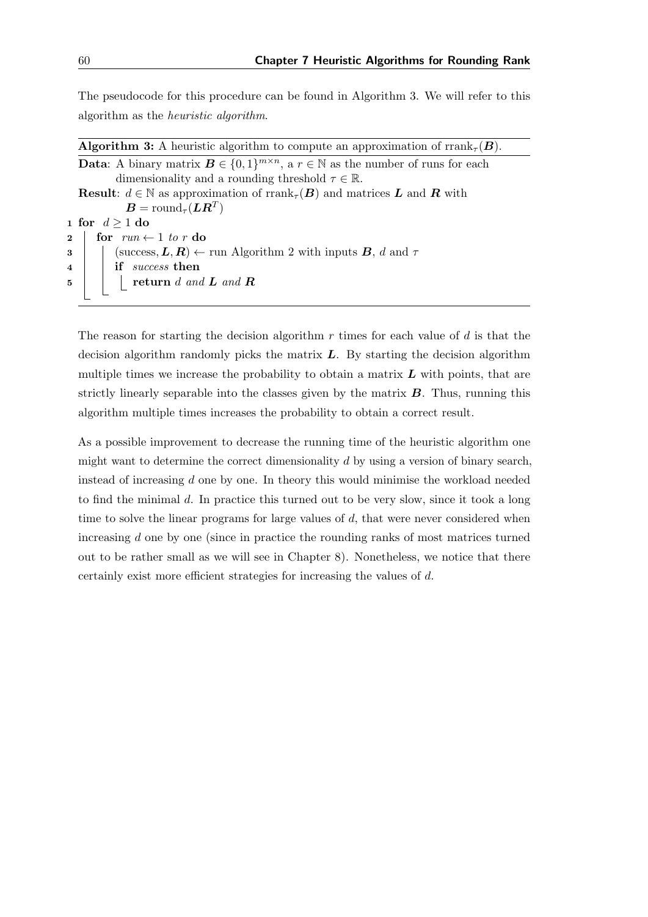The pseudocode for this procedure can be found in Algorithm 3. We will refer to this algorithm as the *heuristic algorithm*.

---

**Algorithm 3:** A heuristic algorithm to compute an approximation of $\mathrm{rrank}_\tau(\boldsymbol{B})$.

---

**Data**: A binary matrix $\boldsymbol{B} \in \{0,1\}^{m \times n}$, a $r \in \mathbb{N}$ as the number of runs for each dimensionality and a rounding threshold $\tau \in \mathbb{R}$.

**Result**: $d \in \mathbb{N}$ as approximation of $\mathrm{rrank}_\tau(\boldsymbol{B})$ and matrices $\boldsymbol{L}$ and $\boldsymbol{R}$ with $\boldsymbol{B} = \mathrm{round}_\tau(\boldsymbol{L}\boldsymbol{R}^T)$

```
1 for d ≥ 1 do
2     for run ← 1 to r do
3         (success, L, R) ← run Algorithm 2 with inputs B, d and τ
4         if success then
5             return d and L and R
```

---

The reason for starting the decision algorithm $r$ times for each value of $d$ is that the decision algorithm randomly picks the matrix $\boldsymbol{L}$. By starting the decision algorithm multiple times we increase the probability to obtain a matrix $\boldsymbol{L}$ with points, that are strictly linearly separable into the classes given by the matrix $\boldsymbol{B}$. Thus, running this algorithm multiple times increases the probability to obtain a correct result.

As a possible improvement to decrease the running time of the heuristic algorithm one might want to determine the correct dimensionality $d$ by using a version of binary search, instead of increasing $d$ one by one. In theory this would minimise the workload needed to find the minimal $d$. In practice this turned out to be very slow, since it took a long time to solve the linear programs for large values of $d$, that were never considered when increasing $d$ one by one (since in practice the rounding ranks of most matrices turned out to be rather small as we will see in Chapter 8). Nonetheless, we notice that there certainly exist more efficient strategies for increasing the values of $d$.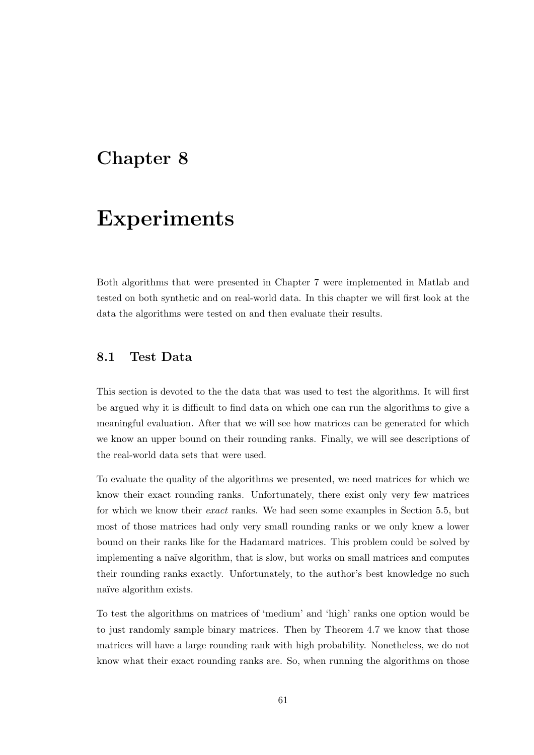# Chapter 8

# Experiments

Both algorithms that were presented in Chapter 7 were implemented in Matlab and tested on both synthetic and on real-world data. In this chapter we will first look at the data the algorithms were tested on and then evaluate their results.

## 8.1 Test Data

This section is devoted to the the data that was used to test the algorithms. It will first be argued why it is difficult to find data on which one can run the algorithms to give a meaningful evaluation. After that we will see how matrices can be generated for which we know an upper bound on their rounding ranks. Finally, we will see descriptions of the real-world data sets that were used.

To evaluate the quality of the algorithms we presented, we need matrices for which we know their exact rounding ranks. Unfortunately, there exist only very few matrices for which we know their *exact* ranks. We had seen some examples in Section 5.5, but most of those matrices had only very small rounding ranks or we only knew a lower bound on their ranks like for the Hadamard matrices. This problem could be solved by implementing a naïve algorithm, that is slow, but works on small matrices and computes their rounding ranks exactly. Unfortunately, to the author's best knowledge no such naïve algorithm exists.

To test the algorithms on matrices of 'medium' and 'high' ranks one option would be to just randomly sample binary matrices. Then by Theorem 4.7 we know that those matrices will have a large rounding rank with high probability. Nonetheless, we do not know what their exact rounding ranks are. So, when running the algorithms on those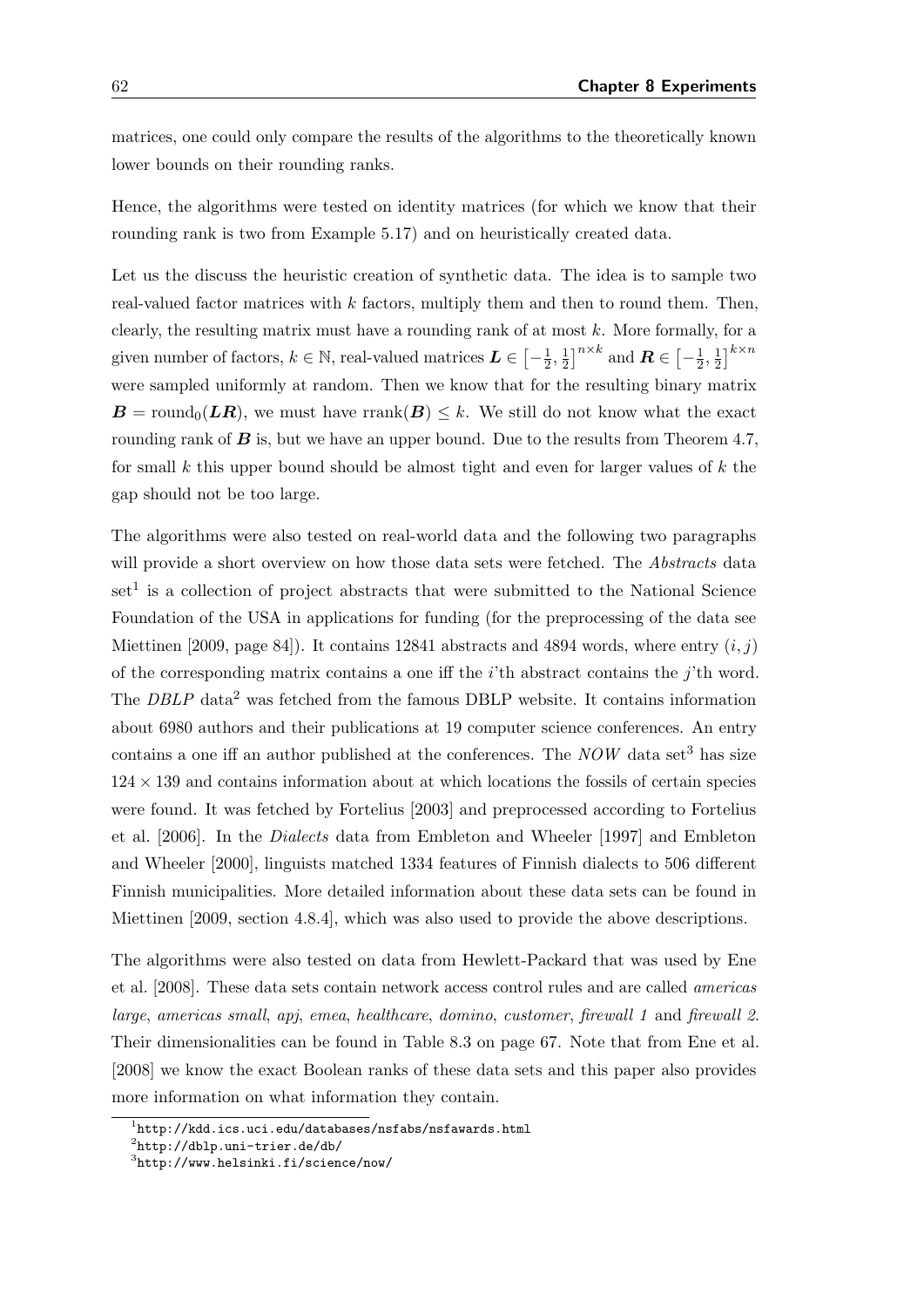matrices, one could only compare the results of the algorithms to the theoretically known lower bounds on their rounding ranks.

Hence, the algorithms were tested on identity matrices (for which we know that their rounding rank is two from Example 5.17) and on heuristically created data.

Let us the discuss the heuristic creation of synthetic data. The idea is to sample two real-valued factor matrices with $k$ factors, multiply them and then to round them. Then, clearly, the resulting matrix must have a rounding rank of at most $k$. More formally, for a given number of factors, $k \in \mathbb{N}$, real-valued matrices $\boldsymbol{L} \in \left[-\frac{1}{2}, \frac{1}{2}\right]^{n \times k}$ and $\boldsymbol{R} \in \left[-\frac{1}{2}, \frac{1}{2}\right]^{k \times n}$ were sampled uniformly at random. Then we know that for the resulting binary matrix $\boldsymbol{B} = \text{round}_0(\boldsymbol{LR})$, we must have $\text{rrank}(\boldsymbol{B}) \leq k$. We still do not know what the exact rounding rank of $\boldsymbol{B}$ is, but we have an upper bound. Due to the results from Theorem 4.7, for small $k$ this upper bound should be almost tight and even for larger values of $k$ the gap should not be too large.

The algorithms were also tested on real-world data and the following two paragraphs will provide a short overview on how those data sets were fetched. The *Abstracts* data set[1] is a collection of project abstracts that were submitted to the National Science Foundation of the USA in applications for funding (for the preprocessing of the data see Miettinen [2009, page 84]). It contains 12841 abstracts and 4894 words, where entry $(i, j)$ of the corresponding matrix contains a one iff the $i$'th abstract contains the $j$'th word. The *DBLP* data[2] was fetched from the famous DBLP website. It contains information about 6980 authors and their publications at 19 computer science conferences. An entry contains a one iff an author published at the conferences. The *NOW* data set[3] has size $124 \times 139$ and contains information about at which locations the fossils of certain species were found. It was fetched by Fortelius [2003] and preprocessed according to Fortelius et al. [2006]. In the *Dialects* data from Embleton and Wheeler [1997] and Embleton and Wheeler [2000], linguists matched 1334 features of Finnish dialects to 506 different Finnish municipalities. More detailed information about these data sets can be found in Miettinen [2009, section 4.8.4], which was also used to provide the above descriptions.

The algorithms were also tested on data from Hewlett-Packard that was used by Ene et al. [2008]. These data sets contain network access control rules and are called *americas large*, *americas small*, *apj*, *emea*, *healthcare*, *domino*, *customer*, *firewall 1* and *firewall 2*. Their dimensionalities can be found in Table 8.3 on page 67. Note that from Ene et al. [2008] we know the exact Boolean ranks of these data sets and this paper also provides more information on what information they contain.

[1] `http://kdd.ics.uci.edu/databases/nsfabs/nsfawards.html`

[2] `http://dblp.uni-trier.de/db/`

[3] `http://www.helsinki.fi/science/now/`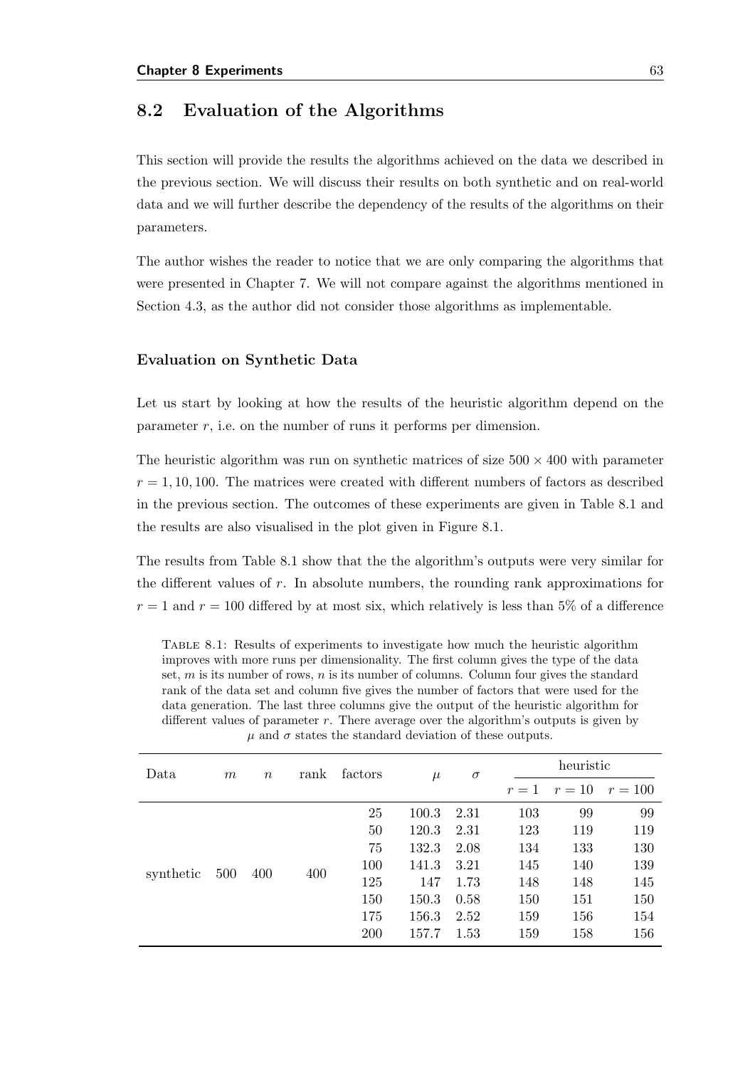## 8.2 Evaluation of the Algorithms

This section will provide the results the algorithms achieved on the data we described in the previous section. We will discuss their results on both synthetic and on real-world data and we will further describe the dependency of the results of the algorithms on their parameters.

The author wishes the reader to notice that we are only comparing the algorithms that were presented in Chapter 7. We will not compare against the algorithms mentioned in Section 4.3, as the author did not consider those algorithms as implementable.

### Evaluation on Synthetic Data

Let us start by looking at how the results of the heuristic algorithm depend on the parameter $r$, i.e. on the number of runs it performs per dimension.

The heuristic algorithm was run on synthetic matrices of size $500 \times 400$ with parameter $r = 1, 10, 100$. The matrices were created with different numbers of factors as described in the previous section. The outcomes of these experiments are given in Table 8.1 and the results are also visualised in the plot given in Figure 8.1.

The results from Table 8.1 show that the the algorithm's outputs were very similar for the different values of $r$. In absolute numbers, the rounding rank approximations for $r = 1$ and $r = 100$ differed by at most six, which relatively is less than 5% of a difference

Table 8.1: Results of experiments to investigate how much the heuristic algorithm improves with more runs per dimensionality. The first column gives the type of the data set, $m$ is its number of rows, $n$ is its number of columns. Column four gives the standard rank of the data set and column five gives the number of factors that were used for the data generation. The last three columns give the output of the heuristic algorithm for different values of parameter $r$. There average over the algorithm's outputs is given by $\mu$ and $\sigma$ states the standard deviation of these outputs.

| Data | $m$ | $n$ | rank | factors | $\mu$ | $\sigma$ | heuristic | | |
|---|---|---|---|---|---|---|---|---|---|
| | | | | | | | $r = 1$ | $r = 10$ | $r = 100$ |
| synthetic | 500 | 400 | 400 | 25 | 100.3 | 2.31 | 103 | 99 | 99 |
| | | | | 50 | 120.3 | 2.31 | 123 | 119 | 119 |
| | | | | 75 | 132.3 | 2.08 | 134 | 133 | 130 |
| | | | | 100 | 141.3 | 3.21 | 145 | 140 | 139 |
| | | | | 125 | 147 | 1.73 | 148 | 148 | 145 |
| | | | | 150 | 150.3 | 0.58 | 150 | 151 | 150 |
| | | | | 175 | 156.3 | 2.52 | 159 | 156 | 154 |
| | | | | 200 | 157.7 | 1.53 | 159 | 158 | 156 |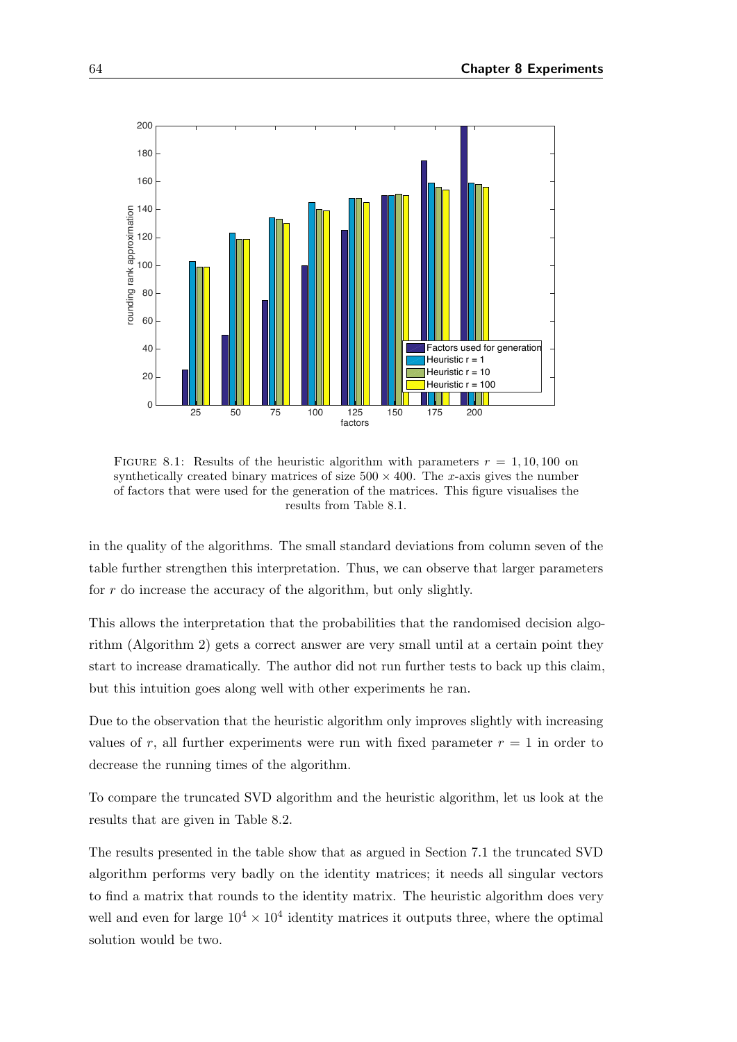FIGURE 8.1: Results of the heuristic algorithm with parameters $r = 1, 10, 100$ on synthetically created binary matrices of size $500 \times 400$. The $x$-axis gives the number of factors that were used for the generation of the matrices. This figure visualises the results from Table 8.1.

in the quality of the algorithms. The small standard deviations from column seven of the table further strengthen this interpretation. Thus, we can observe that larger parameters for $r$ do increase the accuracy of the algorithm, but only slightly.

This allows the interpretation that the probabilities that the randomised decision algorithm (Algorithm 2) gets a correct answer are very small until at a certain point they start to increase dramatically. The author did not run further tests to back up this claim, but this intuition goes along well with other experiments he ran.

Due to the observation that the heuristic algorithm only improves slightly with increasing values of $r$, all further experiments were run with fixed parameter $r = 1$ in order to decrease the running times of the algorithm.

To compare the truncated SVD algorithm and the heuristic algorithm, let us look at the results that are given in Table 8.2.

The results presented in the table show that as argued in Section 7.1 the truncated SVD algorithm performs very badly on the identity matrices; it needs all singular vectors to find a matrix that rounds to the identity matrix. The heuristic algorithm does very well and even for large $10^4 \times 10^4$ identity matrices it outputs three, where the optimal solution would be two.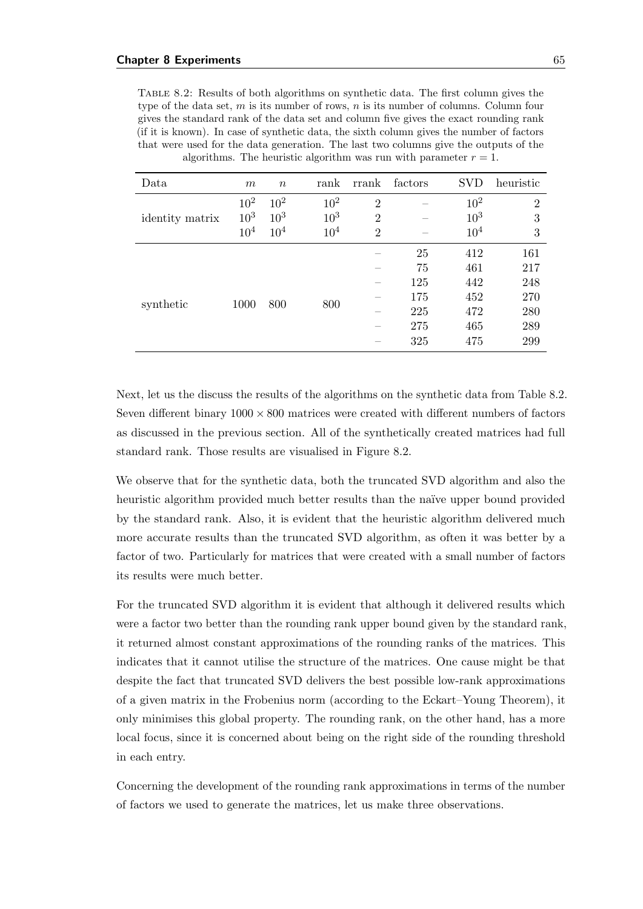Table 8.2: Results of both algorithms on synthetic data. The first column gives the type of the data set, $m$ is its number of rows, $n$ is its number of columns. Column four gives the standard rank of the data set and column five gives the exact rounding rank (if it is known). In case of synthetic data, the sixth column gives the number of factors that were used for the data generation. The last two columns give the outputs of the algorithms. The heuristic algorithm was run with parameter $r = 1$.

| Data | $m$ | $n$ | rank | rrank | factors | SVD | heuristic |
|---|---|---|---|---|---|---|---|
| identity matrix | $10^2$ | $10^2$ | $10^2$ | 2 | – | $10^2$ | 2 |
| | $10^3$ | $10^3$ | $10^3$ | 2 | – | $10^3$ | 3 |
| | $10^4$ | $10^4$ | $10^4$ | 2 | – | $10^4$ | 3 |
| synthetic | 1000 | 800 | 800 | – | 25 | 412 | 161 |
| | | | | – | 75 | 461 | 217 |
| | | | | – | 125 | 442 | 248 |
| | | | | – | 175 | 452 | 270 |
| | | | | – | 225 | 472 | 280 |
| | | | | – | 275 | 465 | 289 |
| | | | | – | 325 | 475 | 299 |

Next, let us the discuss the results of the algorithms on the synthetic data from Table 8.2. Seven different binary $1000 \times 800$ matrices were created with different numbers of factors as discussed in the previous section. All of the synthetically created matrices had full standard rank. Those results are visualised in Figure 8.2.

We observe that for the synthetic data, both the truncated SVD algorithm and also the heuristic algorithm provided much better results than the naïve upper bound provided by the standard rank. Also, it is evident that the heuristic algorithm delivered much more accurate results than the truncated SVD algorithm, as often it was better by a factor of two. Particularly for matrices that were created with a small number of factors its results were much better.

For the truncated SVD algorithm it is evident that although it delivered results which were a factor two better than the rounding rank upper bound given by the standard rank, it returned almost constant approximations of the rounding ranks of the matrices. This indicates that it cannot utilise the structure of the matrices. One cause might be that despite the fact that truncated SVD delivers the best possible low-rank approximations of a given matrix in the Frobenius norm (according to the Eckart–Young Theorem), it only minimises this global property. The rounding rank, on the other hand, has a more local focus, since it is concerned about being on the right side of the rounding threshold in each entry.

Concerning the development of the rounding rank approximations in terms of the number of factors we used to generate the matrices, let us make three observations.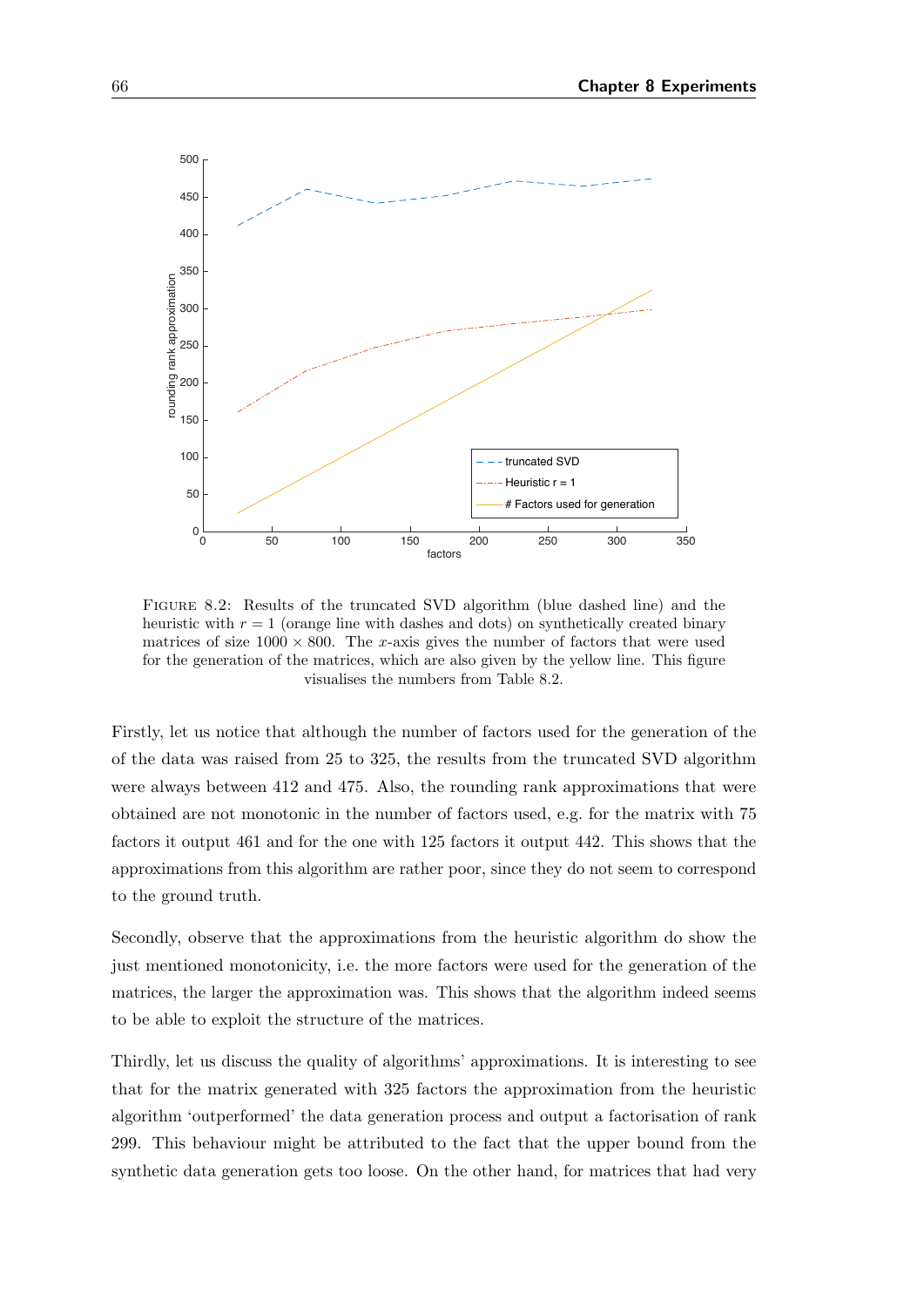FIGURE 8.2: Results of the truncated SVD algorithm (blue dashed line) and the heuristic with $r = 1$ (orange line with dashes and dots) on synthetically created binary matrices of size $1000 \times 800$. The $x$-axis gives the number of factors that were used for the generation of the matrices, which are also given by the yellow line. This figure visualises the numbers from Table 8.2.

Firstly, let us notice that although the number of factors used for the generation of the of the data was raised from 25 to 325, the results from the truncated SVD algorithm were always between 412 and 475. Also, the rounding rank approximations that were obtained are not monotonic in the number of factors used, e.g. for the matrix with 75 factors it output 461 and for the one with 125 factors it output 442. This shows that the approximations from this algorithm are rather poor, since they do not seem to correspond to the ground truth.

Secondly, observe that the approximations from the heuristic algorithm do show the just mentioned monotonicity, i.e. the more factors were used for the generation of the matrices, the larger the approximation was. This shows that the algorithm indeed seems to be able to exploit the structure of the matrices.

Thirdly, let us discuss the quality of algorithms' approximations. It is interesting to see that for the matrix generated with 325 factors the approximation from the heuristic algorithm 'outperformed' the data generation process and output a factorisation of rank 299. This behaviour might be attributed to the fact that the upper bound from the synthetic data generation gets too loose. On the other hand, for matrices that had very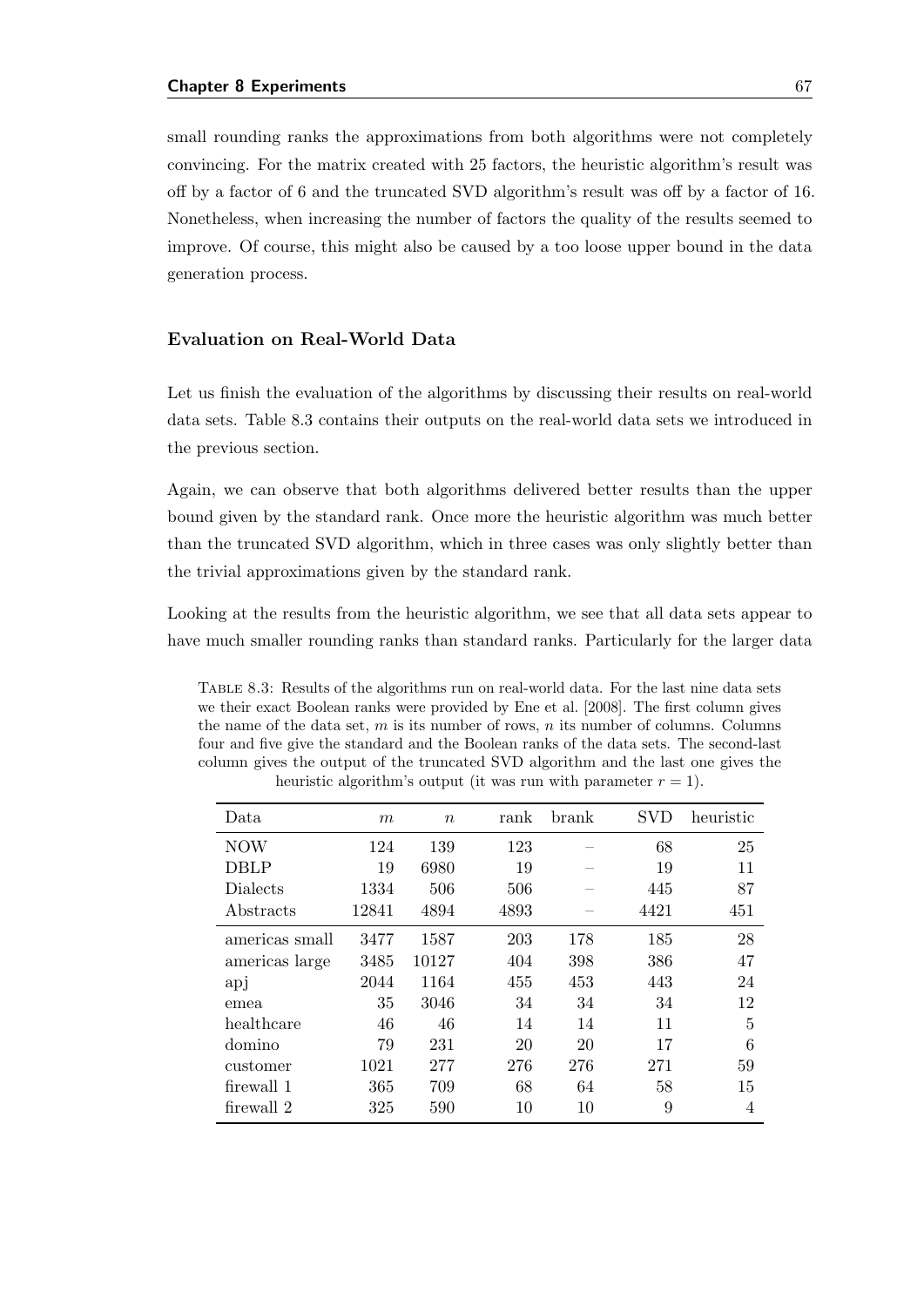small rounding ranks the approximations from both algorithms were not completely convincing. For the matrix created with 25 factors, the heuristic algorithm's result was off by a factor of 6 and the truncated SVD algorithm's result was off by a factor of 16. Nonetheless, when increasing the number of factors the quality of the results seemed to improve. Of course, this might also be caused by a too loose upper bound in the data generation process.

### Evaluation on Real-World Data

Let us finish the evaluation of the algorithms by discussing their results on real-world data sets. Table 8.3 contains their outputs on the real-world data sets we introduced in the previous section.

Again, we can observe that both algorithms delivered better results than the upper bound given by the standard rank. Once more the heuristic algorithm was much better than the truncated SVD algorithm, which in three cases was only slightly better than the trivial approximations given by the standard rank.

Looking at the results from the heuristic algorithm, we see that all data sets appear to have much smaller rounding ranks than standard ranks. Particularly for the larger data

Table 8.3: Results of the algorithms run on real-world data. For the last nine data sets we their exact Boolean ranks were provided by Ene et al. [2008]. The first column gives the name of the data set, $m$ is its number of rows, $n$ its number of columns. Columns four and five give the standard and the Boolean ranks of the data sets. The second-last column gives the output of the truncated SVD algorithm and the last one gives the heuristic algorithm's output (it was run with parameter $r = 1$).

| Data | $m$ | $n$ | rank | brank | SVD | heuristic |
|---|---|---|---|---|---|---|
| NOW | 124 | 139 | 123 | – | 68 | 25 |
| DBLP | 19 | 6980 | 19 | – | 19 | 11 |
| Dialects | 1334 | 506 | 506 | – | 445 | 87 |
| Abstracts | 12841 | 4894 | 4893 | – | 4421 | 451 |
| americas small | 3477 | 1587 | 203 | 178 | 185 | 28 |
| americas large | 3485 | 10127 | 404 | 398 | 386 | 47 |
| apj | 2044 | 1164 | 455 | 453 | 443 | 24 |
| emea | 35 | 3046 | 34 | 34 | 34 | 12 |
| healthcare | 46 | 46 | 14 | 14 | 11 | 5 |
| domino | 79 | 231 | 20 | 20 | 17 | 6 |
| customer | 1021 | 277 | 276 | 276 | 271 | 59 |
| firewall 1 | 365 | 709 | 68 | 64 | 58 | 15 |
| firewall 2 | 325 | 590 | 10 | 10 | 9 | 4 |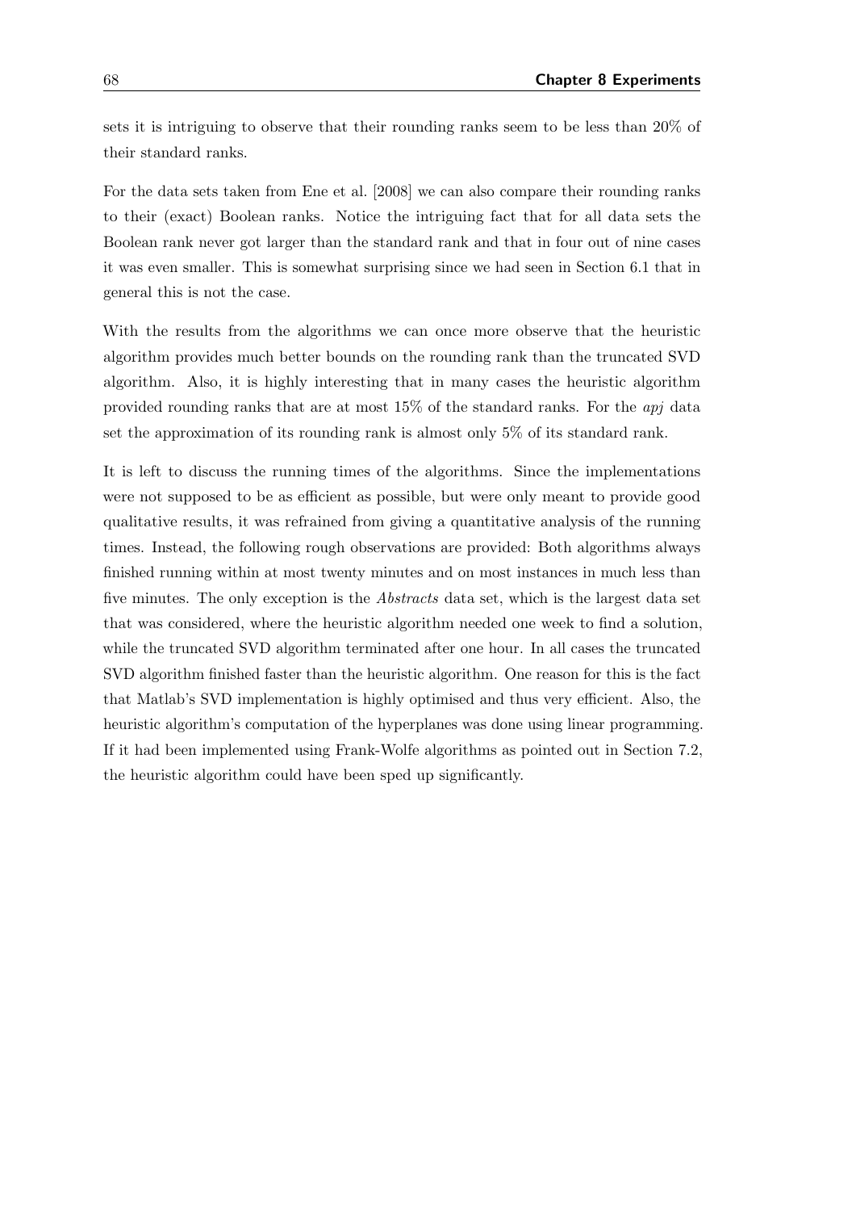sets it is intriguing to observe that their rounding ranks seem to be less than 20% of their standard ranks.

For the data sets taken from Ene et al. [2008] we can also compare their rounding ranks to their (exact) Boolean ranks. Notice the intriguing fact that for all data sets the Boolean rank never got larger than the standard rank and that in four out of nine cases it was even smaller. This is somewhat surprising since we had seen in Section 6.1 that in general this is not the case.

With the results from the algorithms we can once more observe that the heuristic algorithm provides much better bounds on the rounding rank than the truncated SVD algorithm. Also, it is highly interesting that in many cases the heuristic algorithm provided rounding ranks that are at most 15% of the standard ranks. For the *apj* data set the approximation of its rounding rank is almost only 5% of its standard rank.

It is left to discuss the running times of the algorithms. Since the implementations were not supposed to be as efficient as possible, but were only meant to provide good qualitative results, it was refrained from giving a quantitative analysis of the running times. Instead, the following rough observations are provided: Both algorithms always finished running within at most twenty minutes and on most instances in much less than five minutes. The only exception is the *Abstracts* data set, which is the largest data set that was considered, where the heuristic algorithm needed one week to find a solution, while the truncated SVD algorithm terminated after one hour. In all cases the truncated SVD algorithm finished faster than the heuristic algorithm. One reason for this is the fact that Matlab's SVD implementation is highly optimised and thus very efficient. Also, the heuristic algorithm's computation of the hyperplanes was done using linear programming. If it had been implemented using Frank-Wolfe algorithms as pointed out in Section 7.2, the heuristic algorithm could have been sped up significantly.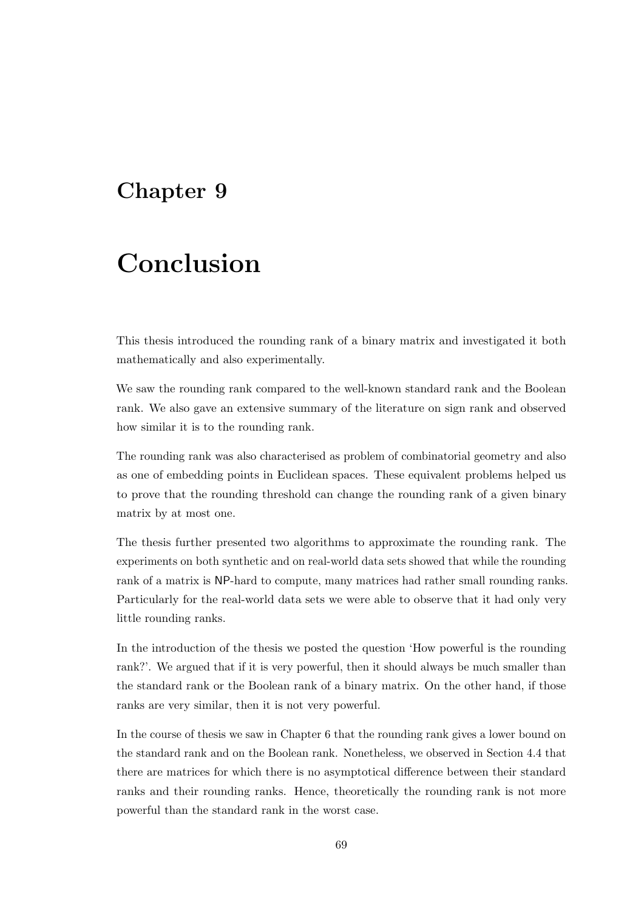# Chapter 9

# Conclusion

This thesis introduced the rounding rank of a binary matrix and investigated it both mathematically and also experimentally.

We saw the rounding rank compared to the well-known standard rank and the Boolean rank. We also gave an extensive summary of the literature on sign rank and observed how similar it is to the rounding rank.

The rounding rank was also characterised as problem of combinatorial geometry and also as one of embedding points in Euclidean spaces. These equivalent problems helped us to prove that the rounding threshold can change the rounding rank of a given binary matrix by at most one.

The thesis further presented two algorithms to approximate the rounding rank. The experiments on both synthetic and on real-world data sets showed that while the rounding rank of a matrix is NP-hard to compute, many matrices had rather small rounding ranks. Particularly for the real-world data sets we were able to observe that it had only very little rounding ranks.

In the introduction of the thesis we posted the question 'How powerful is the rounding rank?'. We argued that if it is very powerful, then it should always be much smaller than the standard rank or the Boolean rank of a binary matrix. On the other hand, if those ranks are very similar, then it is not very powerful.

In the course of thesis we saw in Chapter 6 that the rounding rank gives a lower bound on the standard rank and on the Boolean rank. Nonetheless, we observed in Section 4.4 that there are matrices for which there is no asymptotical difference between their standard ranks and their rounding ranks. Hence, theoretically the rounding rank is not more powerful than the standard rank in the worst case.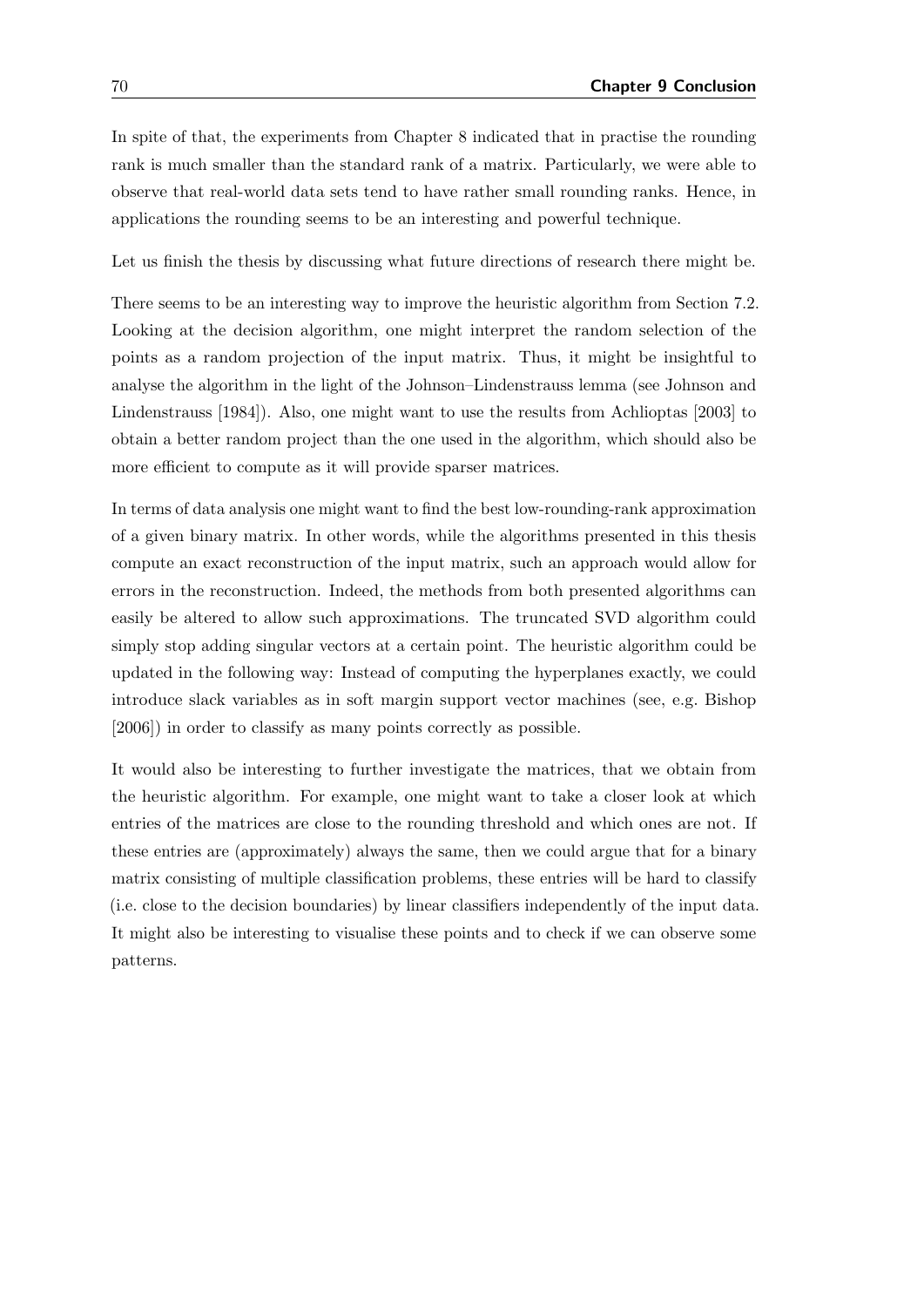In spite of that, the experiments from Chapter 8 indicated that in practise the rounding rank is much smaller than the standard rank of a matrix. Particularly, we were able to observe that real-world data sets tend to have rather small rounding ranks. Hence, in applications the rounding seems to be an interesting and powerful technique.

Let us finish the thesis by discussing what future directions of research there might be.

There seems to be an interesting way to improve the heuristic algorithm from Section 7.2. Looking at the decision algorithm, one might interpret the random selection of the points as a random projection of the input matrix. Thus, it might be insightful to analyse the algorithm in the light of the Johnson–Lindenstrauss lemma (see Johnson and Lindenstrauss [1984]). Also, one might want to use the results from Achlioptas [2003] to obtain a better random project than the one used in the algorithm, which should also be more efficient to compute as it will provide sparser matrices.

In terms of data analysis one might want to find the best low-rounding-rank approximation of a given binary matrix. In other words, while the algorithms presented in this thesis compute an exact reconstruction of the input matrix, such an approach would allow for errors in the reconstruction. Indeed, the methods from both presented algorithms can easily be altered to allow such approximations. The truncated SVD algorithm could simply stop adding singular vectors at a certain point. The heuristic algorithm could be updated in the following way: Instead of computing the hyperplanes exactly, we could introduce slack variables as in soft margin support vector machines (see, e.g. Bishop [2006]) in order to classify as many points correctly as possible.

It would also be interesting to further investigate the matrices, that we obtain from the heuristic algorithm. For example, one might want to take a closer look at which entries of the matrices are close to the rounding threshold and which ones are not. If these entries are (approximately) always the same, then we could argue that for a binary matrix consisting of multiple classification problems, these entries will be hard to classify (i.e. close to the decision boundaries) by linear classifiers independently of the input data. It might also be interesting to visualise these points and to check if we can observe some patterns.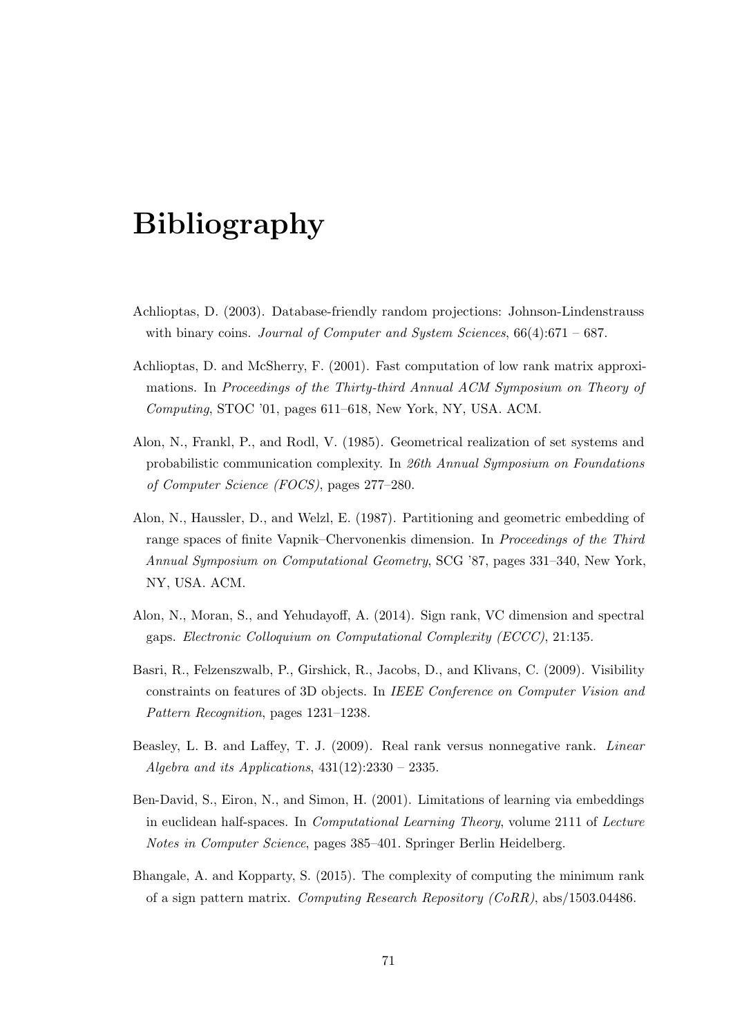# Bibliography

Achlioptas, D. (2003). Database-friendly random projections: Johnson-Lindenstrauss with binary coins. *Journal of Computer and System Sciences*, 66(4):671 – 687.

Achlioptas, D. and McSherry, F. (2001). Fast computation of low rank matrix approximations. In *Proceedings of the Thirty-third Annual ACM Symposium on Theory of Computing*, STOC '01, pages 611–618, New York, NY, USA. ACM.

Alon, N., Frankl, P., and Rodl, V. (1985). Geometrical realization of set systems and probabilistic communication complexity. In *26th Annual Symposium on Foundations of Computer Science (FOCS)*, pages 277–280.

Alon, N., Haussler, D., and Welzl, E. (1987). Partitioning and geometric embedding of range spaces of finite Vapnik–Chervonenkis dimension. In *Proceedings of the Third Annual Symposium on Computational Geometry*, SCG '87, pages 331–340, New York, NY, USA. ACM.

Alon, N., Moran, S., and Yehudayoff, A. (2014). Sign rank, VC dimension and spectral gaps. *Electronic Colloquium on Computational Complexity (ECCC)*, 21:135.

Basri, R., Felzenszwalb, P., Girshick, R., Jacobs, D., and Klivans, C. (2009). Visibility constraints on features of 3D objects. In *IEEE Conference on Computer Vision and Pattern Recognition*, pages 1231–1238.

Beasley, L. B. and Laffey, T. J. (2009). Real rank versus nonnegative rank. *Linear Algebra and its Applications*, 431(12):2330 – 2335.

Ben-David, S., Eiron, N., and Simon, H. (2001). Limitations of learning via embeddings in euclidean half-spaces. In *Computational Learning Theory*, volume 2111 of *Lecture Notes in Computer Science*, pages 385–401. Springer Berlin Heidelberg.

Bhangale, A. and Kopparty, S. (2015). The complexity of computing the minimum rank of a sign pattern matrix. *Computing Research Repository (CoRR)*, abs/1503.04486.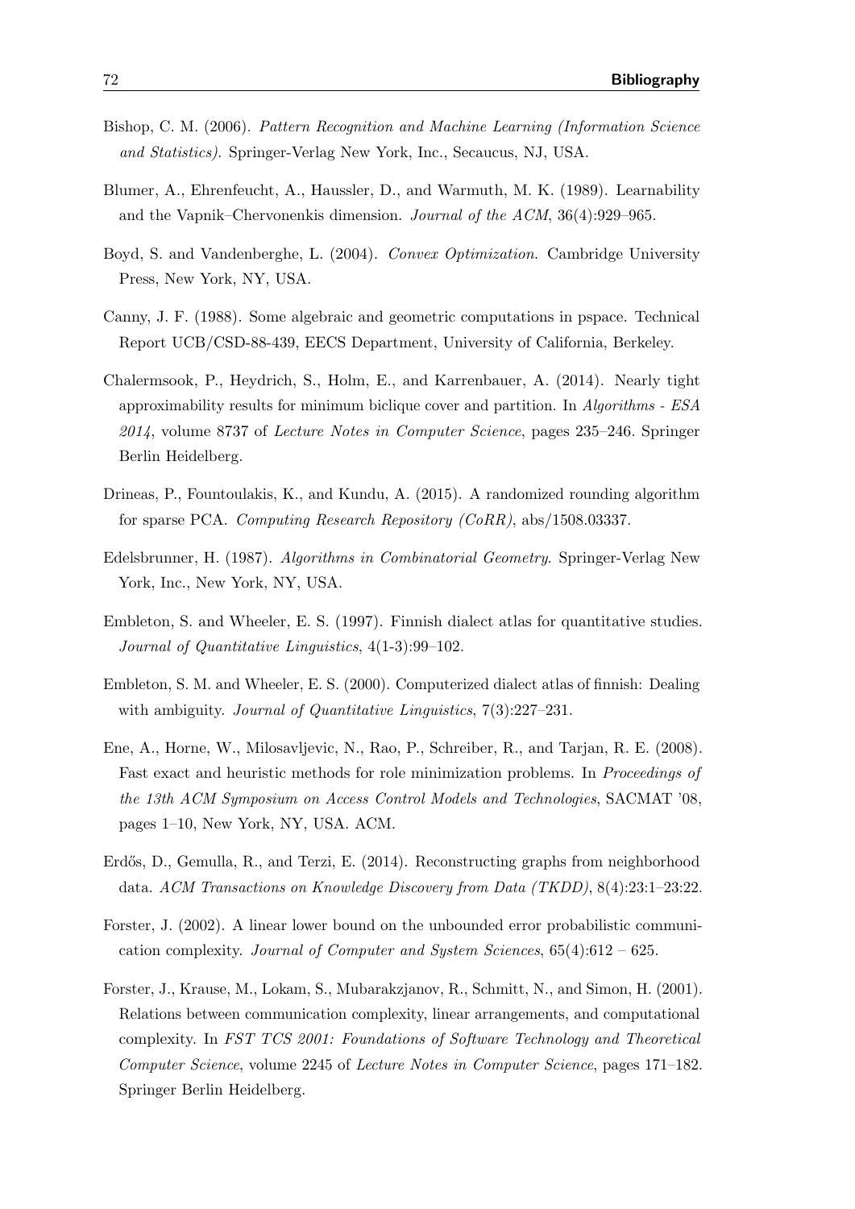Bishop, C. M. (2006). *Pattern Recognition and Machine Learning (Information Science and Statistics)*. Springer-Verlag New York, Inc., Secaucus, NJ, USA.

Blumer, A., Ehrenfeucht, A., Haussler, D., and Warmuth, M. K. (1989). Learnability and the Vapnik–Chervonenkis dimension. *Journal of the ACM*, 36(4):929–965.

Boyd, S. and Vandenberghe, L. (2004). *Convex Optimization*. Cambridge University Press, New York, NY, USA.

Canny, J. F. (1988). Some algebraic and geometric computations in pspace. Technical Report UCB/CSD-88-439, EECS Department, University of California, Berkeley.

Chalermsook, P., Heydrich, S., Holm, E., and Karrenbauer, A. (2014). Nearly tight approximability results for minimum biclique cover and partition. In *Algorithms - ESA 2014*, volume 8737 of *Lecture Notes in Computer Science*, pages 235–246. Springer Berlin Heidelberg.

Drineas, P., Fountoulakis, K., and Kundu, A. (2015). A randomized rounding algorithm for sparse PCA. *Computing Research Repository (CoRR)*, abs/1508.03337.

Edelsbrunner, H. (1987). *Algorithms in Combinatorial Geometry*. Springer-Verlag New York, Inc., New York, NY, USA.

Embleton, S. and Wheeler, E. S. (1997). Finnish dialect atlas for quantitative studies. *Journal of Quantitative Linguistics*, 4(1-3):99–102.

Embleton, S. M. and Wheeler, E. S. (2000). Computerized dialect atlas of finnish: Dealing with ambiguity. *Journal of Quantitative Linguistics*, 7(3):227–231.

Ene, A., Horne, W., Milosavljevic, N., Rao, P., Schreiber, R., and Tarjan, R. E. (2008). Fast exact and heuristic methods for role minimization problems. In *Proceedings of the 13th ACM Symposium on Access Control Models and Technologies*, SACMAT '08, pages 1–10, New York, NY, USA. ACM.

Erdős, D., Gemulla, R., and Terzi, E. (2014). Reconstructing graphs from neighborhood data. *ACM Transactions on Knowledge Discovery from Data (TKDD)*, 8(4):23:1–23:22.

Forster, J. (2002). A linear lower bound on the unbounded error probabilistic communication complexity. *Journal of Computer and System Sciences*, 65(4):612 – 625.

Forster, J., Krause, M., Lokam, S., Mubarakzjanov, R., Schmitt, N., and Simon, H. (2001). Relations between communication complexity, linear arrangements, and computational complexity. In *FST TCS 2001: Foundations of Software Technology and Theoretical Computer Science*, volume 2245 of *Lecture Notes in Computer Science*, pages 171–182. Springer Berlin Heidelberg.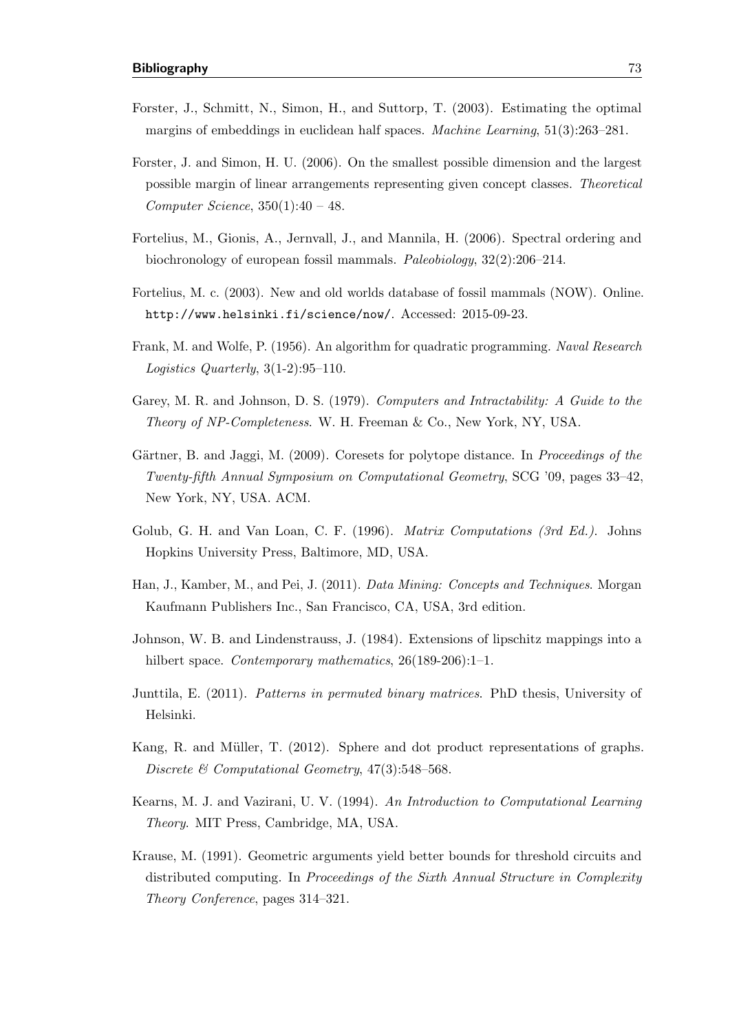Forster, J., Schmitt, N., Simon, H., and Suttorp, T. (2003). Estimating the optimal margins of embeddings in euclidean half spaces. *Machine Learning*, 51(3):263–281.

Forster, J. and Simon, H. U. (2006). On the smallest possible dimension and the largest possible margin of linear arrangements representing given concept classes. *Theoretical Computer Science*, 350(1):40 – 48.

Fortelius, M., Gionis, A., Jernvall, J., and Mannila, H. (2006). Spectral ordering and biochronology of european fossil mammals. *Paleobiology*, 32(2):206–214.

Fortelius, M. c. (2003). New and old worlds database of fossil mammals (NOW). Online. `http://www.helsinki.fi/science/now/`. Accessed: 2015-09-23.

Frank, M. and Wolfe, P. (1956). An algorithm for quadratic programming. *Naval Research Logistics Quarterly*, 3(1-2):95–110.

Garey, M. R. and Johnson, D. S. (1979). *Computers and Intractability: A Guide to the Theory of NP-Completeness*. W. H. Freeman & Co., New York, NY, USA.

Gärtner, B. and Jaggi, M. (2009). Coresets for polytope distance. In *Proceedings of the Twenty-fifth Annual Symposium on Computational Geometry*, SCG '09, pages 33–42, New York, NY, USA. ACM.

Golub, G. H. and Van Loan, C. F. (1996). *Matrix Computations (3rd Ed.)*. Johns Hopkins University Press, Baltimore, MD, USA.

Han, J., Kamber, M., and Pei, J. (2011). *Data Mining: Concepts and Techniques*. Morgan Kaufmann Publishers Inc., San Francisco, CA, USA, 3rd edition.

Johnson, W. B. and Lindenstrauss, J. (1984). Extensions of lipschitz mappings into a hilbert space. *Contemporary mathematics*, 26(189-206):1–1.

Junttila, E. (2011). *Patterns in permuted binary matrices*. PhD thesis, University of Helsinki.

Kang, R. and Müller, T. (2012). Sphere and dot product representations of graphs. *Discrete & Computational Geometry*, 47(3):548–568.

Kearns, M. J. and Vazirani, U. V. (1994). *An Introduction to Computational Learning Theory*. MIT Press, Cambridge, MA, USA.

Krause, M. (1991). Geometric arguments yield better bounds for threshold circuits and distributed computing. In *Proceedings of the Sixth Annual Structure in Complexity Theory Conference*, pages 314–321.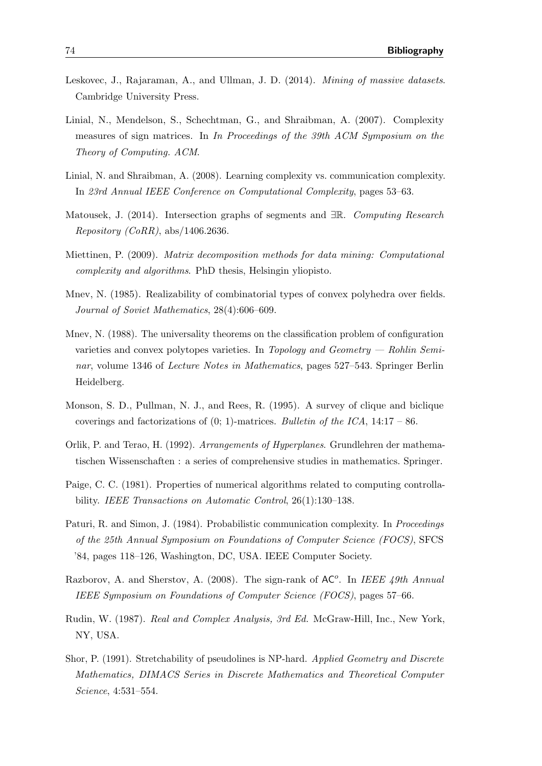Leskovec, J., Rajaraman, A., and Ullman, J. D. (2014). *Mining of massive datasets*. Cambridge University Press.

Linial, N., Mendelson, S., Schechtman, G., and Shraibman, A. (2007). Complexity measures of sign matrices. In *In Proceedings of the 39th ACM Symposium on the Theory of Computing. ACM*.

Linial, N. and Shraibman, A. (2008). Learning complexity vs. communication complexity. In *23rd Annual IEEE Conference on Computational Complexity*, pages 53–63.

Matousek, J. (2014). Intersection graphs of segments and $\exists\mathbb{R}$. *Computing Research Repository (CoRR)*, abs/1406.2636.

Miettinen, P. (2009). *Matrix decomposition methods for data mining: Computational complexity and algorithms*. PhD thesis, Helsingin yliopisto.

Mnev, N. (1985). Realizability of combinatorial types of convex polyhedra over fields. *Journal of Soviet Mathematics*, 28(4):606–609.

Mnev, N. (1988). The universality theorems on the classification problem of configuration varieties and convex polytopes varieties. In *Topology and Geometry — Rohlin Seminar*, volume 1346 of *Lecture Notes in Mathematics*, pages 527–543. Springer Berlin Heidelberg.

Monson, S. D., Pullman, N. J., and Rees, R. (1995). A survey of clique and biclique coverings and factorizations of (0; 1)-matrices. *Bulletin of the ICA*, 14:17 – 86.

Orlik, P. and Terao, H. (1992). *Arrangements of Hyperplanes*. Grundlehren der mathematischen Wissenschaften : a series of comprehensive studies in mathematics. Springer.

Paige, C. C. (1981). Properties of numerical algorithms related to computing controllability. *IEEE Transactions on Automatic Control*, 26(1):130–138.

Paturi, R. and Simon, J. (1984). Probabilistic communication complexity. In *Proceedings of the 25th Annual Symposium on Foundations of Computer Science (FOCS)*, SFCS '84, pages 118–126, Washington, DC, USA. IEEE Computer Society.

Razborov, A. and Sherstov, A. (2008). The sign-rank of $\mathsf{AC}^o$. In *IEEE 49th Annual IEEE Symposium on Foundations of Computer Science (FOCS)*, pages 57–66.

Rudin, W. (1987). *Real and Complex Analysis, 3rd Ed.* McGraw-Hill, Inc., New York, NY, USA.

Shor, P. (1991). Stretchability of pseudolines is NP-hard. *Applied Geometry and Discrete Mathematics, DIMACS Series in Discrete Mathematics and Theoretical Computer Science*, 4:531–554.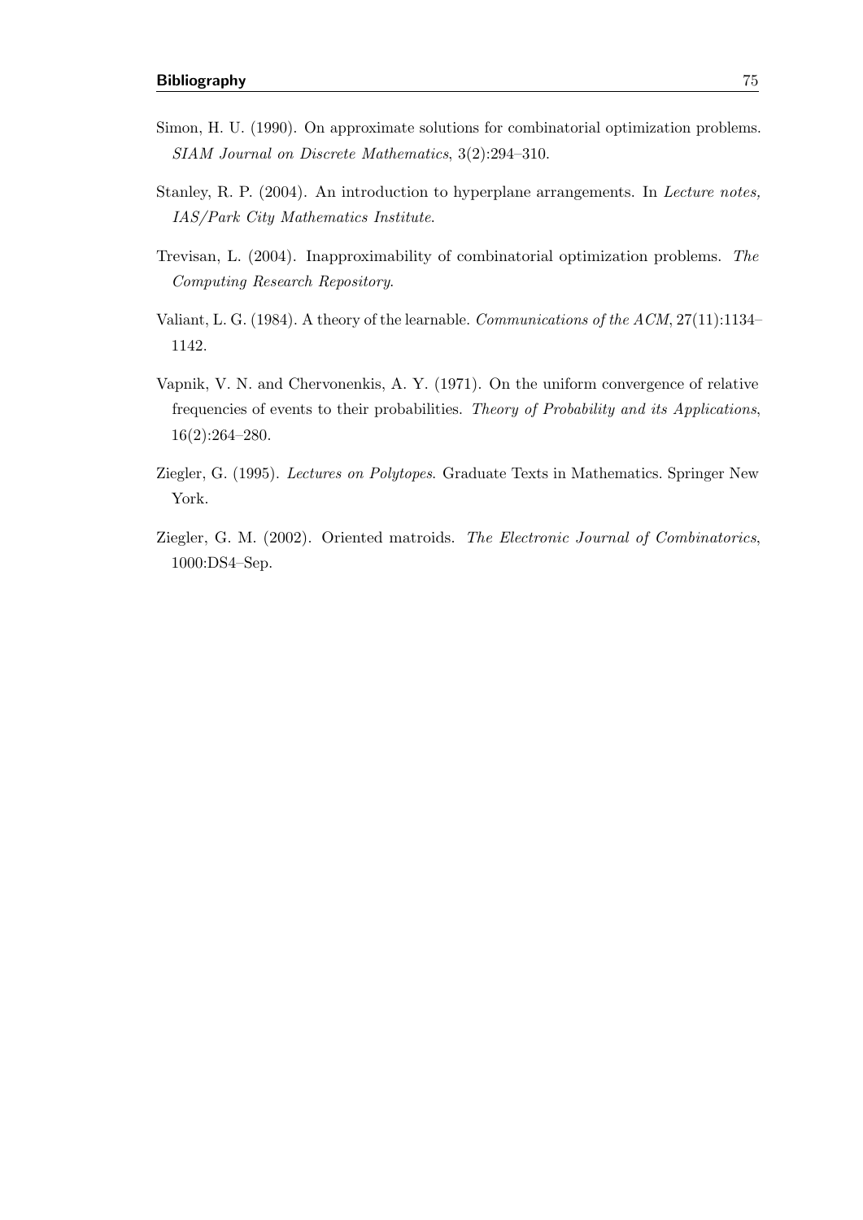Simon, H. U. (1990). On approximate solutions for combinatorial optimization problems. *SIAM Journal on Discrete Mathematics*, 3(2):294–310.

Stanley, R. P. (2004). An introduction to hyperplane arrangements. In *Lecture notes, IAS/Park City Mathematics Institute*.

Trevisan, L. (2004). Inapproximability of combinatorial optimization problems. *The Computing Research Repository*.

Valiant, L. G. (1984). A theory of the learnable. *Communications of the ACM*, 27(11):1134–1142.

Vapnik, V. N. and Chervonenkis, A. Y. (1971). On the uniform convergence of relative frequencies of events to their probabilities. *Theory of Probability and its Applications*, 16(2):264–280.

Ziegler, G. (1995). *Lectures on Polytopes*. Graduate Texts in Mathematics. Springer New York.

Ziegler, G. M. (2002). Oriented matroids. *The Electronic Journal of Combinatorics*, 1000:DS4–Sep.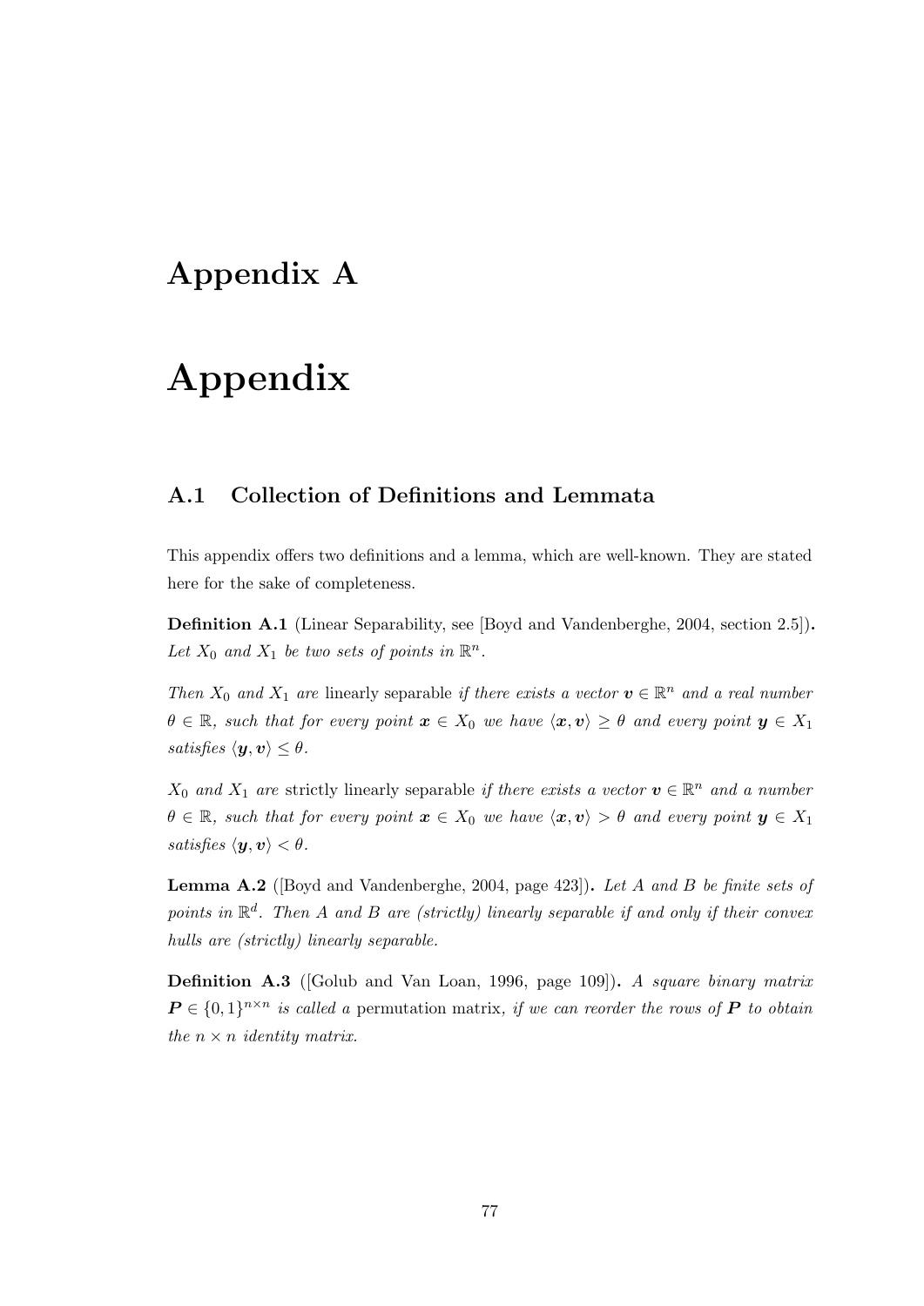# Appendix A

# Appendix

## A.1 Collection of Definitions and Lemmata

This appendix offers two definitions and a lemma, which are well-known. They are stated here for the sake of completeness.

**Definition A.1** (Linear Separability, see [Boyd and Vandenberghe, 2004, section 2.5])**.** *Let $X_0$ and $X_1$ be two sets of points in $\mathbb{R}^n$.*

*Then $X_0$ and $X_1$ are* linearly separable *if there exists a vector $\boldsymbol{v} \in \mathbb{R}^n$ and a real number $\theta \in \mathbb{R}$, such that for every point $\boldsymbol{x} \in X_0$ we have $\langle \boldsymbol{x}, \boldsymbol{v} \rangle \geq \theta$ and every point $\boldsymbol{y} \in X_1$ satisfies $\langle \boldsymbol{y}, \boldsymbol{v} \rangle \leq \theta$.*

*$X_0$ and $X_1$ are* strictly linearly separable *if there exists a vector $\boldsymbol{v} \in \mathbb{R}^n$ and a number $\theta \in \mathbb{R}$, such that for every point $\boldsymbol{x} \in X_0$ we have $\langle \boldsymbol{x}, \boldsymbol{v} \rangle > \theta$ and every point $\boldsymbol{y} \in X_1$ satisfies $\langle \boldsymbol{y}, \boldsymbol{v} \rangle < \theta$.*

**Lemma A.2** ([Boyd and Vandenberghe, 2004, page 423])**.** *Let $A$ and $B$ be finite sets of points in $\mathbb{R}^d$. Then $A$ and $B$ are (strictly) linearly separable if and only if their convex hulls are (strictly) linearly separable.*

**Definition A.3** ([Golub and Van Loan, 1996, page 109])**.** *A square binary matrix $\boldsymbol{P} \in \{0, 1\}^{n \times n}$ is called a* permutation matrix*, if we can reorder the rows of $\boldsymbol{P}$ to obtain the $n \times n$ identity matrix.*